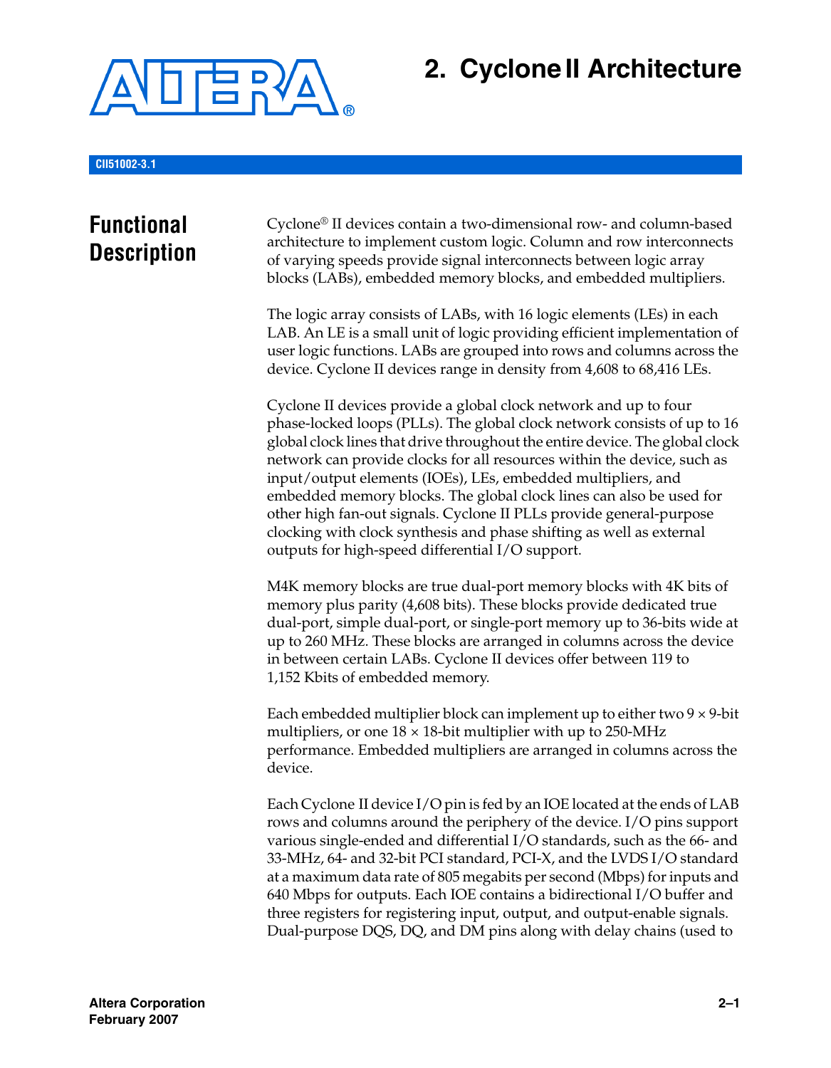# 2. Cyclone II Architecture

CII51002-3.1

## Functional Description

Cyclone® II devices contain a two-dimensional row- and column-based architecture to implement custom logic. Column and row interconnects of varying speeds provide signal interconnects between logic array blocks (LABs), embedded memory blocks, and embedded multipliers.

The logic array consists of LABs, with 16 logic elements (LEs) in each LAB. An LE is a small unit of logic providing efficient implementation of user logic functions. LABs are grouped into rows and columns across the device. Cyclone II devices range in density from 4,608 to 68,416 LEs.

Cyclone II devices provide a global clock network and up to four phase-locked loops (PLLs). The global clock network consists of up to 16 global clock lines that drive throughout the entire device. The global clock network can provide clocks for all resources within the device, such as input/output elements (IOEs), LEs, embedded multipliers, and embedded memory blocks. The global clock lines can also be used for other high fan-out signals. Cyclone II PLLs provide general-purpose clocking with clock synthesis and phase shifting as well as external outputs for high-speed differential I/O support.

M4K memory blocks are true dual-port memory blocks with 4K bits of memory plus parity (4,608 bits). These blocks provide dedicated true dual-port, simple dual-port, or single-port memory up to 36-bits wide at up to 260 MHz. These blocks are arranged in columns across the device in between certain LABs. Cyclone II devices offer between 119 to 1,152 Kbits of embedded memory.

Each embedded multiplier block can implement up to either two 9 × 9-bit multipliers, or one 18 × 18-bit multiplier with up to 250-MHz performance. Embedded multipliers are arranged in columns across the device.

Each Cyclone II device I/O pin is fed by an IOE located at the ends of LAB rows and columns around the periphery of the device. I/O pins support various single-ended and differential I/O standards, such as the 66- and 33-MHz, 64- and 32-bit PCI standard, PCI-X, and the LVDS I/O standard at a maximum data rate of 805 megabits per second (Mbps) for inputs and 640 Mbps for outputs. Each IOE contains a bidirectional I/O buffer and three registers for registering input, output, and output-enable signals. Dual-purpose DQS, DQ, and DM pins along with delay chains (used to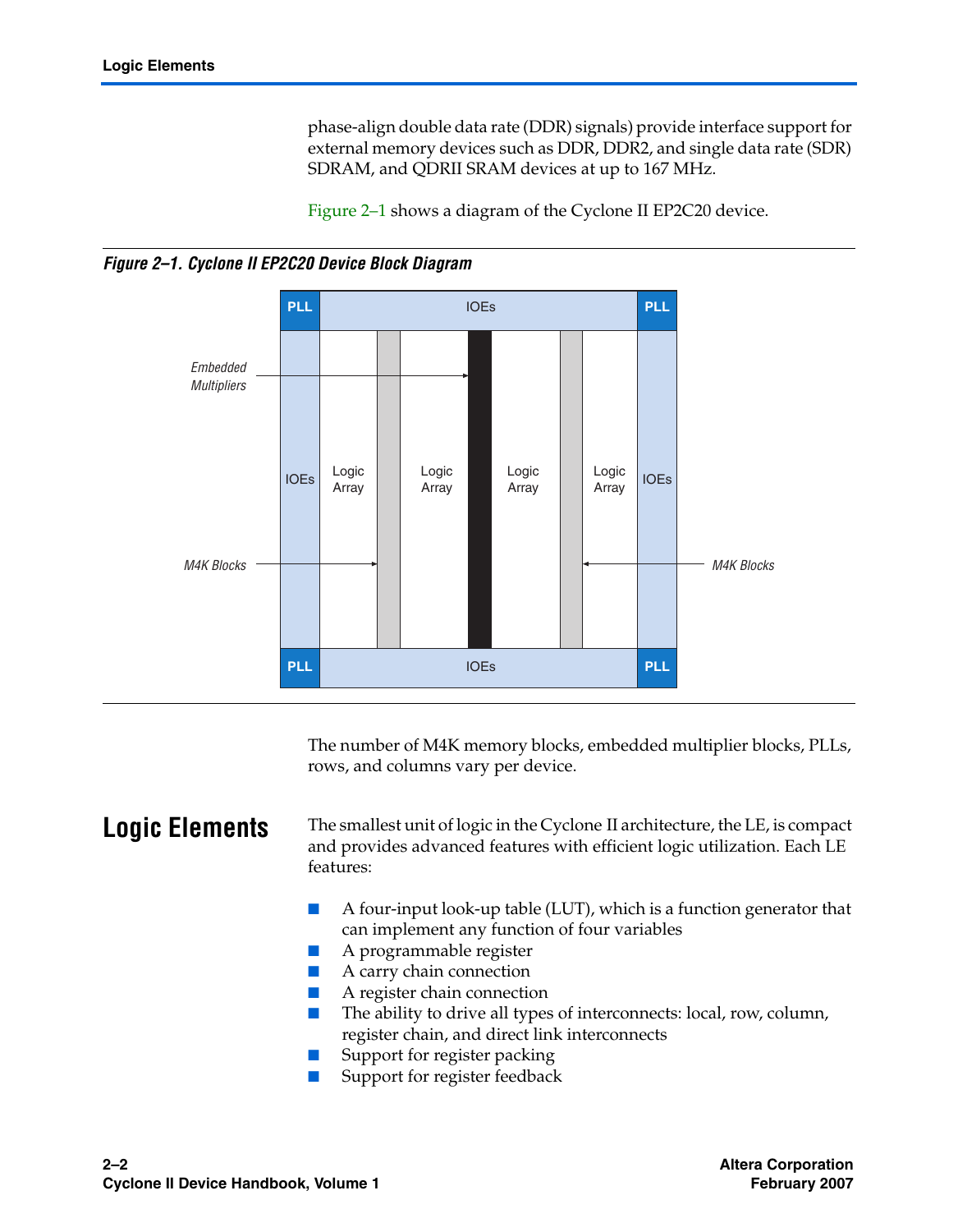phase-align double data rate (DDR) signals) provide interface support for external memory devices such as DDR, DDR2, and single data rate (SDR) SDRAM, and QDRII SRAM devices at up to 167 MHz.

Figure 2–1 shows a diagram of the Cyclone II EP2C20 device.

*Figure 2–1. Cyclone II EP2C20 Device Block Diagram*

The number of M4K memory blocks, embedded multiplier blocks, PLLs, rows, and columns vary per device.

## Logic Elements

The smallest unit of logic in the Cyclone II architecture, the LE, is compact and provides advanced features with efficient logic utilization. Each LE features:

- A four-input look-up table (LUT), which is a function generator that can implement any function of four variables
- A programmable register
- A carry chain connection
- A register chain connection
- The ability to drive all types of interconnects: local, row, column, register chain, and direct link interconnects
- Support for register packing
- Support for register feedback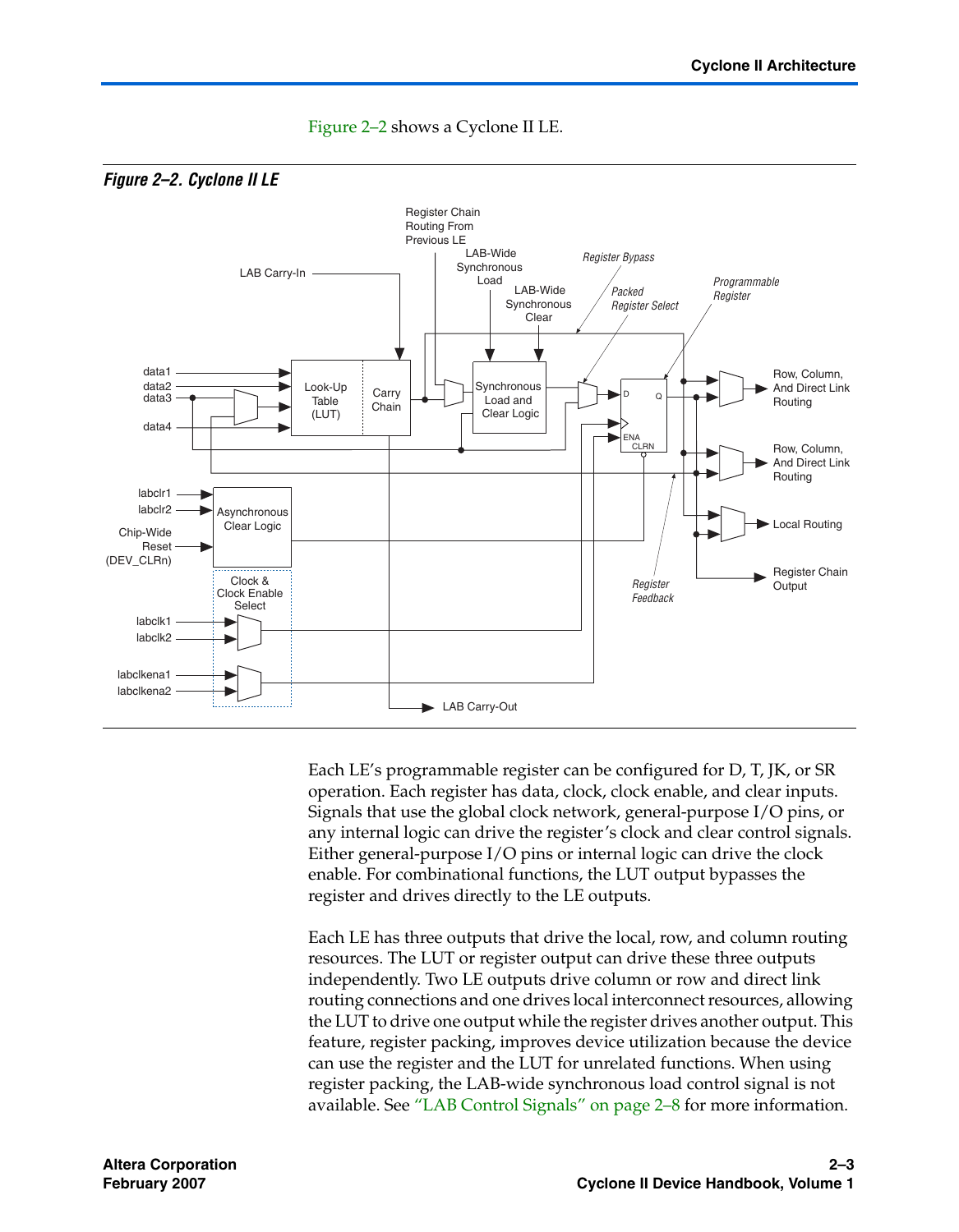Figure 2–2 shows a Cyclone II LE.

*Figure 2–2. Cyclone II LE*

Each LE's programmable register can be configured for D, T, JK, or SR operation. Each register has data, clock, clock enable, and clear inputs. Signals that use the global clock network, general-purpose I/O pins, or any internal logic can drive the register's clock and clear control signals. Either general-purpose I/O pins or internal logic can drive the clock enable. For combinational functions, the LUT output bypasses the register and drives directly to the LE outputs.

Each LE has three outputs that drive the local, row, and column routing resources. The LUT or register output can drive these three outputs independently. Two LE outputs drive column or row and direct link routing connections and one drives local interconnect resources, allowing the LUT to drive one output while the register drives another output. This feature, register packing, improves device utilization because the device can use the register and the LUT for unrelated functions. When using register packing, the LAB-wide synchronous load control signal is not available. See "LAB Control Signals" on page 2–8 for more information.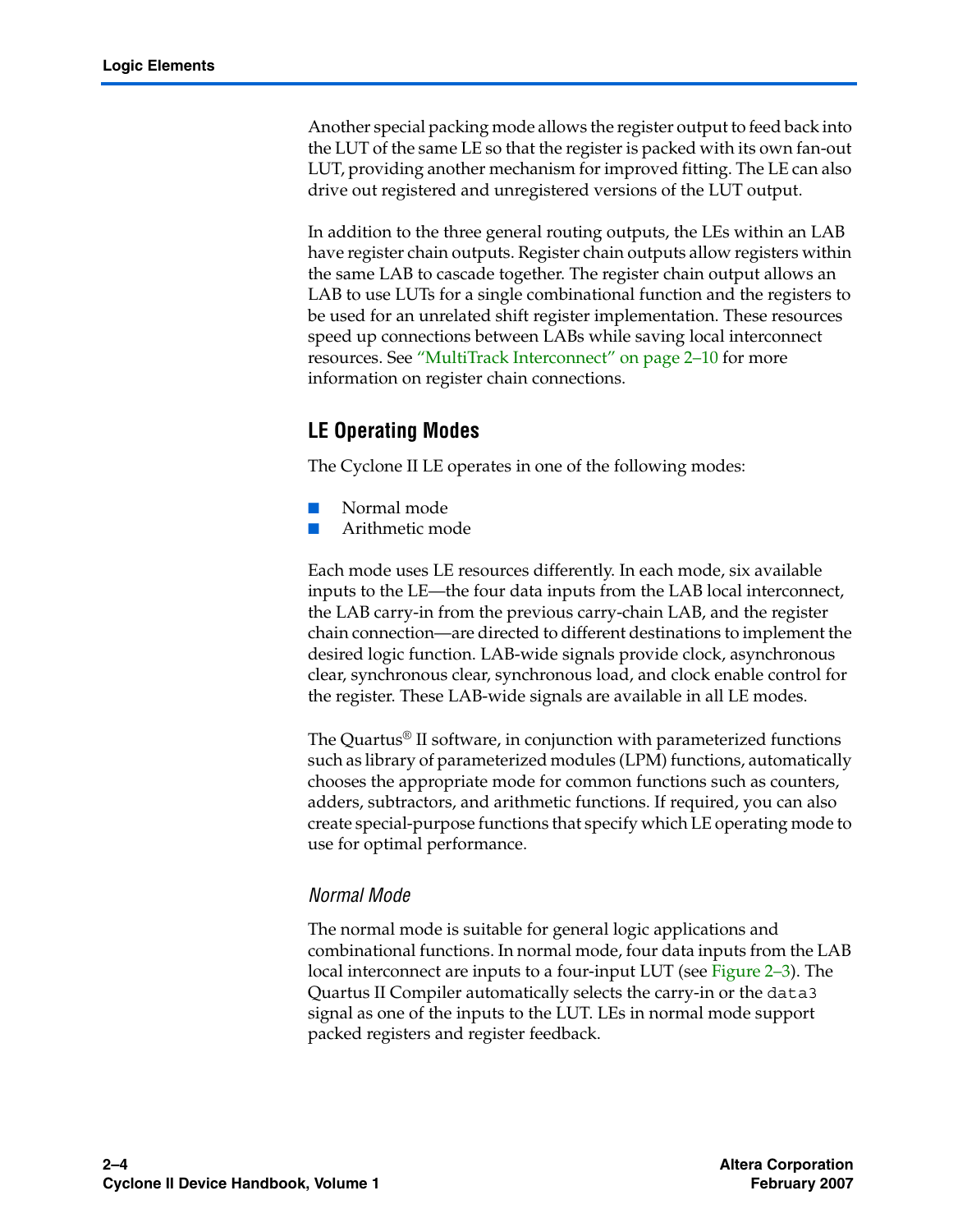Another special packing mode allows the register output to feed back into the LUT of the same LE so that the register is packed with its own fan-out LUT, providing another mechanism for improved fitting. The LE can also drive out registered and unregistered versions of the LUT output.

In addition to the three general routing outputs, the LEs within an LAB have register chain outputs. Register chain outputs allow registers within the same LAB to cascade together. The register chain output allows an LAB to use LUTs for a single combinational function and the registers to be used for an unrelated shift register implementation. These resources speed up connections between LABs while saving local interconnect resources. See "MultiTrack Interconnect" on page 2–10 for more information on register chain connections.

## LE Operating Modes

The Cyclone II LE operates in one of the following modes:

- Normal mode
- Arithmetic mode

Each mode uses LE resources differently. In each mode, six available inputs to the LE—the four data inputs from the LAB local interconnect, the LAB carry-in from the previous carry-chain LAB, and the register chain connection—are directed to different destinations to implement the desired logic function. LAB-wide signals provide clock, asynchronous clear, synchronous clear, synchronous load, and clock enable control for the register. These LAB-wide signals are available in all LE modes.

The Quartus® II software, in conjunction with parameterized functions such as library of parameterized modules (LPM) functions, automatically chooses the appropriate mode for common functions such as counters, adders, subtractors, and arithmetic functions. If required, you can also create special-purpose functions that specify which LE operating mode to use for optimal performance.

### *Normal Mode*

The normal mode is suitable for general logic applications and combinational functions. In normal mode, four data inputs from the LAB local interconnect are inputs to a four-input LUT (see Figure 2–3). The Quartus II Compiler automatically selects the carry-in or the `data3` signal as one of the inputs to the LUT. LEs in normal mode support packed registers and register feedback.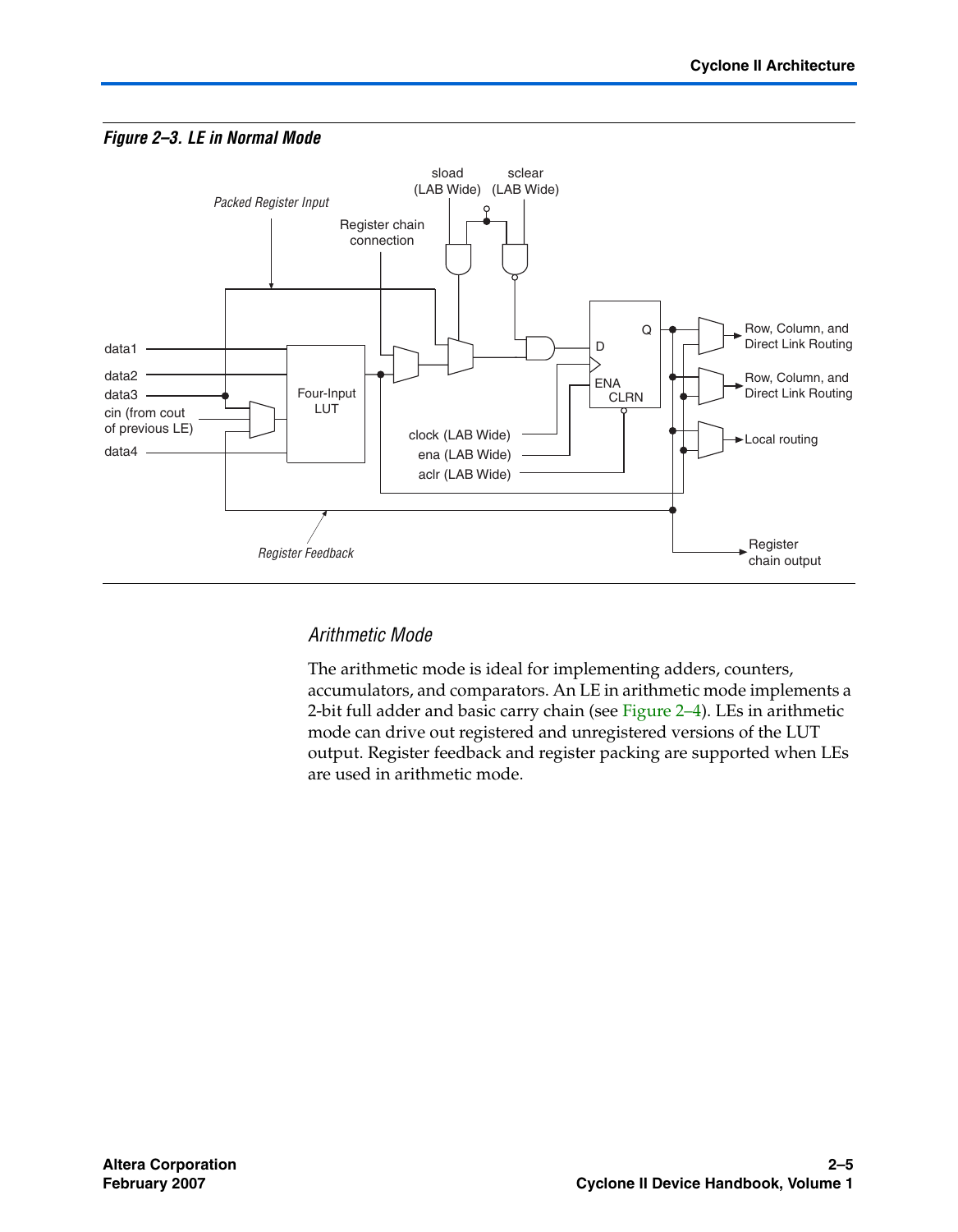*Figure 2–3. LE in Normal Mode*

### Arithmetic Mode

The arithmetic mode is ideal for implementing adders, counters, accumulators, and comparators. An LE in arithmetic mode implements a 2-bit full adder and basic carry chain (see Figure 2–4). LEs in arithmetic mode can drive out registered and unregistered versions of the LUT output. Register feedback and register packing are supported when LEs are used in arithmetic mode.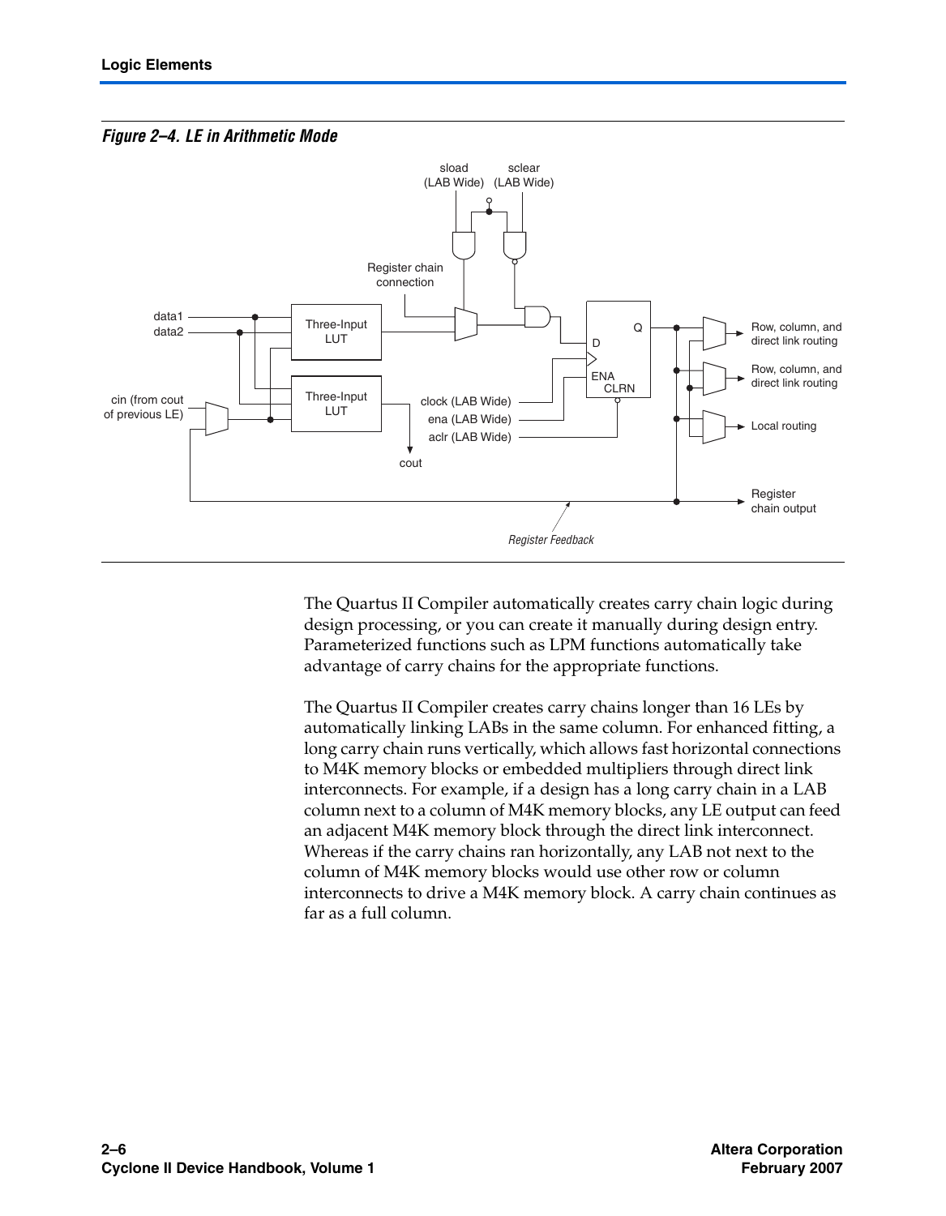*Figure 2–4. LE in Arithmetic Mode*

The Quartus II Compiler automatically creates carry chain logic during design processing, or you can create it manually during design entry. Parameterized functions such as LPM functions automatically take advantage of carry chains for the appropriate functions.

The Quartus II Compiler creates carry chains longer than 16 LEs by automatically linking LABs in the same column. For enhanced fitting, a long carry chain runs vertically, which allows fast horizontal connections to M4K memory blocks or embedded multipliers through direct link interconnects. For example, if a design has a long carry chain in a LAB column next to a column of M4K memory blocks, any LE output can feed an adjacent M4K memory block through the direct link interconnect. Whereas if the carry chains ran horizontally, any LAB not next to the column of M4K memory blocks would use other row or column interconnects to drive a M4K memory block. A carry chain continues as far as a full column.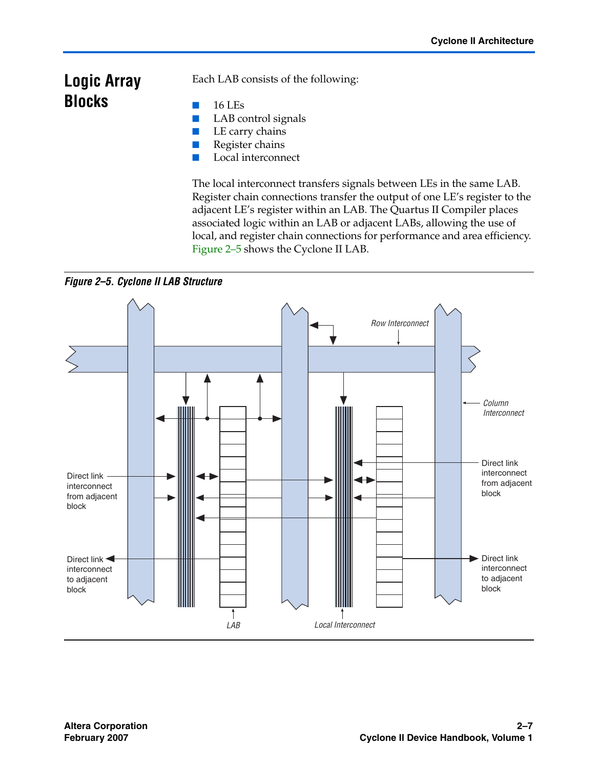## Logic Array Blocks

Each LAB consists of the following:

- 16 LEs
- LAB control signals
- LE carry chains
- Register chains
- Local interconnect

The local interconnect transfers signals between LEs in the same LAB. Register chain connections transfer the output of one LE's register to the adjacent LE's register within an LAB. The Quartus II Compiler places associated logic within an LAB or adjacent LABs, allowing the use of local, and register chain connections for performance and area efficiency. Figure 2–5 shows the Cyclone II LAB.

*Figure 2–5. Cyclone II LAB Structure*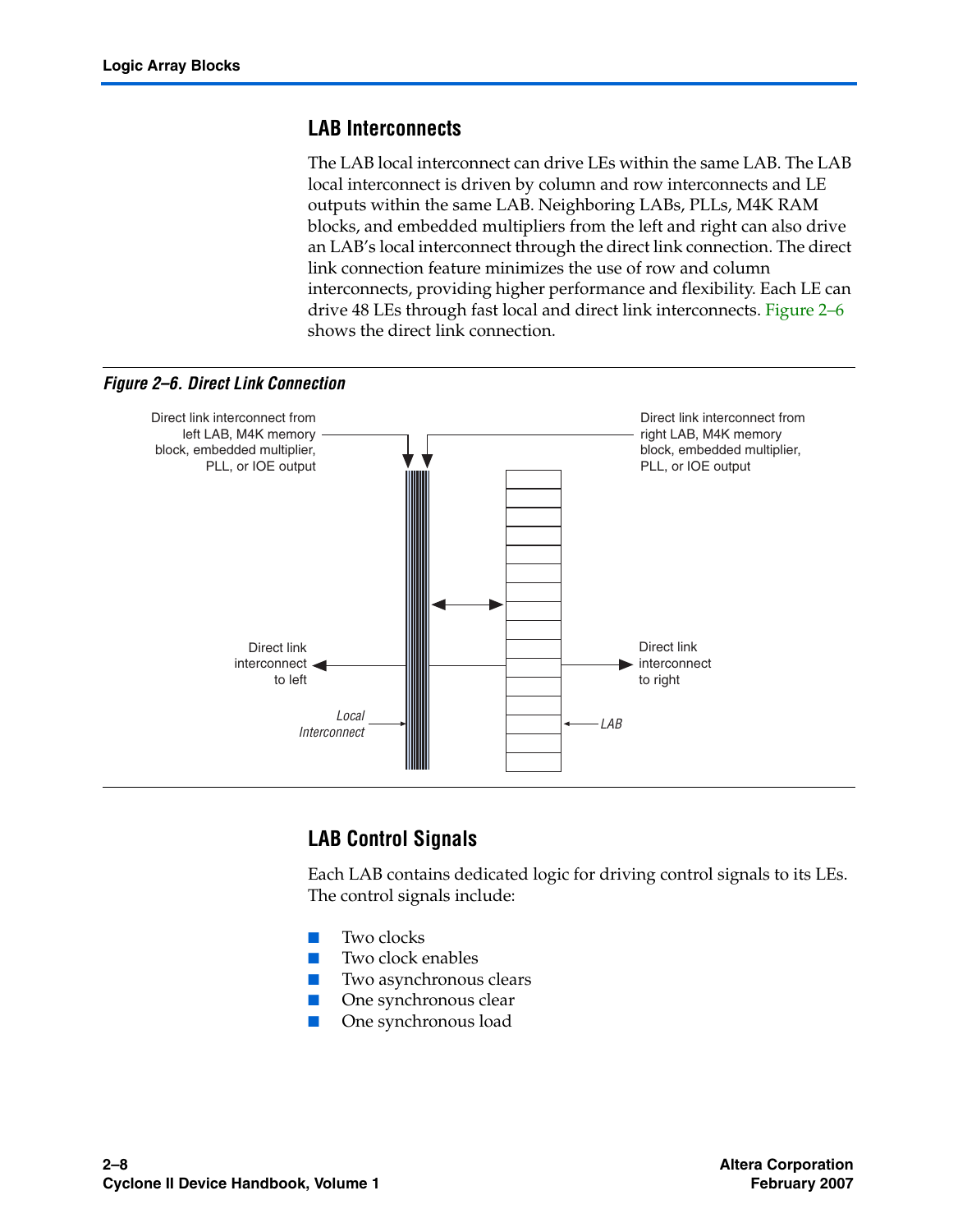## LAB Interconnects

The LAB local interconnect can drive LEs within the same LAB. The LAB local interconnect is driven by column and row interconnects and LE outputs within the same LAB. Neighboring LABs, PLLs, M4K RAM blocks, and embedded multipliers from the left and right can also drive an LAB's local interconnect through the direct link connection. The direct link connection feature minimizes the use of row and column interconnects, providing higher performance and flexibility. Each LE can drive 48 LEs through fast local and direct link interconnects. Figure 2–6 shows the direct link connection.

***Figure 2–6. Direct Link Connection***

Direct link interconnect from left LAB, M4K memory block, embedded multiplier, PLL, or IOE output

Direct link interconnect from right LAB, M4K memory block, embedded multiplier, PLL, or IOE output

Direct link interconnect to left

Direct link interconnect to right

*Local Interconnect*

*LAB*

## LAB Control Signals

Each LAB contains dedicated logic for driving control signals to its LEs. The control signals include:

- Two clocks
- Two clock enables
- Two asynchronous clears
- One synchronous clear
- One synchronous load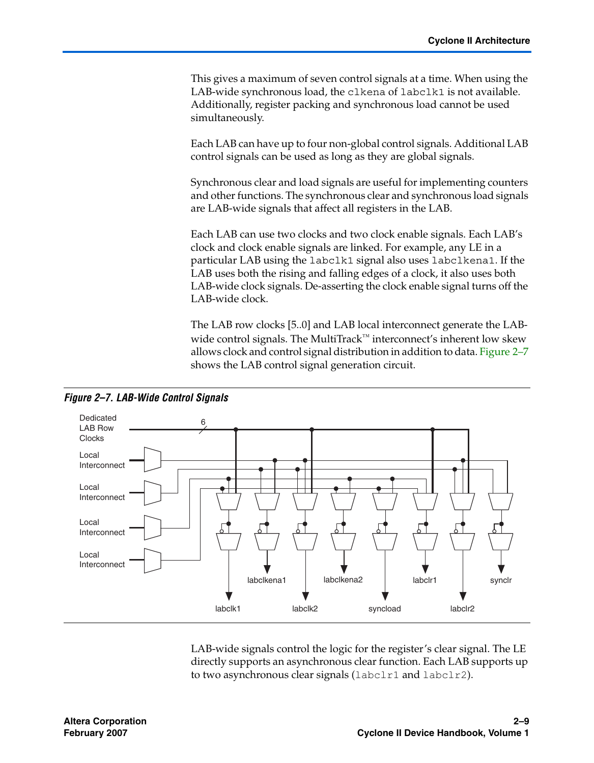This gives a maximum of seven control signals at a time. When using the LAB-wide synchronous load, the `clkena` of `labclk1` is not available. Additionally, register packing and synchronous load cannot be used simultaneously.

Each LAB can have up to four non-global control signals. Additional LAB control signals can be used as long as they are global signals.

Synchronous clear and load signals are useful for implementing counters and other functions. The synchronous clear and synchronous load signals are LAB-wide signals that affect all registers in the LAB.

Each LAB can use two clocks and two clock enable signals. Each LAB's clock and clock enable signals are linked. For example, any LE in a particular LAB using the `labclk1` signal also uses `labclkena1`. If the LAB uses both the rising and falling edges of a clock, it also uses both LAB-wide clock signals. De-asserting the clock enable signal turns off the LAB-wide clock.

The LAB row clocks [5..0] and LAB local interconnect generate the LAB-wide control signals. The MultiTrack™ interconnect's inherent low skew allows clock and control signal distribution in addition to data. Figure 2–7 shows the LAB control signal generation circuit.

***Figure 2–7. LAB-Wide Control Signals***

LAB-wide signals control the logic for the register's clear signal. The LE directly supports an asynchronous clear function. Each LAB supports up to two asynchronous clear signals (`labclr1` and `labclr2`).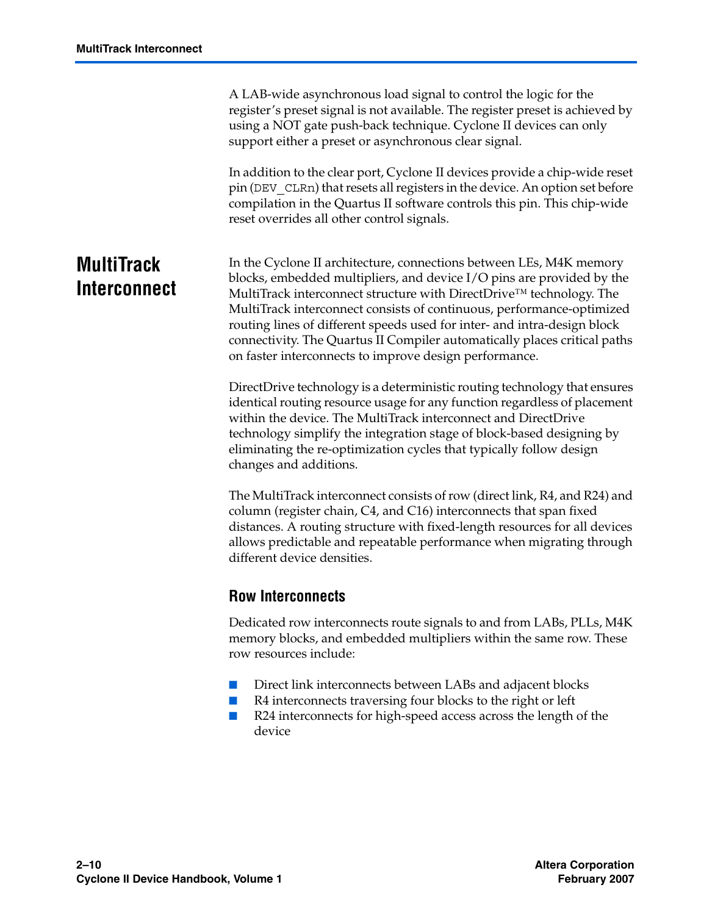A LAB-wide asynchronous load signal to control the logic for the register's preset signal is not available. The register preset is achieved by using a NOT gate push-back technique. Cyclone II devices can only support either a preset or asynchronous clear signal.

In addition to the clear port, Cyclone II devices provide a chip-wide reset pin (`DEV_CLRn`) that resets all registers in the device. An option set before compilation in the Quartus II software controls this pin. This chip-wide reset overrides all other control signals.

## MultiTrack Interconnect

In the Cyclone II architecture, connections between LEs, M4K memory blocks, embedded multipliers, and device I/O pins are provided by the MultiTrack interconnect structure with DirectDrive™ technology. The MultiTrack interconnect consists of continuous, performance-optimized routing lines of different speeds used for inter- and intra-design block connectivity. The Quartus II Compiler automatically places critical paths on faster interconnects to improve design performance.

DirectDrive technology is a deterministic routing technology that ensures identical routing resource usage for any function regardless of placement within the device. The MultiTrack interconnect and DirectDrive technology simplify the integration stage of block-based designing by eliminating the re-optimization cycles that typically follow design changes and additions.

The MultiTrack interconnect consists of row (direct link, R4, and R24) and column (register chain, C4, and C16) interconnects that span fixed distances. A routing structure with fixed-length resources for all devices allows predictable and repeatable performance when migrating through different device densities.

### Row Interconnects

Dedicated row interconnects route signals to and from LABs, PLLs, M4K memory blocks, and embedded multipliers within the same row. These row resources include:

- Direct link interconnects between LABs and adjacent blocks
- R4 interconnects traversing four blocks to the right or left
- R24 interconnects for high-speed access across the length of the device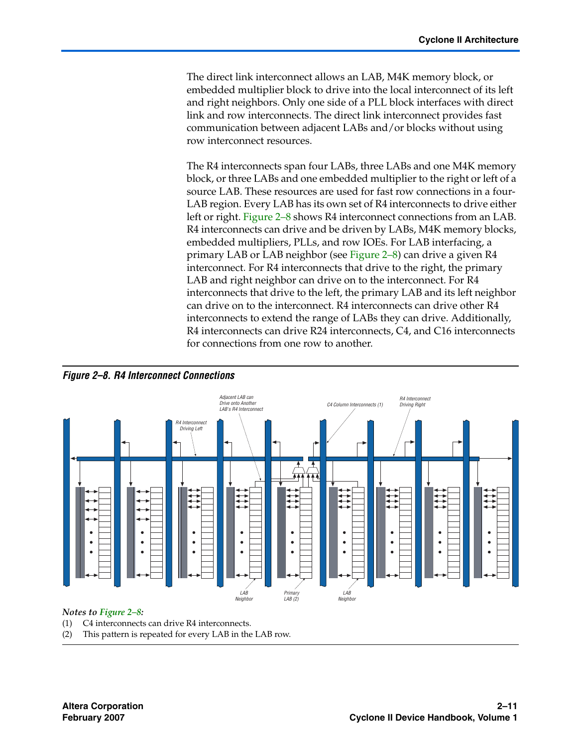The direct link interconnect allows an LAB, M4K memory block, or embedded multiplier block to drive into the local interconnect of its left and right neighbors. Only one side of a PLL block interfaces with direct link and row interconnects. The direct link interconnect provides fast communication between adjacent LABs and/or blocks without using row interconnect resources.

The R4 interconnects span four LABs, three LABs and one M4K memory block, or three LABs and one embedded multiplier to the right or left of a source LAB. These resources are used for fast row connections in a four-LAB region. Every LAB has its own set of R4 interconnects to drive either left or right. Figure 2–8 shows R4 interconnect connections from an LAB. R4 interconnects can drive and be driven by LABs, M4K memory blocks, embedded multipliers, PLLs, and row IOEs. For LAB interfacing, a primary LAB or LAB neighbor (see Figure 2–8) can drive a given R4 interconnect. For R4 interconnects that drive to the right, the primary LAB and right neighbor can drive on to the interconnect. For R4 interconnects that drive to the left, the primary LAB and its left neighbor can drive on to the interconnect. R4 interconnects can drive other R4 interconnects to extend the range of LABs they can drive. Additionally, R4 interconnects can drive R24 interconnects, C4, and C16 interconnects for connections from one row to another.

***Figure 2–8. R4 Interconnect Connections***

*Notes to Figure 2–8:*

(1) C4 interconnects can drive R4 interconnects.

(2) This pattern is repeated for every LAB in the LAB row.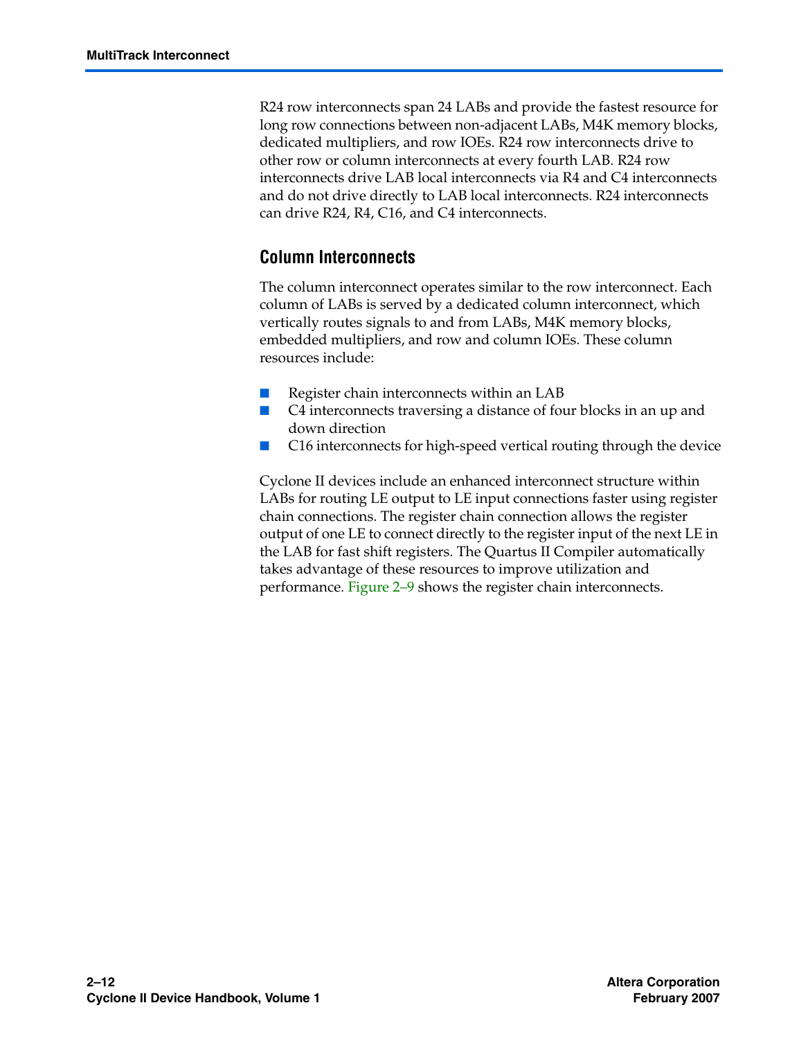R24 row interconnects span 24 LABs and provide the fastest resource for long row connections between non-adjacent LABs, M4K memory blocks, dedicated multipliers, and row IOEs. R24 row interconnects drive to other row or column interconnects at every fourth LAB. R24 row interconnects drive LAB local interconnects via R4 and C4 interconnects and do not drive directly to LAB local interconnects. R24 interconnects can drive R24, R4, C16, and C4 interconnects.

### Column Interconnects

The column interconnect operates similar to the row interconnect. Each column of LABs is served by a dedicated column interconnect, which vertically routes signals to and from LABs, M4K memory blocks, embedded multipliers, and row and column IOEs. These column resources include:

- Register chain interconnects within an LAB
- C4 interconnects traversing a distance of four blocks in an up and down direction
- C16 interconnects for high-speed vertical routing through the device

Cyclone II devices include an enhanced interconnect structure within LABs for routing LE output to LE input connections faster using register chain connections. The register chain connection allows the register output of one LE to connect directly to the register input of the next LE in the LAB for fast shift registers. The Quartus II Compiler automatically takes advantage of these resources to improve utilization and performance. Figure 2–9 shows the register chain interconnects.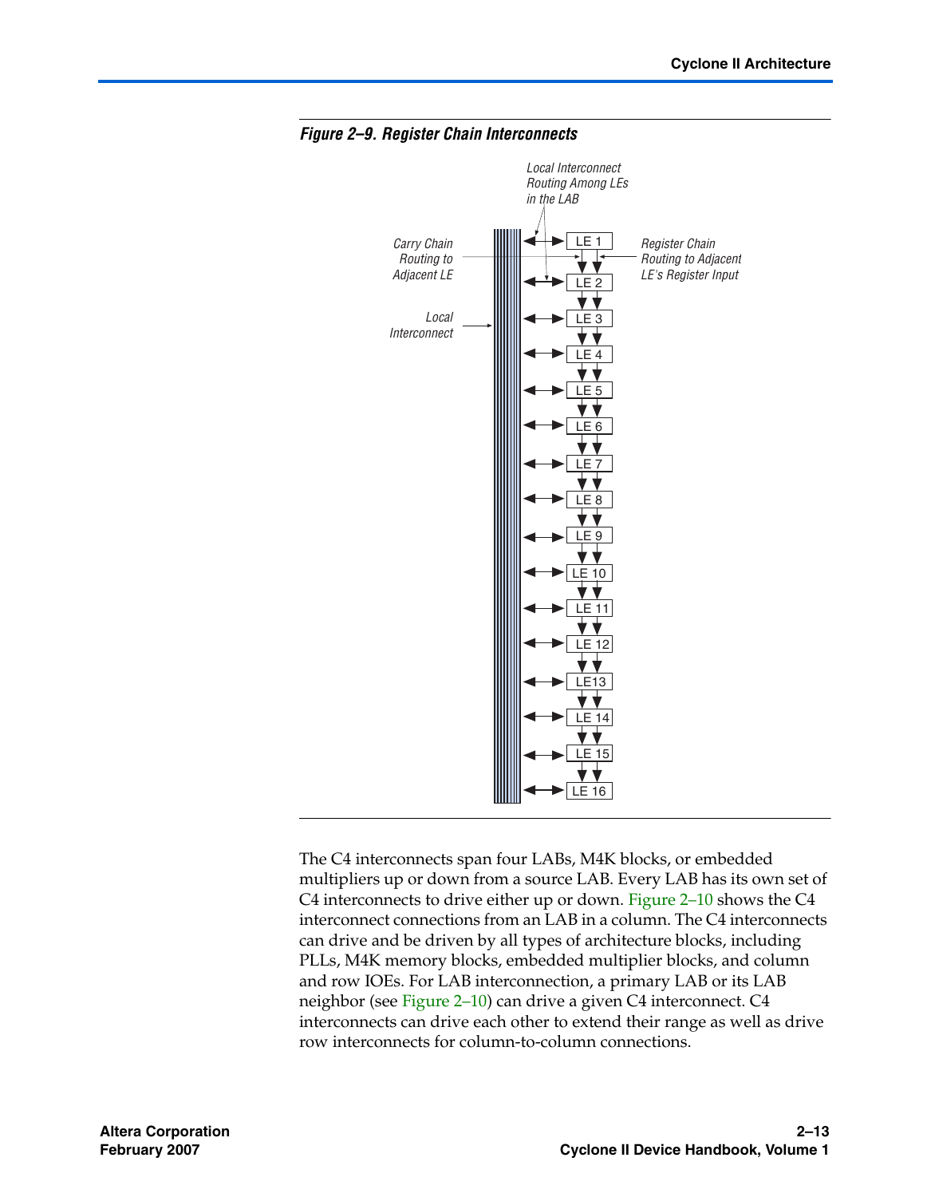*Figure 2–9. Register Chain Interconnects*

The C4 interconnects span four LABs, M4K blocks, or embedded multipliers up or down from a source LAB. Every LAB has its own set of C4 interconnects to drive either up or down. Figure 2–10 shows the C4 interconnect connections from an LAB in a column. The C4 interconnects can drive and be driven by all types of architecture blocks, including PLLs, M4K memory blocks, embedded multiplier blocks, and column and row IOEs. For LAB interconnection, a primary LAB or its LAB neighbor (see Figure 2–10) can drive a given C4 interconnect. C4 interconnects can drive each other to extend their range as well as drive row interconnects for column-to-column connections.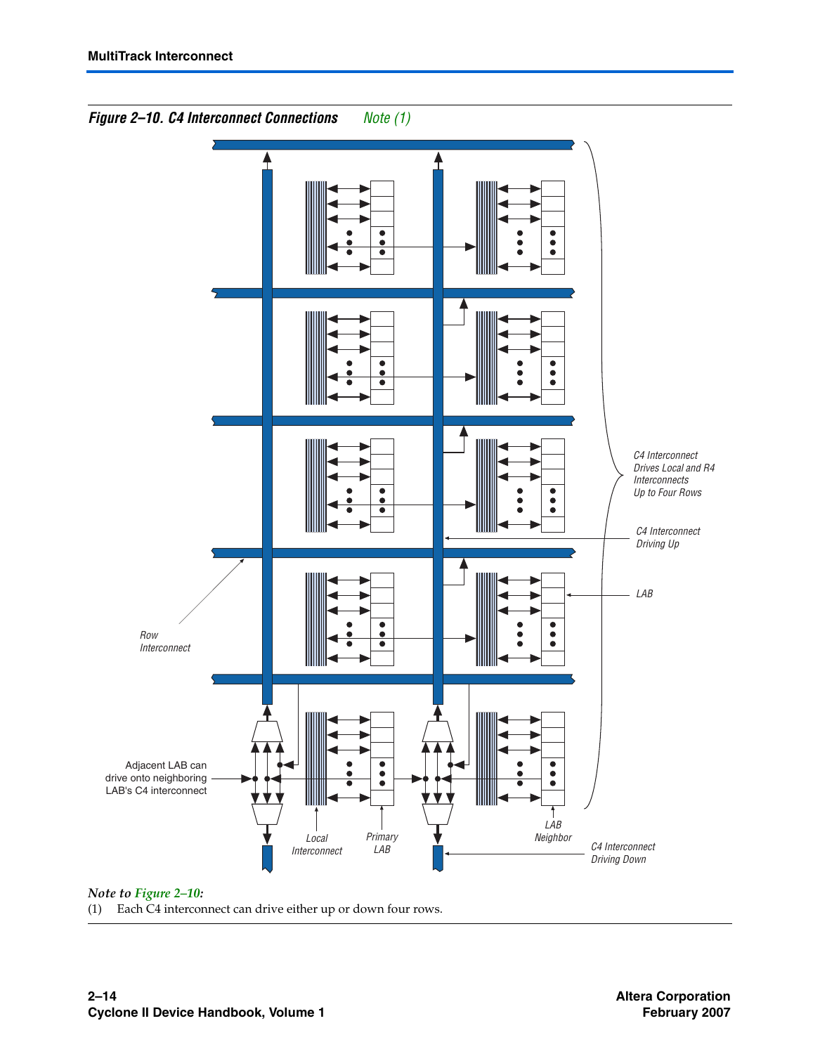*Figure 2–10. C4 Interconnect Connections* *Note (1)*

*Note to Figure 2–10:*

(1) Each C4 interconnect can drive either up or down four rows.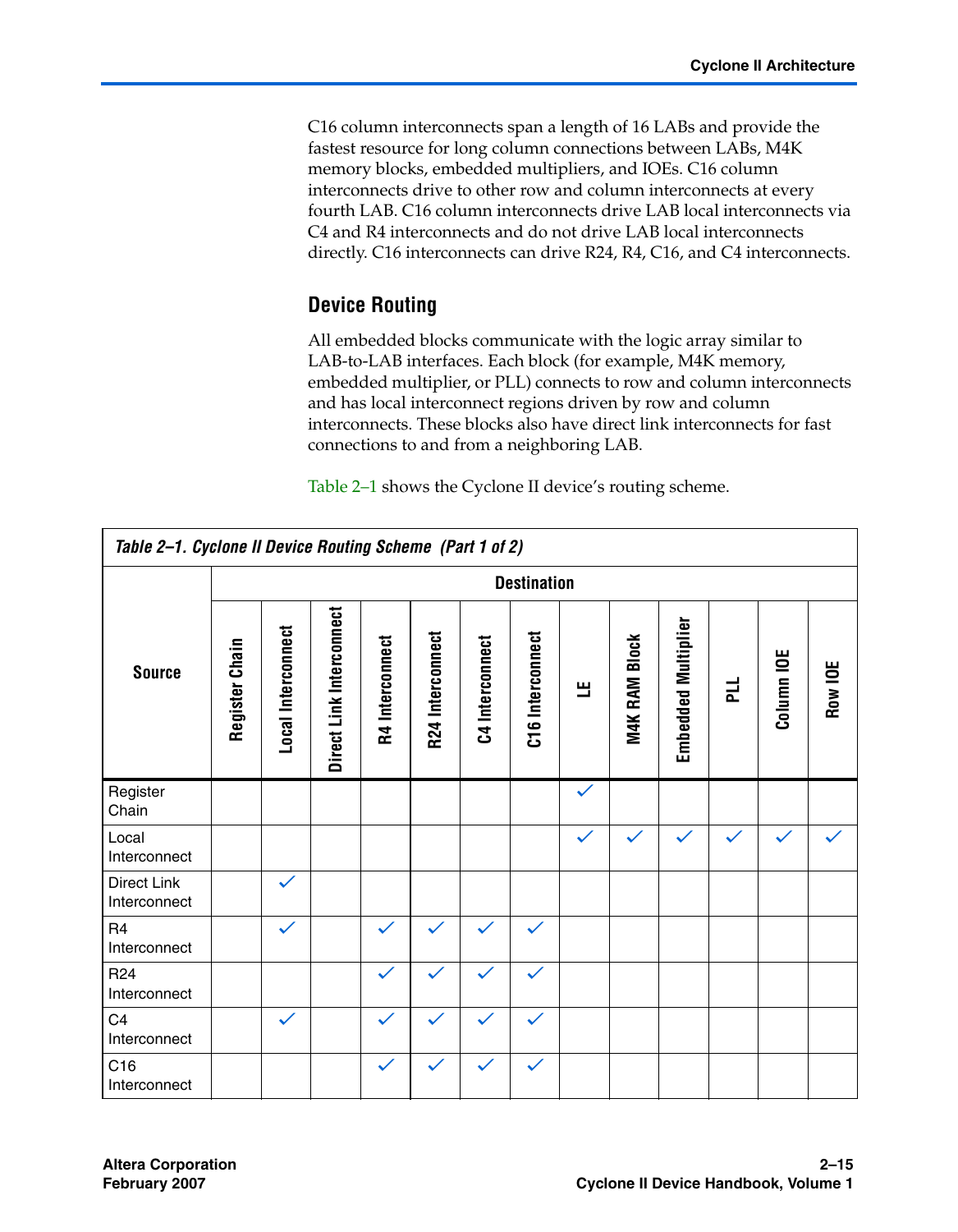C16 column interconnects span a length of 16 LABs and provide the fastest resource for long column connections between LABs, M4K memory blocks, embedded multipliers, and IOEs. C16 column interconnects drive to other row and column interconnects at every fourth LAB. C16 column interconnects drive LAB local interconnects via C4 and R4 interconnects and do not drive LAB local interconnects directly. C16 interconnects can drive R24, R4, C16, and C4 interconnects.

## Device Routing

All embedded blocks communicate with the logic array similar to LAB-to-LAB interfaces. Each block (for example, M4K memory, embedded multiplier, or PLL) connects to row and column interconnects and has local interconnect regions driven by row and column interconnects. These blocks also have direct link interconnects for fast connections to and from a neighboring LAB.

Table 2–1 shows the Cyclone II device's routing scheme.

***Table 2–1. Cyclone II Device Routing Scheme (Part 1 of 2)***

| Source | Destination | | | | | | | | | | | | |
|---|---|---|---|---|---|---|---|---|---|---|---|---|---|
| | Register Chain | Local Interconnect | Direct Link Interconnect | R4 Interconnect | R24 Interconnect | C4 Interconnect | C16 Interconnect | LE | M4K RAM Block | Embedded Multiplier | PLL | Column IOE | Row IOE |
| Register Chain | | | | | | | | ✓ | | | | | |
| Local Interconnect | | | | | | | | ✓ | ✓ | ✓ | ✓ | ✓ | ✓ |
| Direct Link Interconnect | | ✓ | | | | | | | | | | | |
| R4 Interconnect | | ✓ | | ✓ | ✓ | ✓ | ✓ | | | | | | |
| R24 Interconnect | | | | ✓ | ✓ | ✓ | ✓ | | | | | | |
| C4 Interconnect | | ✓ | | ✓ | ✓ | ✓ | ✓ | | | | | | |
| C16 Interconnect | | | | ✓ | ✓ | ✓ | ✓ | | | | | | |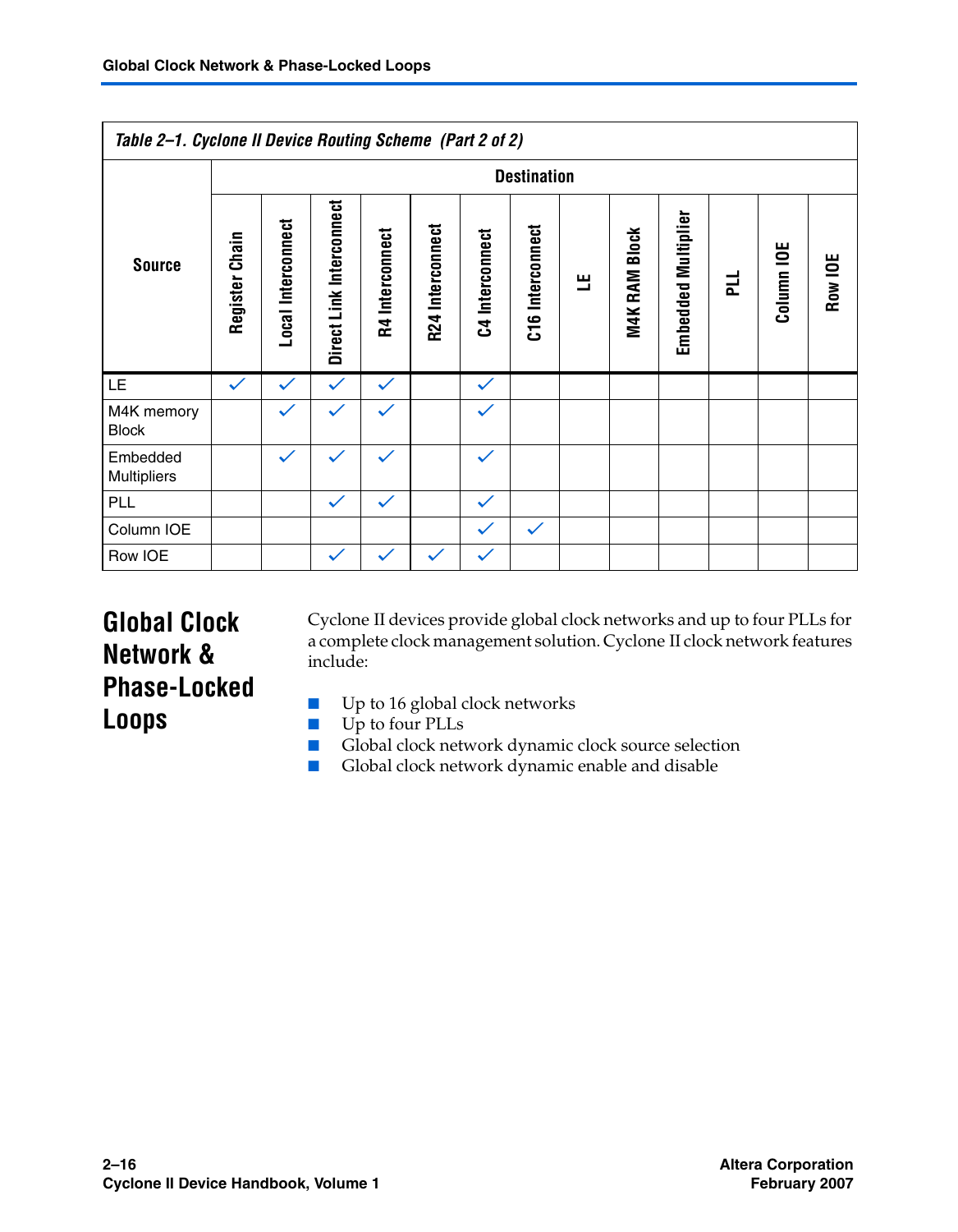Table 2–1. Cyclone II Device Routing Scheme (Part 2 of 2)

| Source | Destination | | | | | | | | | | | | |
|---|---|---|---|---|---|---|---|---|---|---|---|---|---|
| | Register Chain | Local Interconnect | Direct Link Interconnect | R4 Interconnect | R24 Interconnect | C4 Interconnect | C16 Interconnect | LE | M4K RAM Block | Embedded Multiplier | PLL | Column IOE | Row IOE |
| LE | ✓ | ✓ | ✓ | ✓ | | ✓ | | | | | | | |
| M4K memory Block | | ✓ | ✓ | ✓ | | ✓ | | | | | | | |
| Embedded Multipliers | | ✓ | ✓ | ✓ | | ✓ | | | | | | | |
| PLL | | | ✓ | ✓ | | ✓ | | | | | | | |
| Column IOE | | | | | | ✓ | ✓ | | | | | | |
| Row IOE | | | ✓ | ✓ | ✓ | ✓ | | | | | | | |

## Global Clock Network & Phase-Locked Loops

Cyclone II devices provide global clock networks and up to four PLLs for a complete clock management solution. Cyclone II clock network features include:

- Up to 16 global clock networks
- Up to four PLLs
- Global clock network dynamic clock source selection
- Global clock network dynamic enable and disable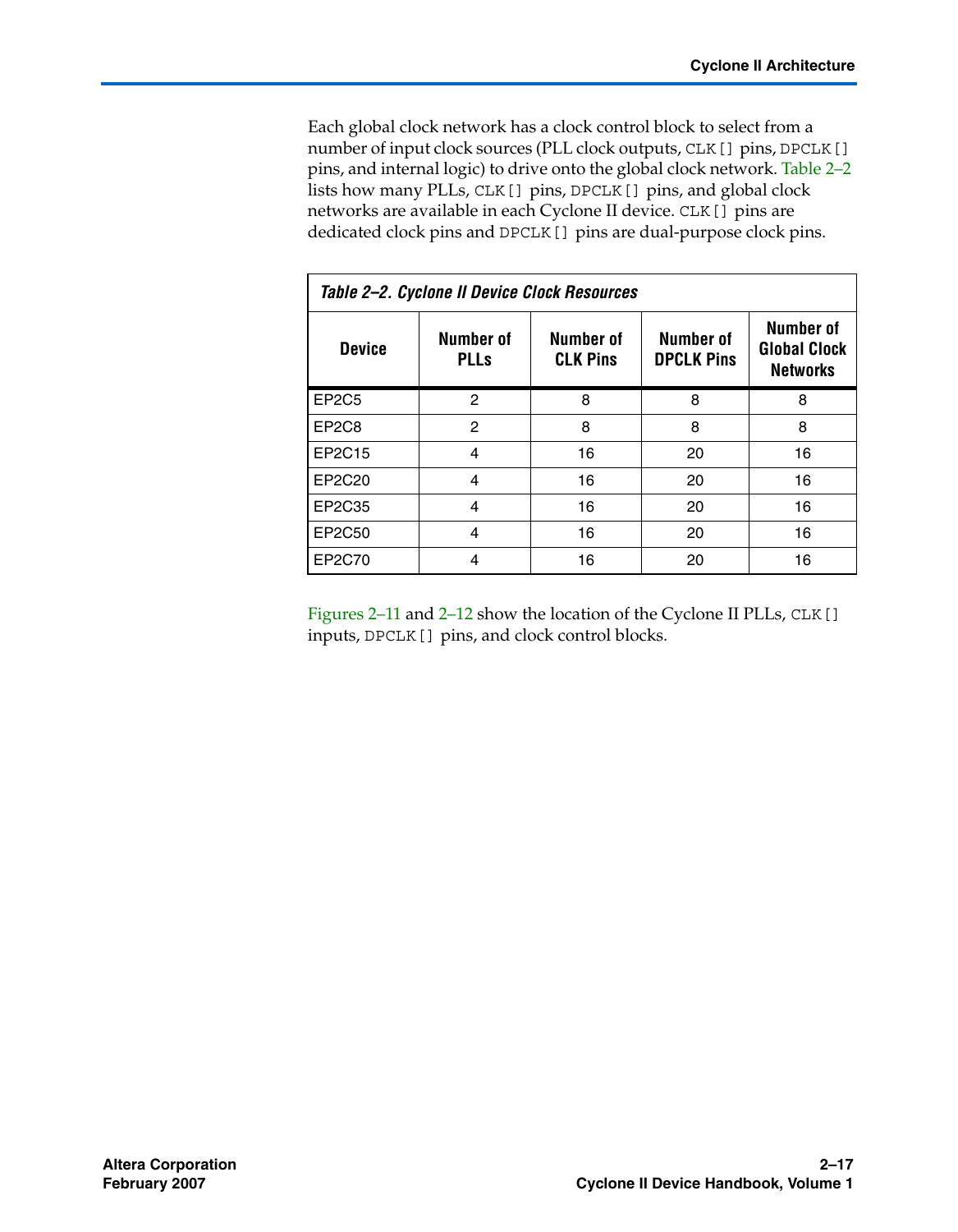Each global clock network has a clock control block to select from a number of input clock sources (PLL clock outputs, `CLK[]` pins, `DPCLK[]` pins, and internal logic) to drive onto the global clock network. Table 2–2 lists how many PLLs, `CLK[]` pins, `DPCLK[]` pins, and global clock networks are available in each Cyclone II device. `CLK[]` pins are dedicated clock pins and `DPCLK[]` pins are dual-purpose clock pins.

*Table 2–2. Cyclone II Device Clock Resources*

| Device | Number of PLLs | Number of CLK Pins | Number of DPCLK Pins | Number of Global Clock Networks |
|---|---|---|---|---|
| EP2C5 | 2 | 8 | 8 | 8 |
| EP2C8 | 2 | 8 | 8 | 8 |
| EP2C15 | 4 | 16 | 20 | 16 |
| EP2C20 | 4 | 16 | 20 | 16 |
| EP2C35 | 4 | 16 | 20 | 16 |
| EP2C50 | 4 | 16 | 20 | 16 |
| EP2C70 | 4 | 16 | 20 | 16 |

Figures 2–11 and 2–12 show the location of the Cyclone II PLLs, `CLK[]` inputs, `DPCLK[]` pins, and clock control blocks.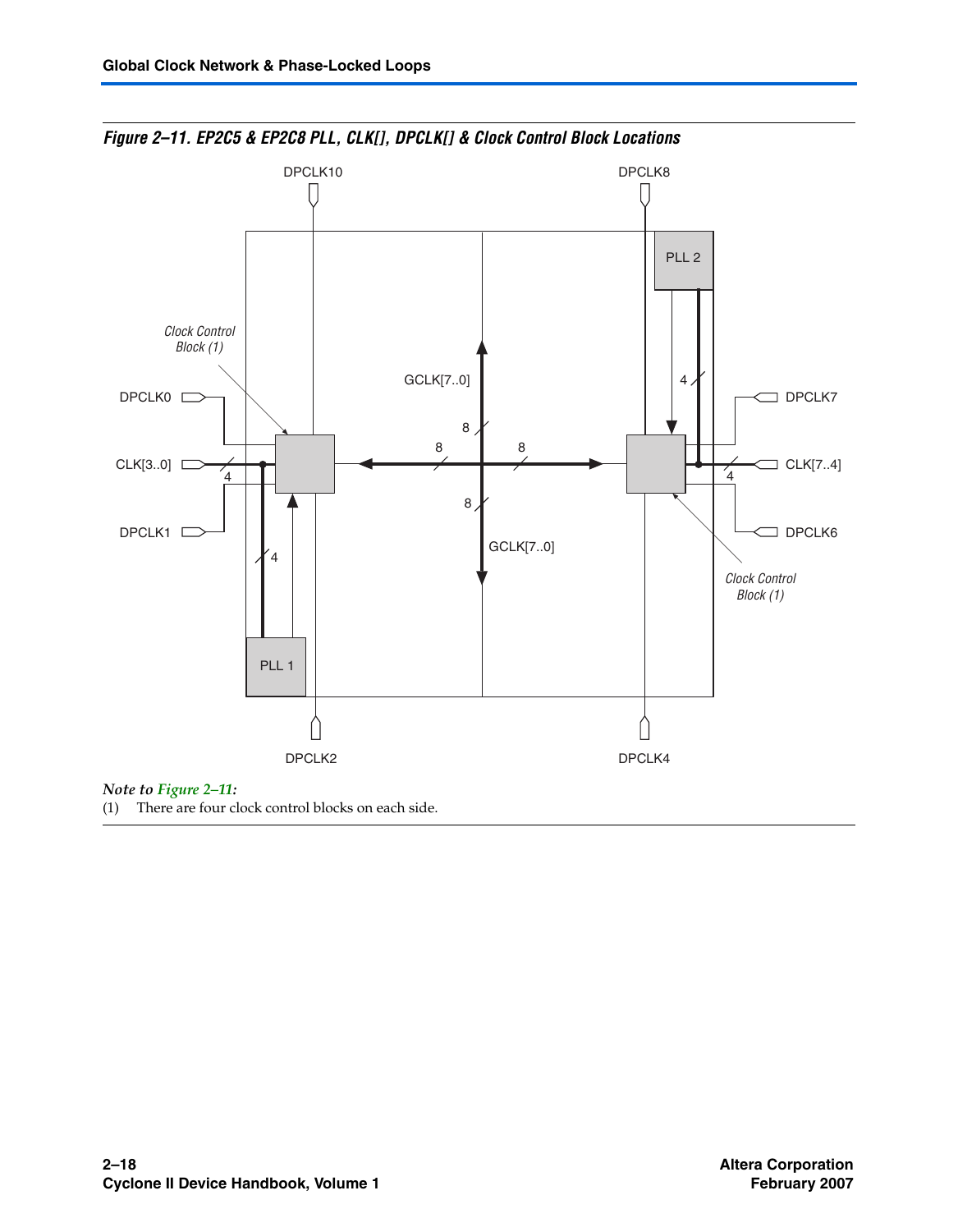*Figure 2–11. EP2C5 & EP2C8 PLL, CLK[], DPCLK[] & Clock Control Block Locations*

*Note to Figure 2–11:*

(1) There are four clock control blocks on each side.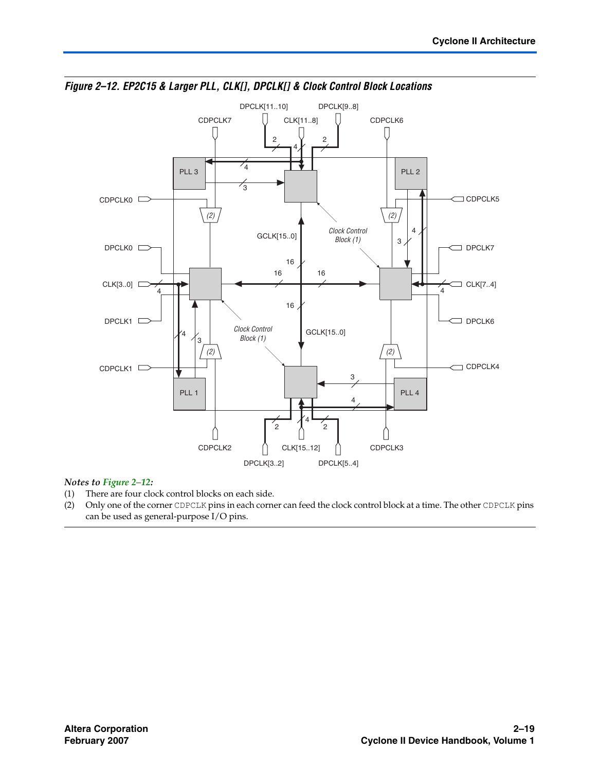*Figure 2–12. EP2C15 & Larger PLL, CLK[], DPCLK[] & Clock Control Block Locations*

*Notes to Figure 2–12:*

(1) There are four clock control blocks on each side.

(2) Only one of the corner CDPCLK pins in each corner can feed the clock control block at a time. The other CDPCLK pins can be used as general-purpose I/O pins.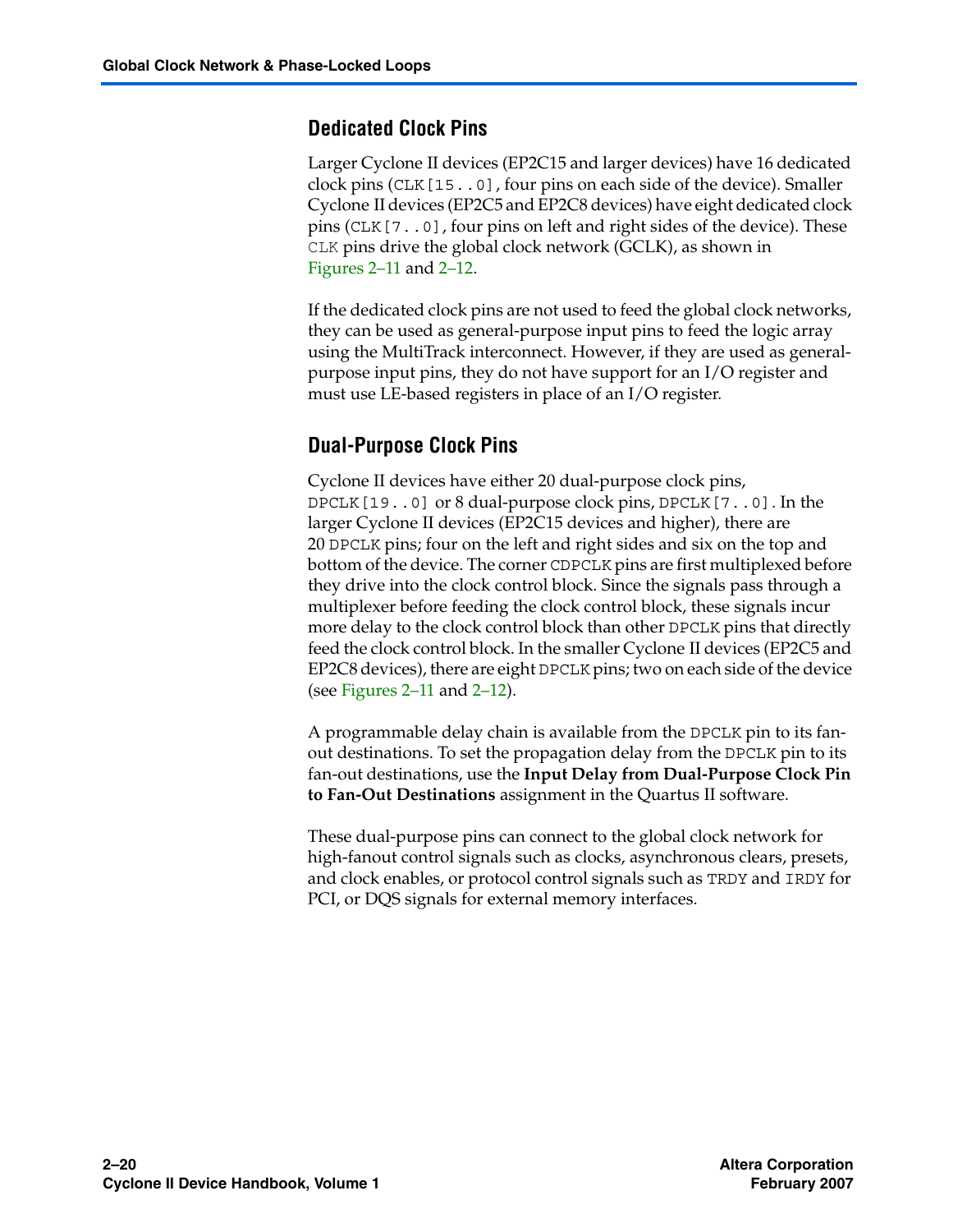## Dedicated Clock Pins

Larger Cyclone II devices (EP2C15 and larger devices) have 16 dedicated clock pins (`CLK[15..0]`, four pins on each side of the device). Smaller Cyclone II devices (EP2C5 and EP2C8 devices) have eight dedicated clock pins (`CLK[7..0]`, four pins on left and right sides of the device). These `CLK` pins drive the global clock network (GCLK), as shown in Figures 2–11 and 2–12.

If the dedicated clock pins are not used to feed the global clock networks, they can be used as general-purpose input pins to feed the logic array using the MultiTrack interconnect. However, if they are used as general-purpose input pins, they do not have support for an I/O register and must use LE-based registers in place of an I/O register.

## Dual-Purpose Clock Pins

Cyclone II devices have either 20 dual-purpose clock pins, `DPCLK[19..0]` or 8 dual-purpose clock pins, `DPCLK[7..0]`. In the larger Cyclone II devices (EP2C15 devices and higher), there are 20 `DPCLK` pins; four on the left and right sides and six on the top and bottom of the device. The corner `CDPCLK` pins are first multiplexed before they drive into the clock control block. Since the signals pass through a multiplexer before feeding the clock control block, these signals incur more delay to the clock control block than other `DPCLK` pins that directly feed the clock control block. In the smaller Cyclone II devices (EP2C5 and EP2C8 devices), there are eight `DPCLK` pins; two on each side of the device (see Figures 2–11 and 2–12).

A programmable delay chain is available from the `DPCLK` pin to its fan-out destinations. To set the propagation delay from the `DPCLK` pin to its fan-out destinations, use the **Input Delay from Dual-Purpose Clock Pin to Fan-Out Destinations** assignment in the Quartus II software.

These dual-purpose pins can connect to the global clock network for high-fanout control signals such as clocks, asynchronous clears, presets, and clock enables, or protocol control signals such as `TRDY` and `IRDY` for PCI, or DQS signals for external memory interfaces.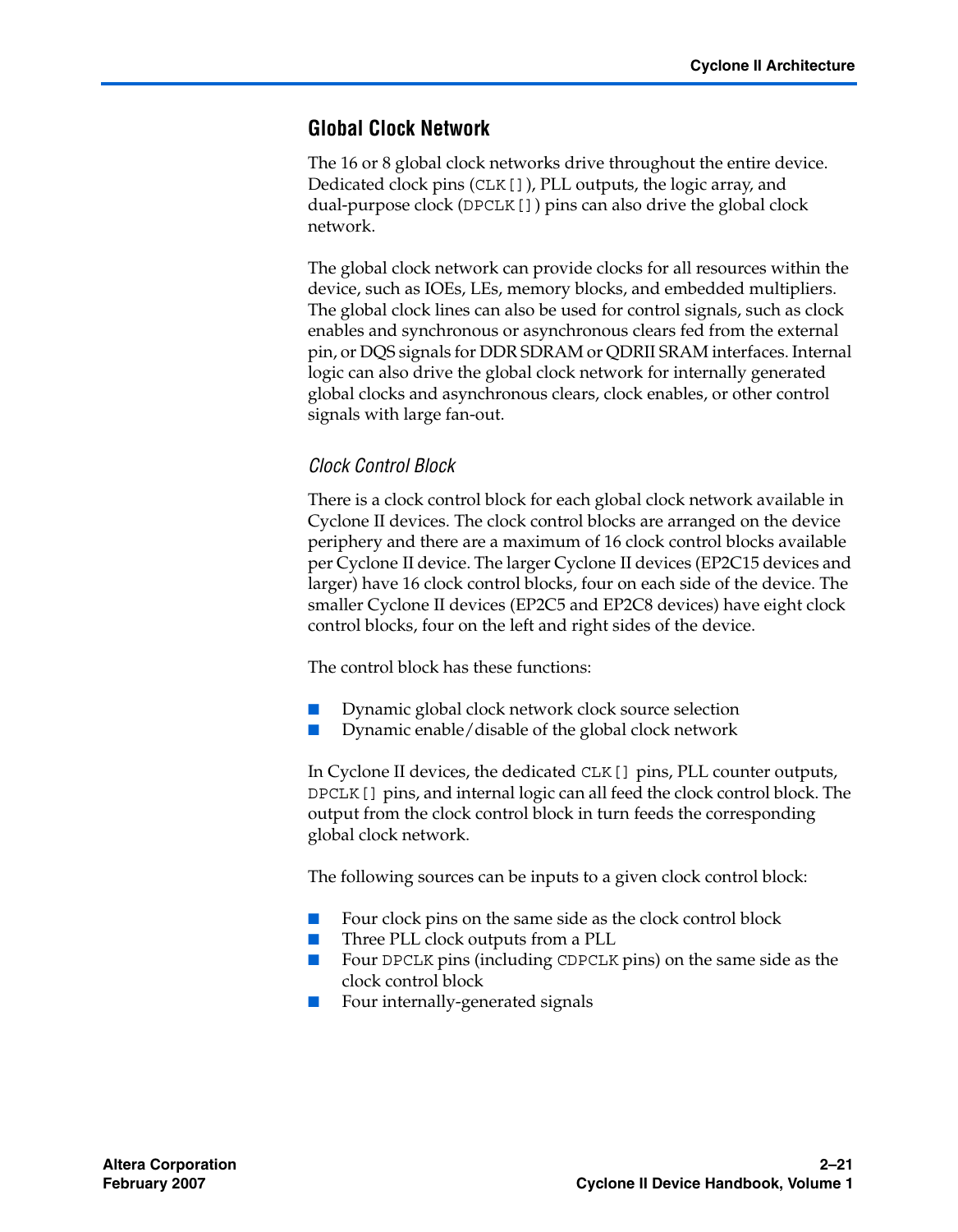## Global Clock Network

The 16 or 8 global clock networks drive throughout the entire device. Dedicated clock pins (`CLK[]`), PLL outputs, the logic array, and dual-purpose clock (`DPCLK[]`) pins can also drive the global clock network.

The global clock network can provide clocks for all resources within the device, such as IOEs, LEs, memory blocks, and embedded multipliers. The global clock lines can also be used for control signals, such as clock enables and synchronous or asynchronous clears fed from the external pin, or DQS signals for DDR SDRAM or QDRII SRAM interfaces. Internal logic can also drive the global clock network for internally generated global clocks and asynchronous clears, clock enables, or other control signals with large fan-out.

### *Clock Control Block*

There is a clock control block for each global clock network available in Cyclone II devices. The clock control blocks are arranged on the device periphery and there are a maximum of 16 clock control blocks available per Cyclone II device. The larger Cyclone II devices (EP2C15 devices and larger) have 16 clock control blocks, four on each side of the device. The smaller Cyclone II devices (EP2C5 and EP2C8 devices) have eight clock control blocks, four on the left and right sides of the device.

The control block has these functions:

- Dynamic global clock network clock source selection
- Dynamic enable/disable of the global clock network

In Cyclone II devices, the dedicated `CLK[]` pins, PLL counter outputs, `DPCLK[]` pins, and internal logic can all feed the clock control block. The output from the clock control block in turn feeds the corresponding global clock network.

The following sources can be inputs to a given clock control block:

- Four clock pins on the same side as the clock control block
- Three PLL clock outputs from a PLL
- Four `DPCLK` pins (including `CDPCLK` pins) on the same side as the clock control block
- Four internally-generated signals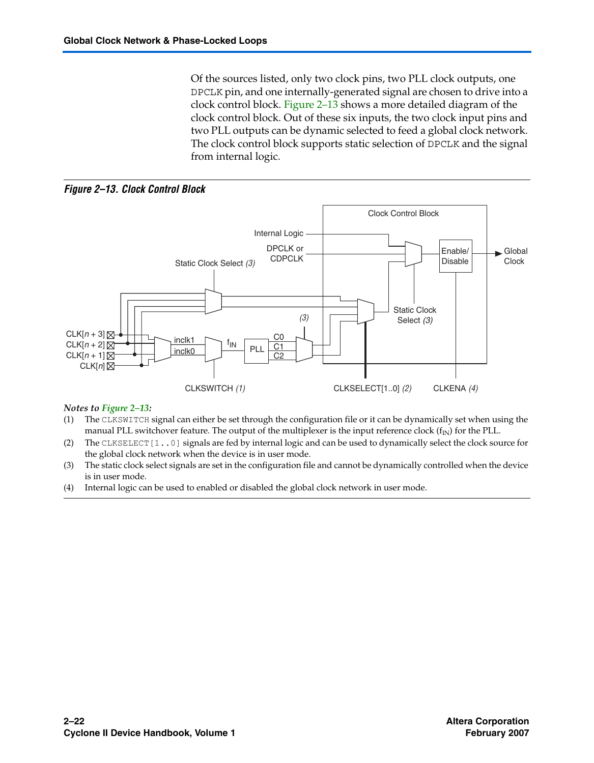Of the sources listed, only two clock pins, two PLL clock outputs, one DPCLK pin, and one internally-generated signal are chosen to drive into a clock control block. Figure 2–13 shows a more detailed diagram of the clock control block. Out of these six inputs, the two clock input pins and two PLL outputs can be dynamic selected to feed a global clock network. The clock control block supports static selection of DPCLK and the signal from internal logic.

***Figure 2–13. Clock Control Block***

***Notes to Figure 2–13:***

(1) The CLKSWITCH signal can either be set through the configuration file or it can be dynamically set when using the manual PLL switchover feature. The output of the multiplexer is the input reference clock ($f_{IN}$) for the PLL.

(2) The CLKSELECT[1..0] signals are fed by internal logic and can be used to dynamically select the clock source for the global clock network when the device is in user mode.

(3) The static clock select signals are set in the configuration file and cannot be dynamically controlled when the device is in user mode.

(4) Internal logic can be used to enabled or disabled the global clock network in user mode.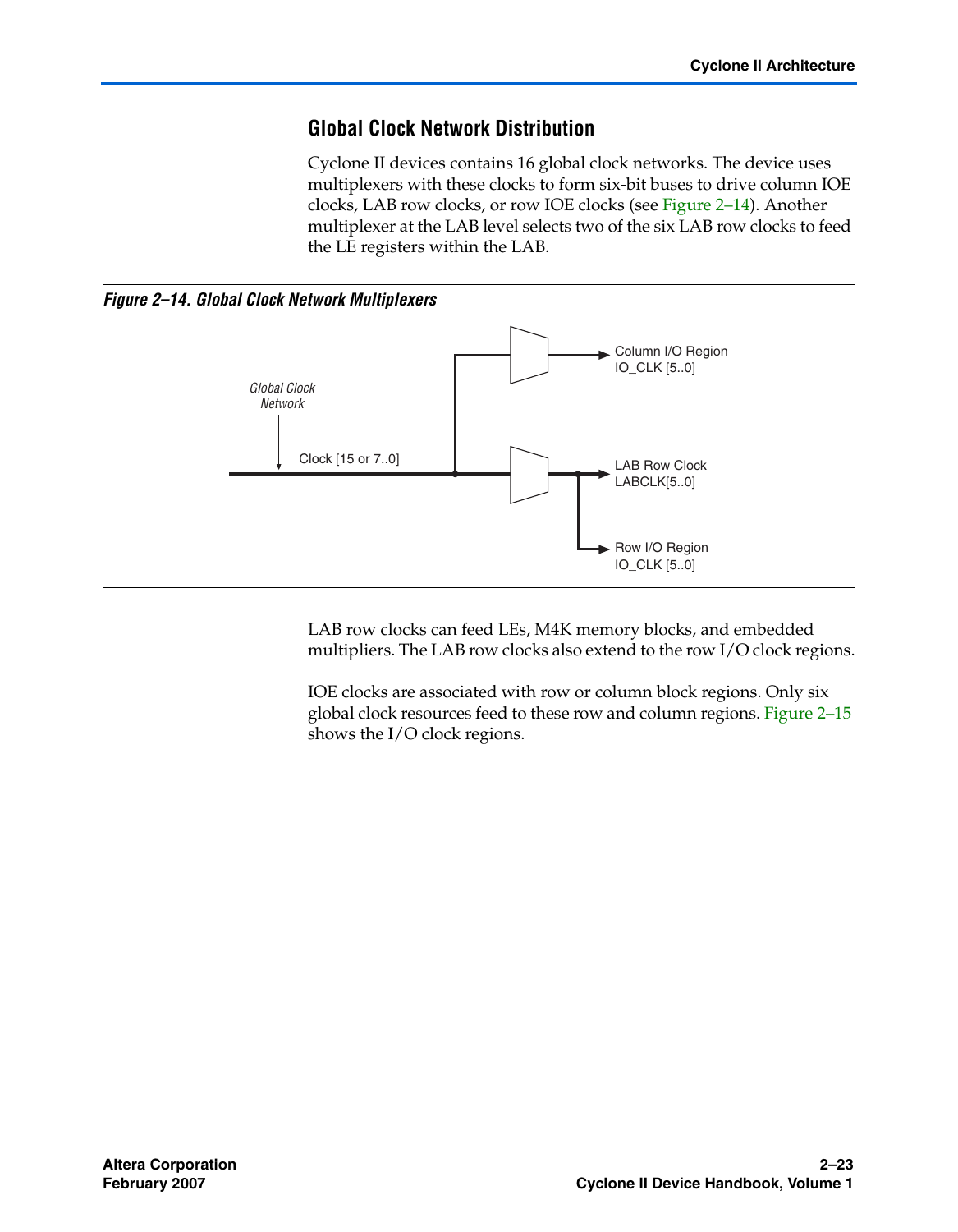## Global Clock Network Distribution

Cyclone II devices contains 16 global clock networks. The device uses multiplexers with these clocks to form six-bit buses to drive column IOE clocks, LAB row clocks, or row IOE clocks (see Figure 2–14). Another multiplexer at the LAB level selects two of the six LAB row clocks to feed the LE registers within the LAB.

*Figure 2–14. Global Clock Network Multiplexers*

Global Clock Network

Clock [15 or 7..0]

Column I/O Region IO_CLK [5..0]

LAB Row Clock LABCLK[5..0]

Row I/O Region IO_CLK [5..0]

LAB row clocks can feed LEs, M4K memory blocks, and embedded multipliers. The LAB row clocks also extend to the row I/O clock regions.

IOE clocks are associated with row or column block regions. Only six global clock resources feed to these row and column regions. Figure 2–15 shows the I/O clock regions.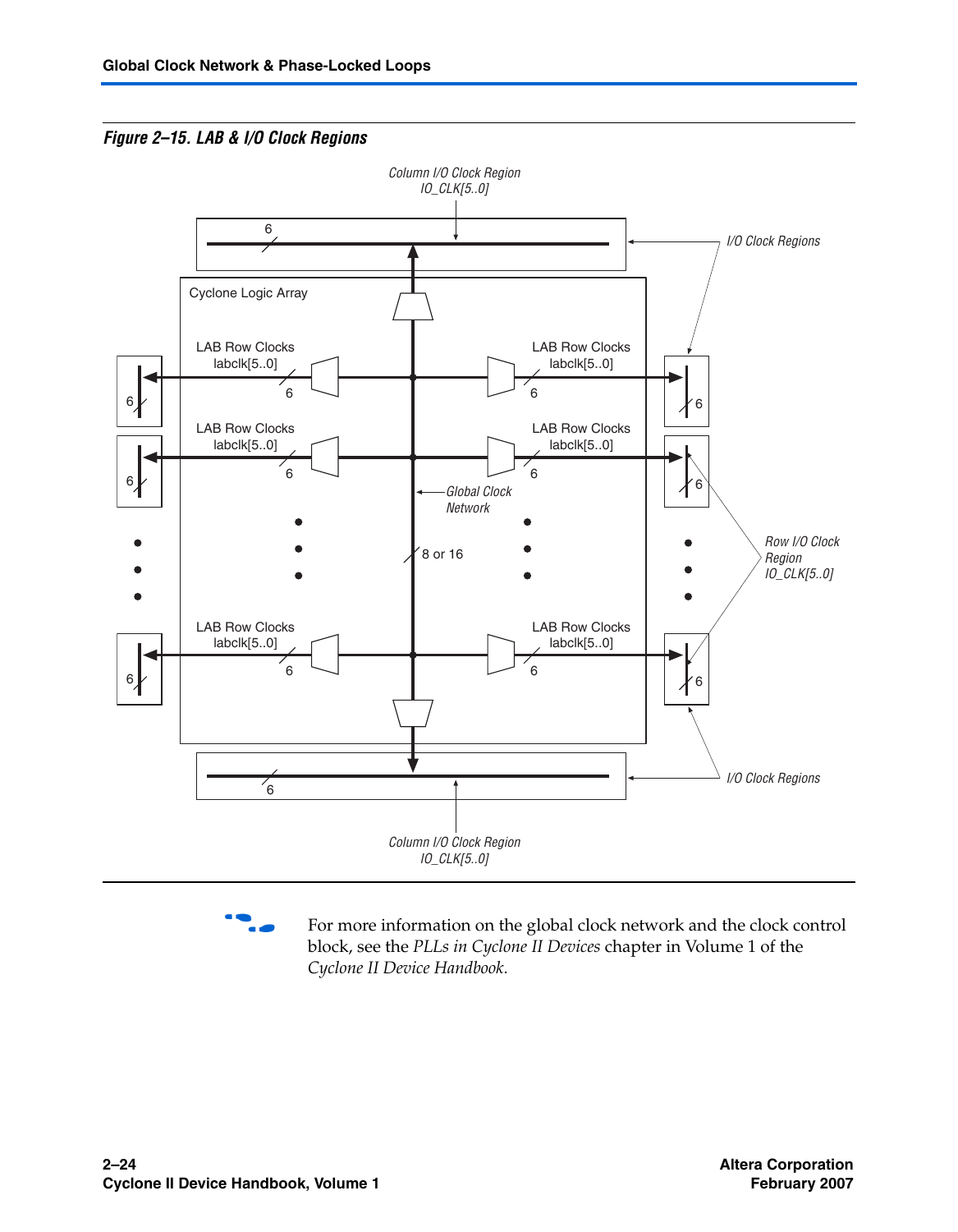*Figure 2–15. LAB & I/O Clock Regions*

For more information on the global clock network and the clock control block, see the *PLLs in Cyclone II Devices* chapter in Volume 1 of the *Cyclone II Device Handbook*.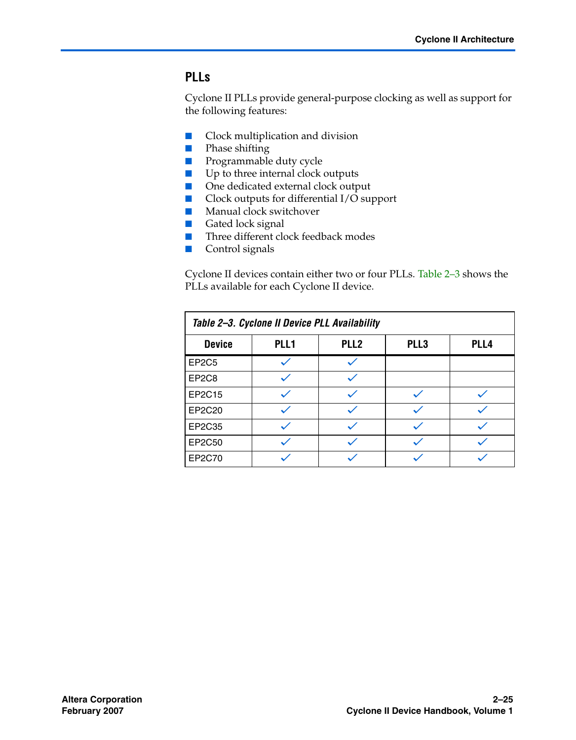## PLLs

Cyclone II PLLs provide general-purpose clocking as well as support for the following features:

- Clock multiplication and division
- Phase shifting
- Programmable duty cycle
- Up to three internal clock outputs
- One dedicated external clock output
- Clock outputs for differential I/O support
- Manual clock switchover
- Gated lock signal
- Three different clock feedback modes
- Control signals

Cyclone II devices contain either two or four PLLs. Table 2–3 shows the PLLs available for each Cyclone II device.

*Table 2–3. Cyclone II Device PLL Availability*

| Device | PLL1 | PLL2 | PLL3 | PLL4 |
|---|---|---|---|---|
| EP2C5 | ✓ | ✓ | | |
| EP2C8 | ✓ | ✓ | | |
| EP2C15 | ✓ | ✓ | ✓ | ✓ |
| EP2C20 | ✓ | ✓ | ✓ | ✓ |
| EP2C35 | ✓ | ✓ | ✓ | ✓ |
| EP2C50 | ✓ | ✓ | ✓ | ✓ |
| EP2C70 | ✓ | ✓ | ✓ | ✓ |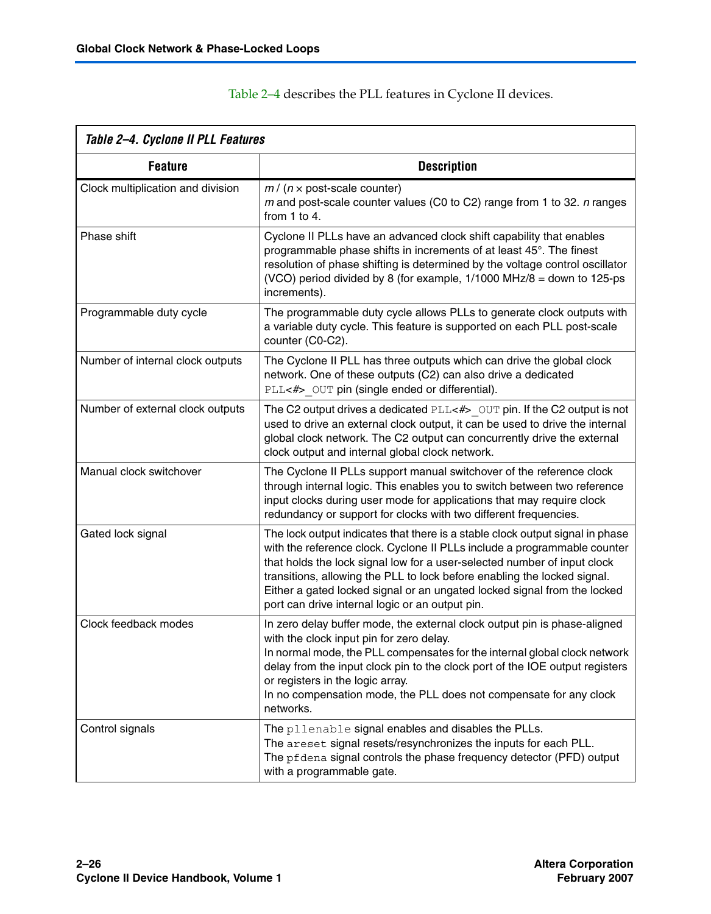Table 2–4 describes the PLL features in Cyclone II devices.

**Table 2–4. Cyclone II PLL Features**

| Feature | Description |
|---|---|
| Clock multiplication and division | $m$ / ($n$ × post-scale counter)<br>$m$ and post-scale counter values (C0 to C2) range from 1 to 32. $n$ ranges from 1 to 4. |
| Phase shift | Cyclone II PLLs have an advanced clock shift capability that enables programmable phase shifts in increments of at least 45°. The finest resolution of phase shifting is determined by the voltage control oscillator (VCO) period divided by 8 (for example, 1/1000 MHz/8 = down to 125-ps increments). |
| Programmable duty cycle | The programmable duty cycle allows PLLs to generate clock outputs with a variable duty cycle. This feature is supported on each PLL post-scale counter (C0-C2). |
| Number of internal clock outputs | The Cyclone II PLL has three outputs which can drive the global clock network. One of these outputs (C2) can also drive a dedicated `PLL<#>_OUT` pin (single ended or differential). |
| Number of external clock outputs | The C2 output drives a dedicated `PLL<#>_OUT` pin. If the C2 output is not used to drive an external clock output, it can be used to drive the internal global clock network. The C2 output can concurrently drive the external clock output and internal global clock network. |
| Manual clock switchover | The Cyclone II PLLs support manual switchover of the reference clock through internal logic. This enables you to switch between two reference input clocks during user mode for applications that may require clock redundancy or support for clocks with two different frequencies. |
| Gated lock signal | The lock output indicates that there is a stable clock output signal in phase with the reference clock. Cyclone II PLLs include a programmable counter that holds the lock signal low for a user-selected number of input clock transitions, allowing the PLL to lock before enabling the locked signal. Either a gated locked signal or an ungated locked signal from the locked port can drive internal logic or an output pin. |
| Clock feedback modes | In zero delay buffer mode, the external clock output pin is phase-aligned with the clock input pin for zero delay.<br>In normal mode, the PLL compensates for the internal global clock network delay from the input clock pin to the clock port of the IOE output registers or registers in the logic array.<br>In no compensation mode, the PLL does not compensate for any clock networks. |
| Control signals | The `pllenable` signal enables and disables the PLLs.<br>The `areset` signal resets/resynchronizes the inputs for each PLL.<br>The `pfdena` signal controls the phase frequency detector (PFD) output with a programmable gate. |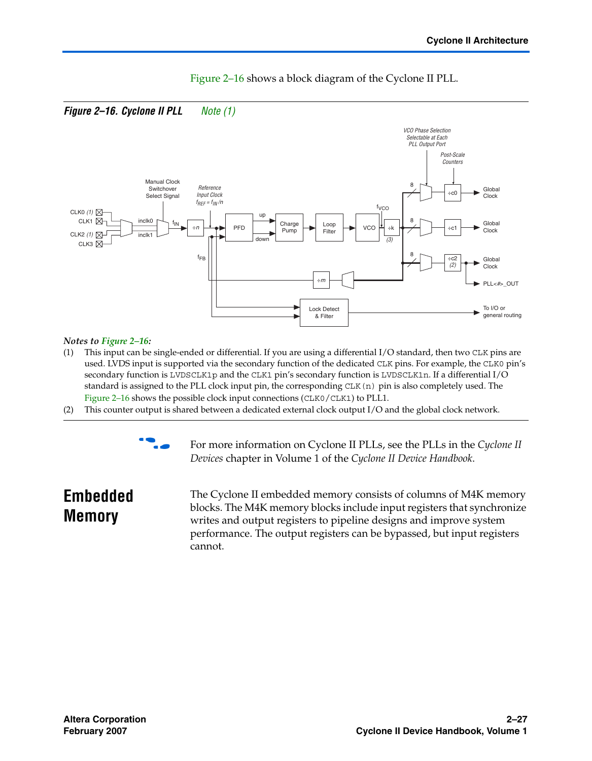Figure 2–16 shows a block diagram of the Cyclone II PLL.

**Figure 2–16. Cyclone II PLL** *Note (1)*

*Notes to Figure 2–16:*

(1) This input can be single-ended or differential. If you are using a differential I/O standard, then two CLK pins are used. LVDS input is supported via the secondary function of the dedicated CLK pins. For example, the CLK0 pin's secondary function is LVDSCLK1p and the CLK1 pin's secondary function is LVDSCLK1n. If a differential I/O standard is assigned to the PLL clock input pin, the corresponding CLK(n) pin is also completely used. The Figure 2–16 shows the possible clock input connections (CLK0/CLK1) to PLL1.

(2) This counter output is shared between a dedicated external clock output I/O and the global clock network.

For more information on Cyclone II PLLs, see the PLLs in the *Cyclone II Devices* chapter in Volume 1 of the *Cyclone II Device Handbook*.

## Embedded Memory

The Cyclone II embedded memory consists of columns of M4K memory blocks. The M4K memory blocks include input registers that synchronize writes and output registers to pipeline designs and improve system performance. The output registers can be bypassed, but input registers cannot.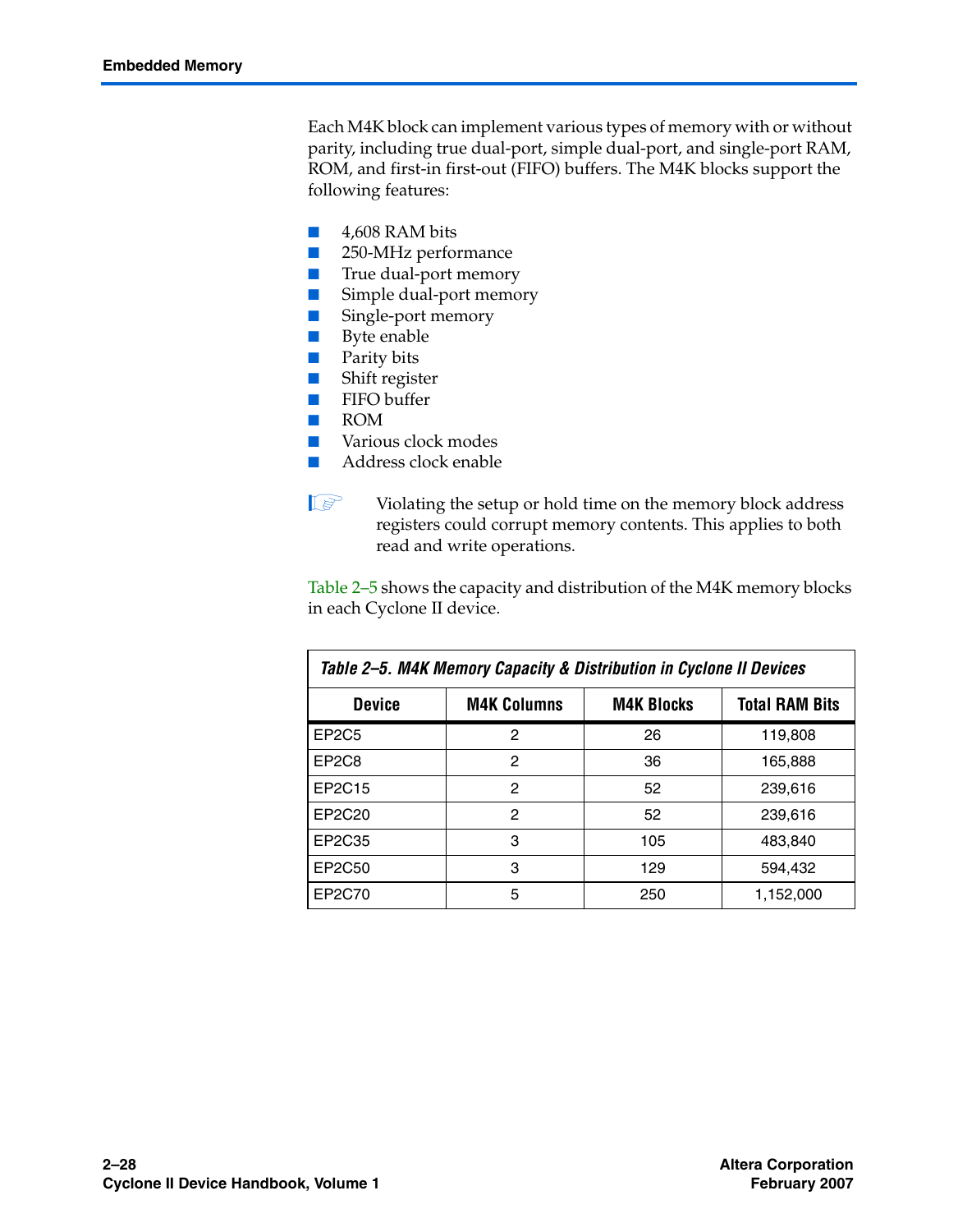Each M4K block can implement various types of memory with or without parity, including true dual-port, simple dual-port, and single-port RAM, ROM, and first-in first-out (FIFO) buffers. The M4K blocks support the following features:

- 4,608 RAM bits
- 250-MHz performance
- True dual-port memory
- Simple dual-port memory
- Single-port memory
- Byte enable
- Parity bits
- Shift register
- FIFO buffer
- ROM
- Various clock modes
- Address clock enable

> Violating the setup or hold time on the memory block address registers could corrupt memory contents. This applies to both read and write operations.

Table 2–5 shows the capacity and distribution of the M4K memory blocks in each Cyclone II device.

*Table 2–5. M4K Memory Capacity & Distribution in Cyclone II Devices*

| Device | M4K Columns | M4K Blocks | Total RAM Bits |
|---|---|---|---|
| EP2C5 | 2 | 26 | 119,808 |
| EP2C8 | 2 | 36 | 165,888 |
| EP2C15 | 2 | 52 | 239,616 |
| EP2C20 | 2 | 52 | 239,616 |
| EP2C35 | 3 | 105 | 483,840 |
| EP2C50 | 3 | 129 | 594,432 |
| EP2C70 | 5 | 250 | 1,152,000 |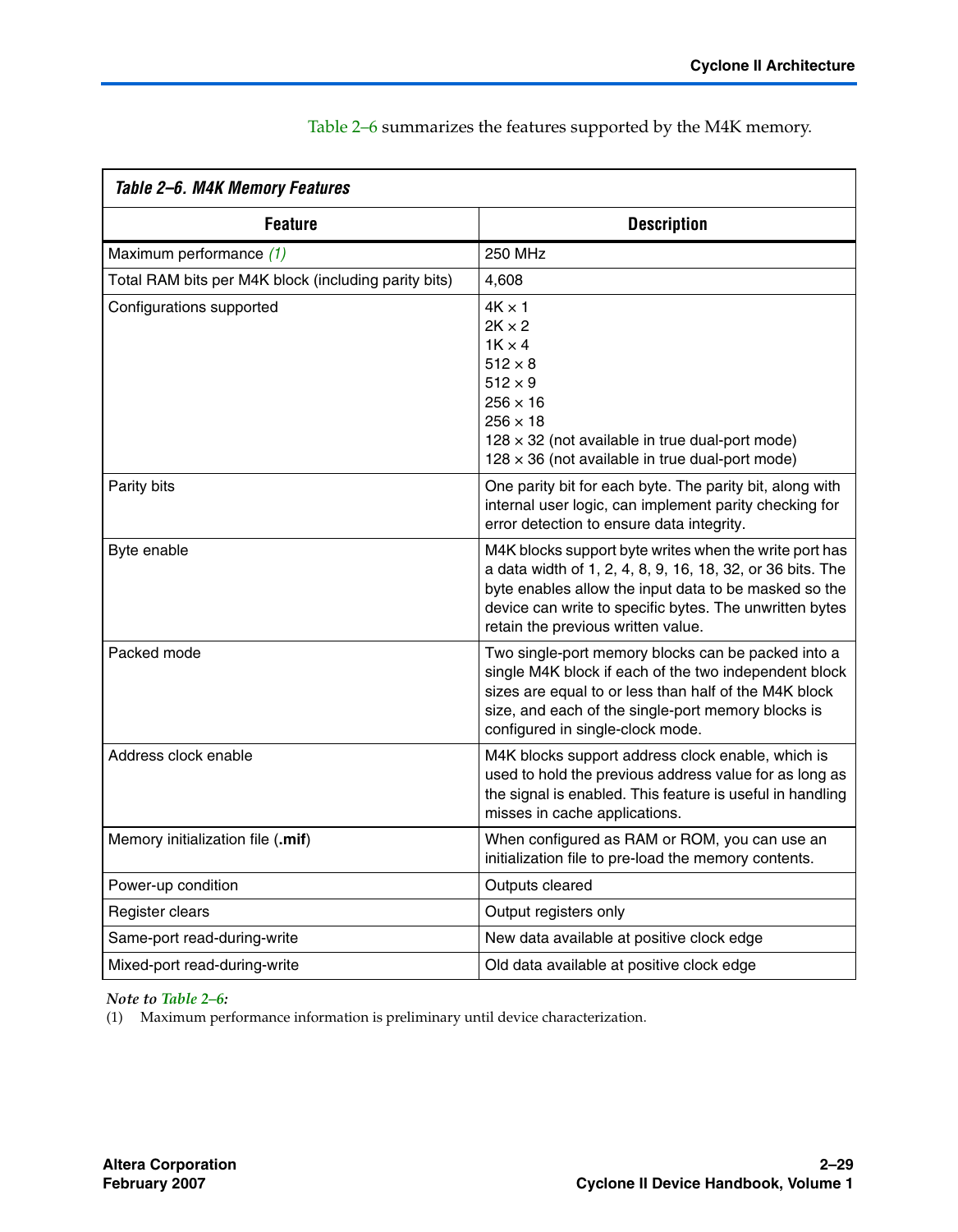Table 2–6 summarizes the features supported by the M4K memory.

**Table 2–6. M4K Memory Features**

| Feature | Description |
|---|---|
| Maximum performance *(1)* | 250 MHz |
| Total RAM bits per M4K block (including parity bits) | 4,608 |
| Configurations supported | 4K × 1<br>2K × 2<br>1K × 4<br>512 × 8<br>512 × 9<br>256 × 16<br>256 × 18<br>128 × 32 (not available in true dual-port mode)<br>128 × 36 (not available in true dual-port mode) |
| Parity bits | One parity bit for each byte. The parity bit, along with internal user logic, can implement parity checking for error detection to ensure data integrity. |
| Byte enable | M4K blocks support byte writes when the write port has a data width of 1, 2, 4, 8, 9, 16, 18, 32, or 36 bits. The byte enables allow the input data to be masked so the device can write to specific bytes. The unwritten bytes retain the previous written value. |
| Packed mode | Two single-port memory blocks can be packed into a single M4K block if each of the two independent block sizes are equal to or less than half of the M4K block size, and each of the single-port memory blocks is configured in single-clock mode. |
| Address clock enable | M4K blocks support address clock enable, which is used to hold the previous address value for as long as the signal is enabled. This feature is useful in handling misses in cache applications. |
| Memory initialization file (**.mif**) | When configured as RAM or ROM, you can use an initialization file to pre-load the memory contents. |
| Power-up condition | Outputs cleared |
| Register clears | Output registers only |
| Same-port read-during-write | New data available at positive clock edge |
| Mixed-port read-during-write | Old data available at positive clock edge |

*Note to Table 2–6:*

(1) Maximum performance information is preliminary until device characterization.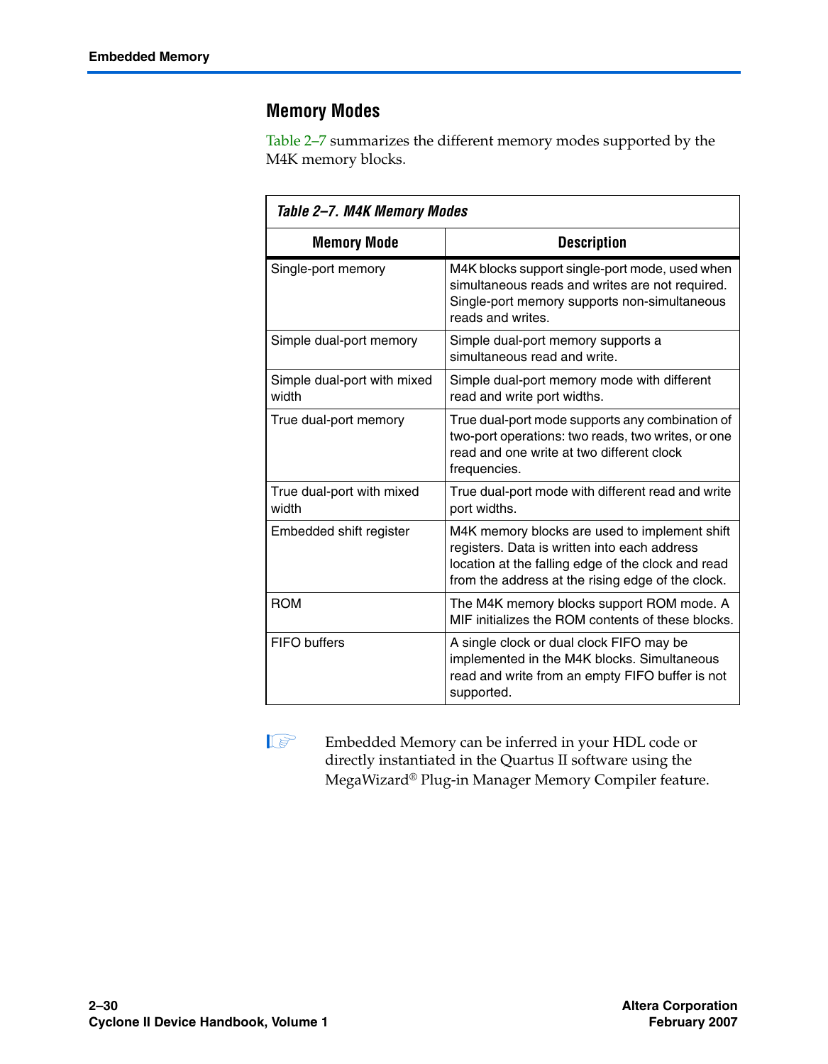## Memory Modes

Table 2–7 summarizes the different memory modes supported by the M4K memory blocks.

*Table 2–7. M4K Memory Modes*

| Memory Mode | Description |
|---|---|
| Single-port memory | M4K blocks support single-port mode, used when simultaneous reads and writes are not required. Single-port memory supports non-simultaneous reads and writes. |
| Simple dual-port memory | Simple dual-port memory supports a simultaneous read and write. |
| Simple dual-port with mixed width | Simple dual-port memory mode with different read and write port widths. |
| True dual-port memory | True dual-port mode supports any combination of two-port operations: two reads, two writes, or one read and one write at two different clock frequencies. |
| True dual-port with mixed width | True dual-port mode with different read and write port widths. |
| Embedded shift register | M4K memory blocks are used to implement shift registers. Data is written into each address location at the falling edge of the clock and read from the address at the rising edge of the clock. |
| ROM | The M4K memory blocks support ROM mode. A MIF initializes the ROM contents of these blocks. |
| FIFO buffers | A single clock or dual clock FIFO may be implemented in the M4K blocks. Simultaneous read and write from an empty FIFO buffer is not supported. |

Embedded Memory can be inferred in your HDL code or directly instantiated in the Quartus II software using the MegaWizard® Plug-in Manager Memory Compiler feature.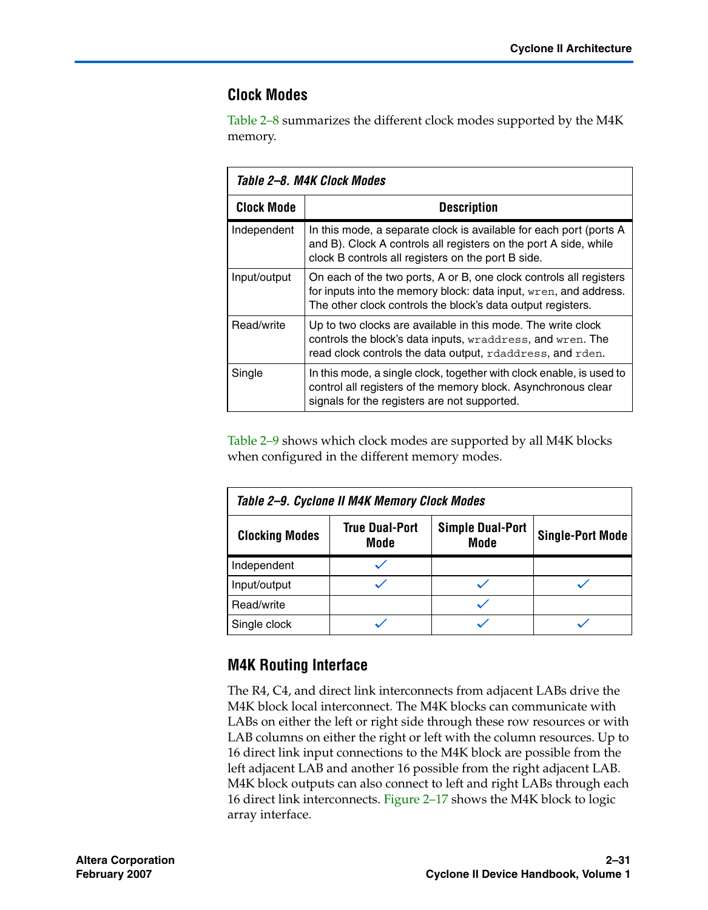## Clock Modes

Table 2–8 summarizes the different clock modes supported by the M4K memory.

*Table 2–8. M4K Clock Modes*

| Clock Mode | Description |
|---|---|
| Independent | In this mode, a separate clock is available for each port (ports A and B). Clock A controls all registers on the port A side, while clock B controls all registers on the port B side. |
| Input/output | On each of the two ports, A or B, one clock controls all registers for inputs into the memory block: data input, `wren`, and address. The other clock controls the block's data output registers. |
| Read/write | Up to two clocks are available in this mode. The write clock controls the block's data inputs, `wraddress`, and `wren`. The read clock controls the data output, `rdaddress`, and `rden`. |
| Single | In this mode, a single clock, together with clock enable, is used to control all registers of the memory block. Asynchronous clear signals for the registers are not supported. |

Table 2–9 shows which clock modes are supported by all M4K blocks when configured in the different memory modes.

*Table 2–9. Cyclone II M4K Memory Clock Modes*

| Clocking Modes | True Dual-Port Mode | Simple Dual-Port Mode | Single-Port Mode |
|---|---|---|---|
| Independent | ✓ | | |
| Input/output | ✓ | ✓ | ✓ |
| Read/write | | ✓ | |
| Single clock | ✓ | ✓ | ✓ |

## M4K Routing Interface

The R4, C4, and direct link interconnects from adjacent LABs drive the M4K block local interconnect. The M4K blocks can communicate with LABs on either the left or right side through these row resources or with LAB columns on either the right or left with the column resources. Up to 16 direct link input connections to the M4K block are possible from the left adjacent LAB and another 16 possible from the right adjacent LAB. M4K block outputs can also connect to left and right LABs through each 16 direct link interconnects. Figure 2–17 shows the M4K block to logic array interface.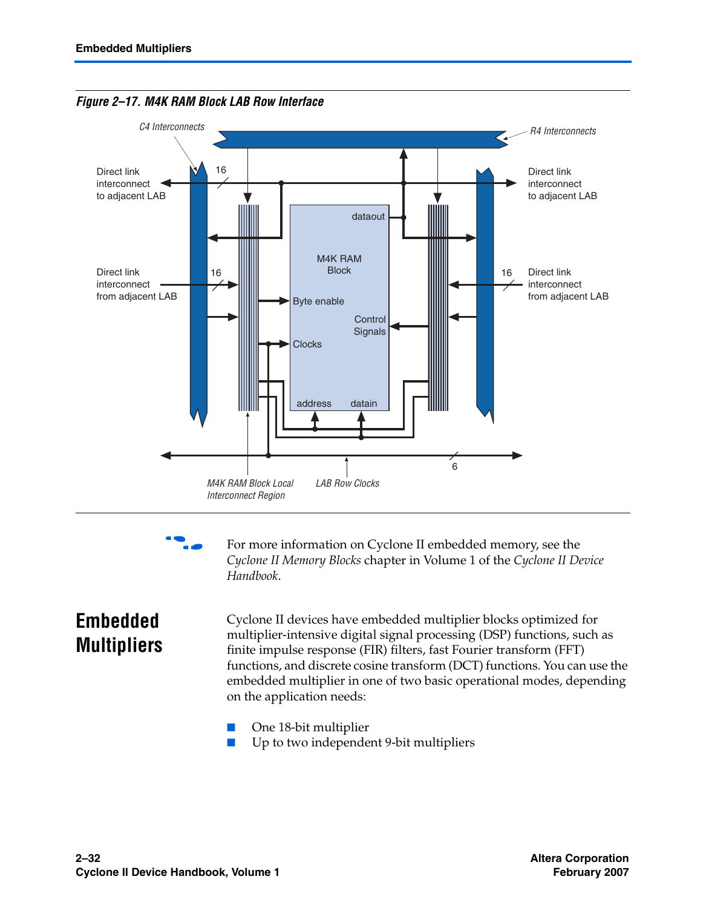*Figure 2–17. M4K RAM Block LAB Row Interface*

For more information on Cyclone II embedded memory, see the *Cyclone II Memory Blocks* chapter in Volume 1 of the *Cyclone II Device Handbook*.

## Embedded Multipliers

Cyclone II devices have embedded multiplier blocks optimized for multiplier-intensive digital signal processing (DSP) functions, such as finite impulse response (FIR) filters, fast Fourier transform (FFT) functions, and discrete cosine transform (DCT) functions. You can use the embedded multiplier in one of two basic operational modes, depending on the application needs:

- One 18-bit multiplier
- Up to two independent 9-bit multipliers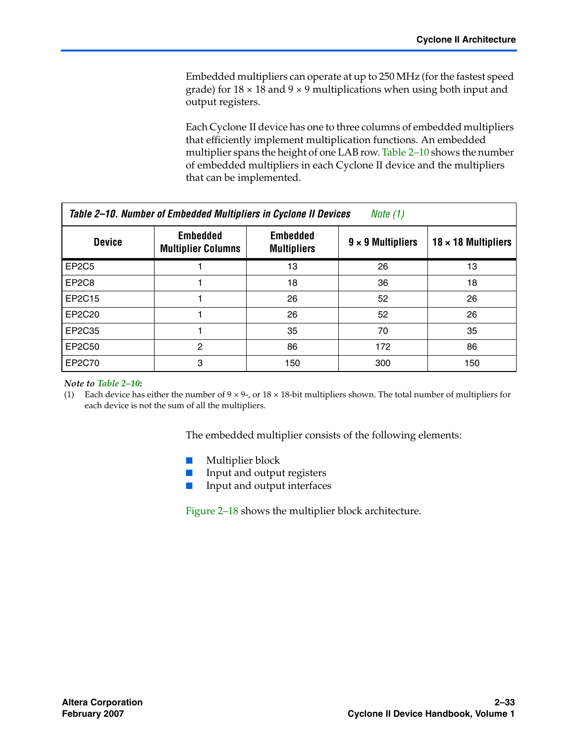Embedded multipliers can operate at up to 250 MHz (for the fastest speed grade) for 18 × 18 and 9 × 9 multiplications when using both input and output registers.

Each Cyclone II device has one to three columns of embedded multipliers that efficiently implement multiplication functions. An embedded multiplier spans the height of one LAB row. Table 2–10 shows the number of embedded multipliers in each Cyclone II device and the multipliers that can be implemented.

***Table 2–10. Number of Embedded Multipliers in Cyclone II Devices*** *Note (1)*

| Device | Embedded Multiplier Columns | Embedded Multipliers | 9 × 9 Multipliers | 18 × 18 Multipliers |
|---|---|---|---|---|
| EP2C5 | 1 | 13 | 26 | 13 |
| EP2C8 | 1 | 18 | 36 | 18 |
| EP2C15 | 1 | 26 | 52 | 26 |
| EP2C20 | 1 | 26 | 52 | 26 |
| EP2C35 | 1 | 35 | 70 | 35 |
| EP2C50 | 2 | 86 | 172 | 86 |
| EP2C70 | 3 | 150 | 300 | 150 |

***Note to Table 2–10:***

(1) Each device has either the number of 9 × 9-, or 18 × 18-bit multipliers shown. The total number of multipliers for each device is not the sum of all the multipliers.

The embedded multiplier consists of the following elements:

- Multiplier block
- Input and output registers
- Input and output interfaces

Figure 2–18 shows the multiplier block architecture.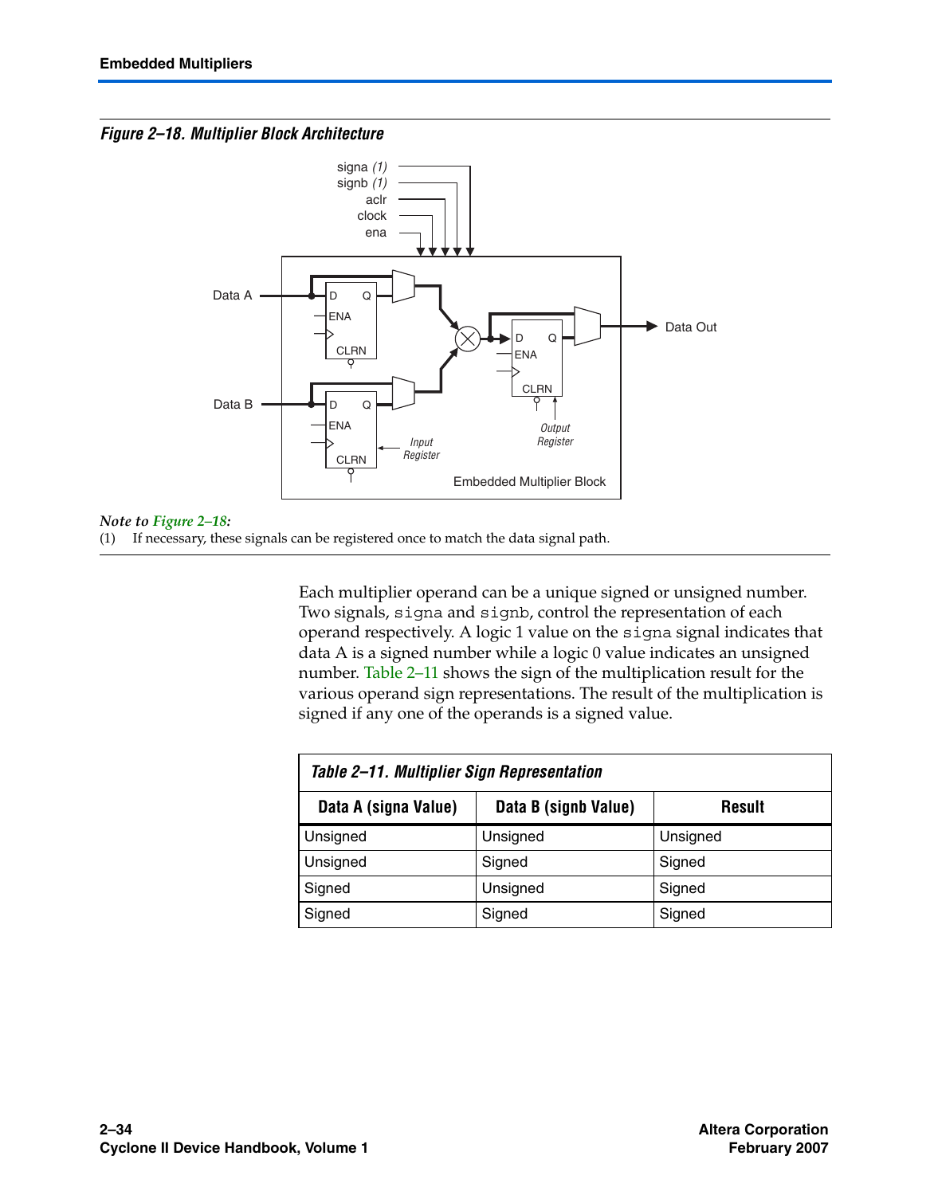*Figure 2–18. Multiplier Block Architecture*

*Note to Figure 2–18:*

(1) If necessary, these signals can be registered once to match the data signal path.

Each multiplier operand can be a unique signed or unsigned number. Two signals, `signa` and `signb`, control the representation of each operand respectively. A logic 1 value on the `signa` signal indicates that data A is a signed number while a logic 0 value indicates an unsigned number. Table 2–11 shows the sign of the multiplication result for the various operand sign representations. The result of the multiplication is signed if any one of the operands is a signed value.

*Table 2–11. Multiplier Sign Representation*

| Data A (signa Value) | Data B (signb Value) | Result |
|---|---|---|
| Unsigned | Unsigned | Unsigned |
| Unsigned | Signed | Signed |
| Signed | Unsigned | Signed |
| Signed | Signed | Signed |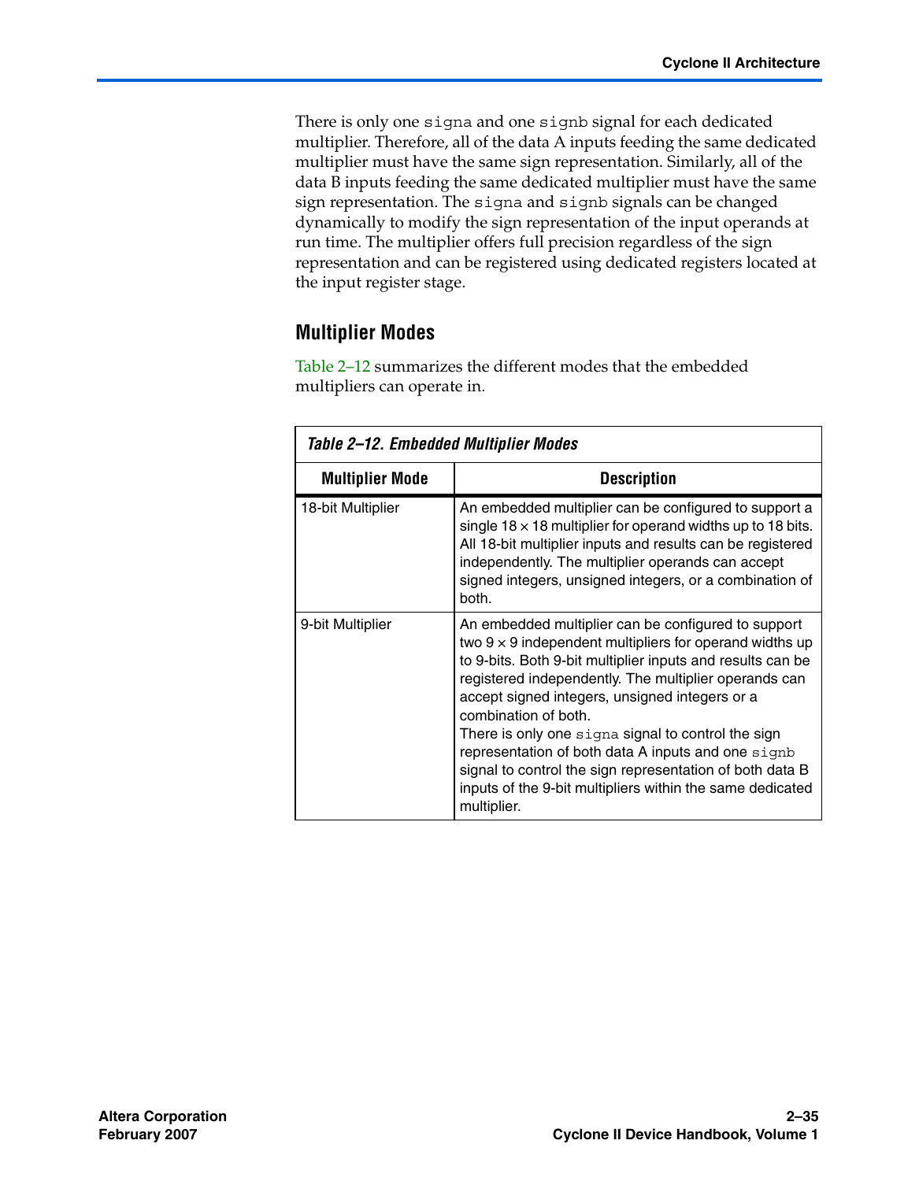There is only one signa and one signb signal for each dedicated multiplier. Therefore, all of the data A inputs feeding the same dedicated multiplier must have the same sign representation. Similarly, all of the data B inputs feeding the same dedicated multiplier must have the same sign representation. The signa and signb signals can be changed dynamically to modify the sign representation of the input operands at run time. The multiplier offers full precision regardless of the sign representation and can be registered using dedicated registers located at the input register stage.

## Multiplier Modes

Table 2–12 summarizes the different modes that the embedded multipliers can operate in.

*Table 2–12. Embedded Multiplier Modes*

| Multiplier Mode | Description |
|---|---|
| 18-bit Multiplier | An embedded multiplier can be configured to support a single $18 \times 18$ multiplier for operand widths up to 18 bits. All 18-bit multiplier inputs and results can be registered independently. The multiplier operands can accept signed integers, unsigned integers, or a combination of both. |
| 9-bit Multiplier | An embedded multiplier can be configured to support two $9 \times 9$ independent multipliers for operand widths up to 9-bits. Both 9-bit multiplier inputs and results can be registered independently. The multiplier operands can accept signed integers, unsigned integers or a combination of both. There is only one signa signal to control the sign representation of both data A inputs and one signb signal to control the sign representation of both data B inputs of the 9-bit multipliers within the same dedicated multiplier. |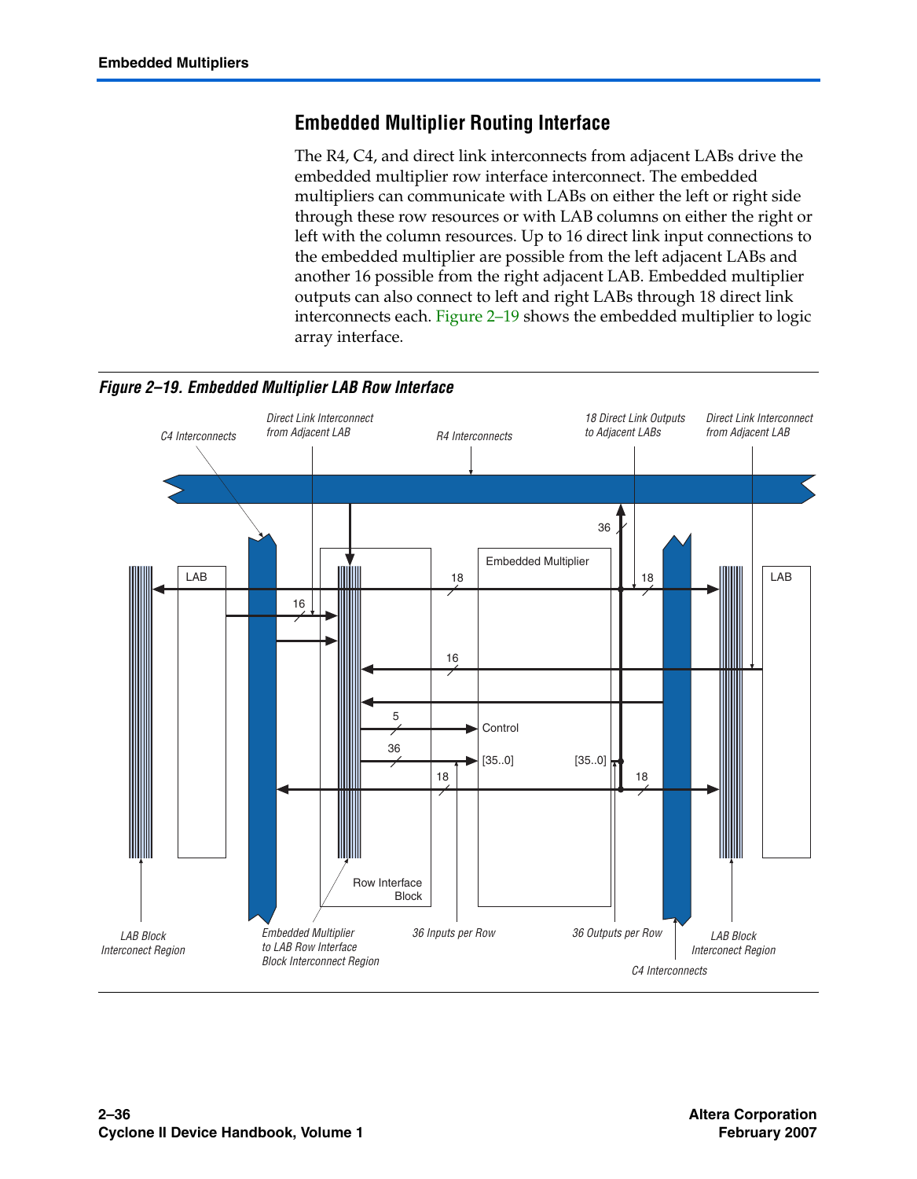## Embedded Multiplier Routing Interface

The R4, C4, and direct link interconnects from adjacent LABs drive the embedded multiplier row interface interconnect. The embedded multipliers can communicate with LABs on either the left or right side through these row resources or with LAB columns on either the right or left with the column resources. Up to 16 direct link input connections to the embedded multiplier are possible from the left adjacent LABs and another 16 possible from the right adjacent LAB. Embedded multiplier outputs can also connect to left and right LABs through 18 direct link interconnects each. Figure 2–19 shows the embedded multiplier to logic array interface.

***Figure 2–19. Embedded Multiplier LAB Row Interface***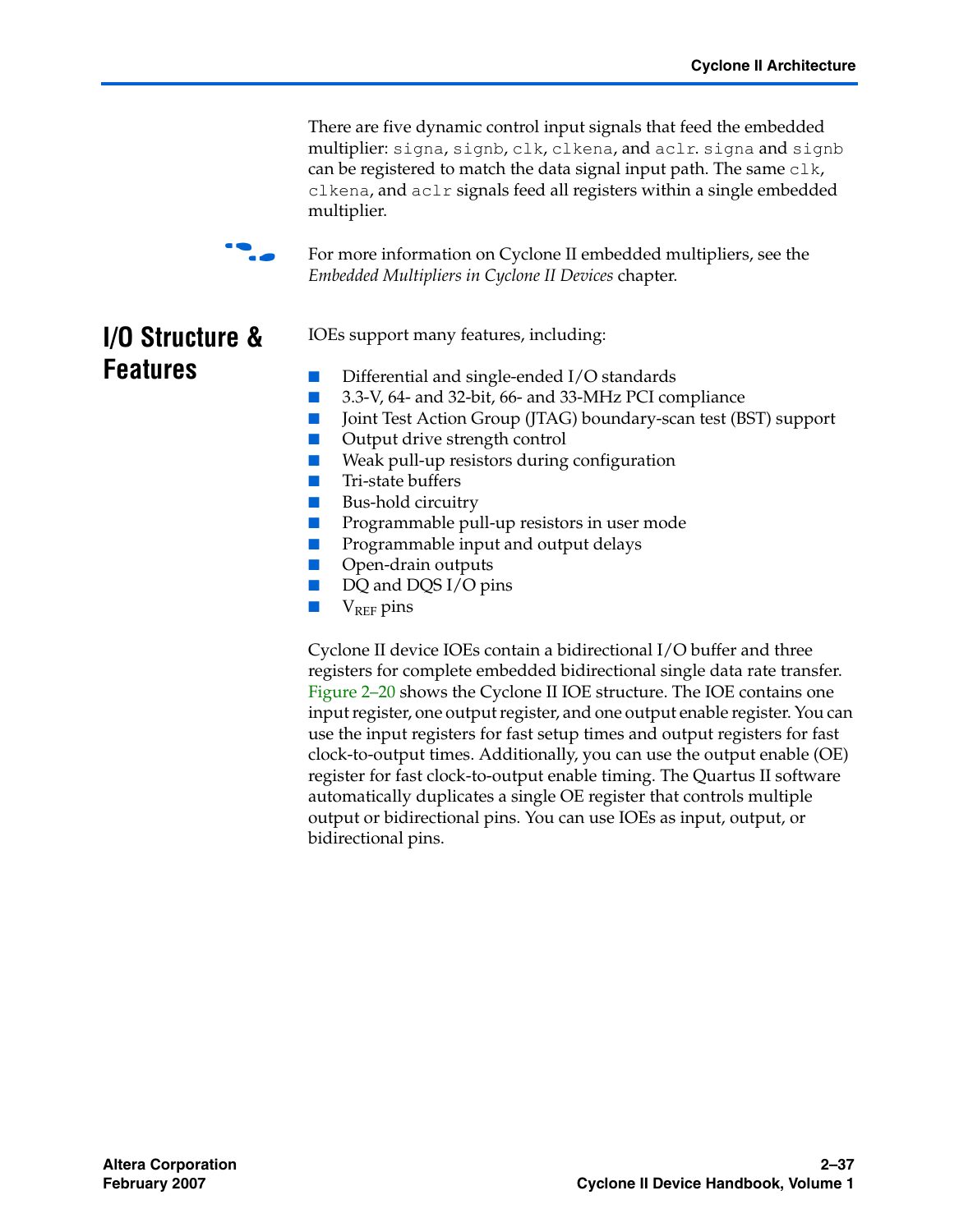There are five dynamic control input signals that feed the embedded multiplier: `signa`, `signb`, `clk`, `clkena`, and `aclr`. `signa` and `signb` can be registered to match the data signal input path. The same `clk`, `clkena`, and `aclr` signals feed all registers within a single embedded multiplier.

For more information on Cyclone II embedded multipliers, see the *Embedded Multipliers in Cyclone II Devices* chapter.

## I/O Structure & Features

IOEs support many features, including:

- Differential and single-ended I/O standards
- 3.3-V, 64- and 32-bit, 66- and 33-MHz PCI compliance
- Joint Test Action Group (JTAG) boundary-scan test (BST) support
- Output drive strength control
- Weak pull-up resistors during configuration
- Tri-state buffers
- Bus-hold circuitry
- Programmable pull-up resistors in user mode
- Programmable input and output delays
- Open-drain outputs
- DQ and DQS I/O pins
- $V_{REF}$ pins

Cyclone II device IOEs contain a bidirectional I/O buffer and three registers for complete embedded bidirectional single data rate transfer. Figure 2–20 shows the Cyclone II IOE structure. The IOE contains one input register, one output register, and one output enable register. You can use the input registers for fast setup times and output registers for fast clock-to-output times. Additionally, you can use the output enable (OE) register for fast clock-to-output enable timing. The Quartus II software automatically duplicates a single OE register that controls multiple output or bidirectional pins. You can use IOEs as input, output, or bidirectional pins.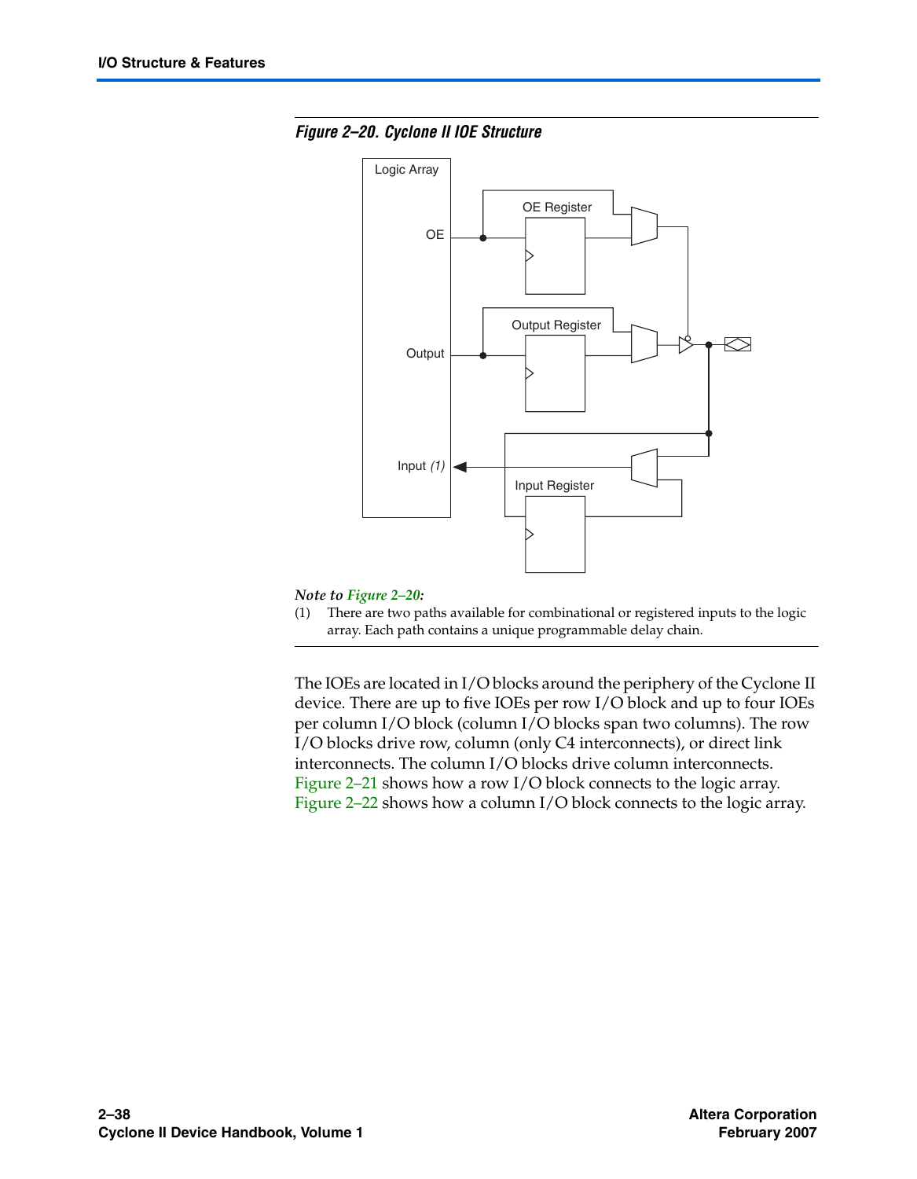***Figure 2–20. Cyclone II IOE Structure***

*Note to Figure 2–20:*

(1) There are two paths available for combinational or registered inputs to the logic array. Each path contains a unique programmable delay chain.

The IOEs are located in I/O blocks around the periphery of the Cyclone II device. There are up to five IOEs per row I/O block and up to four IOEs per column I/O block (column I/O blocks span two columns). The row I/O blocks drive row, column (only C4 interconnects), or direct link interconnects. The column I/O blocks drive column interconnects. Figure 2–21 shows how a row I/O block connects to the logic array. Figure 2–22 shows how a column I/O block connects to the logic array.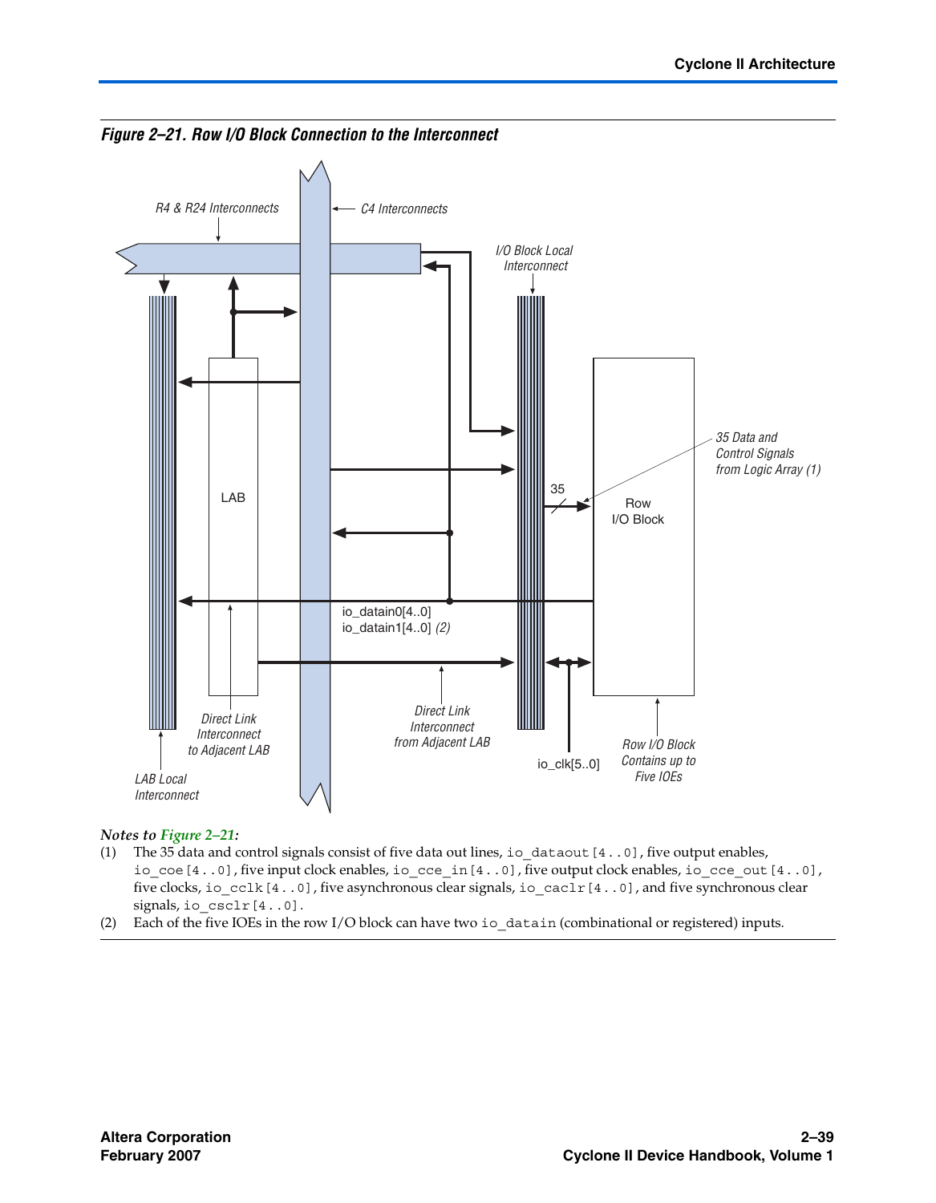*Figure 2–21. Row I/O Block Connection to the Interconnect*

*Notes to Figure 2–21:*

1. The 35 data and control signals consist of five data out lines, `io_dataout[4..0]`, five output enables, `io_coe[4..0]`, five input clock enables, `io_cce_in[4..0]`, five output clock enables, `io_cce_out[4..0]`, five clocks, `io_cclk[4..0]`, five asynchronous clear signals, `io_caclr[4..0]`, and five synchronous clear signals, `io_csclr[4..0]`.
2. Each of the five IOEs in the row I/O block can have two `io_datain` (combinational or registered) inputs.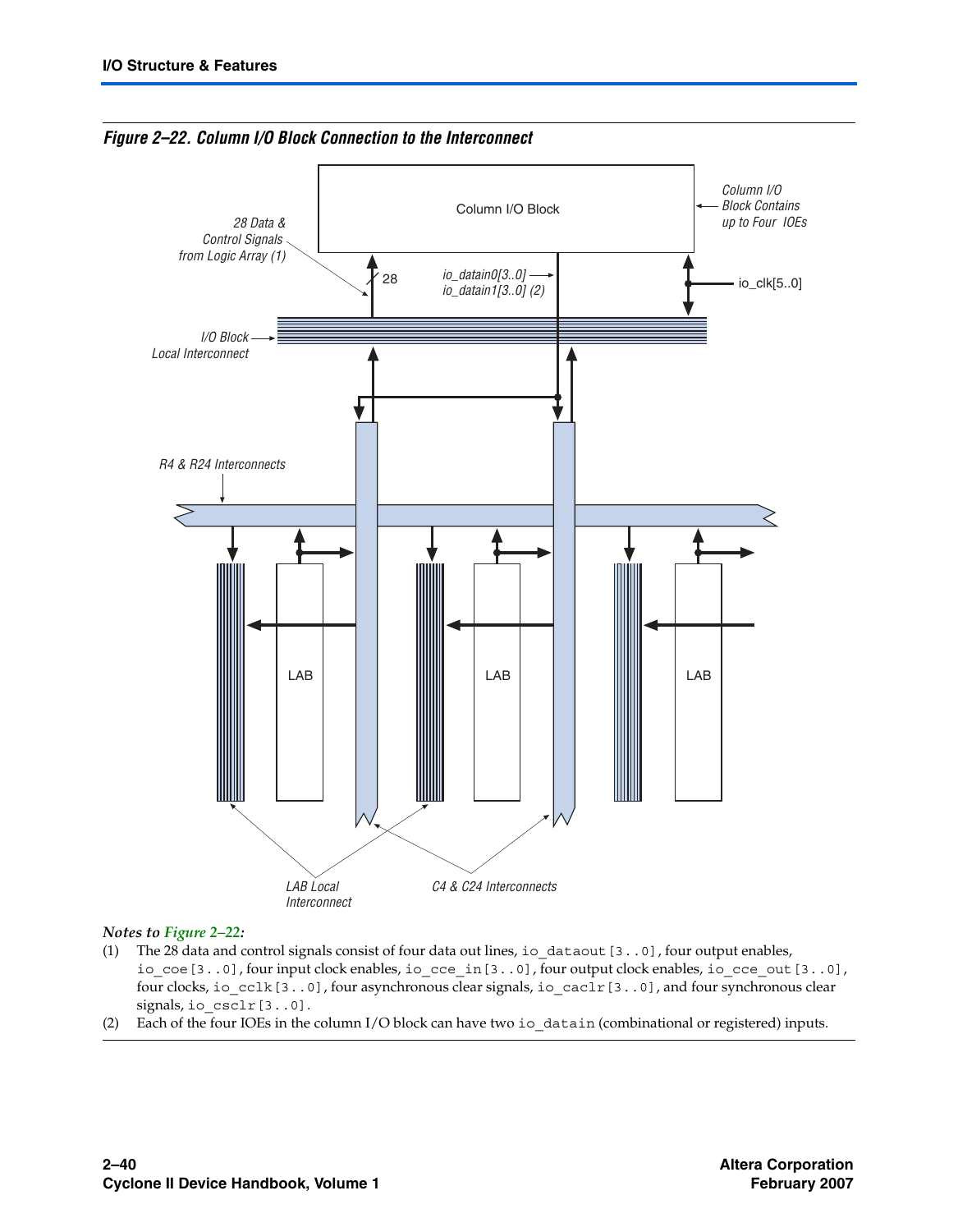*Figure 2–22. Column I/O Block Connection to the Interconnect*

Column I/O Block

Column I/O Block Contains up to Four IOEs

28 Data & Control Signals from Logic Array (1)

28

io_datain0[3..0]
io_datain1[3..0] (2)

io_clk[5..0]

I/O Block Local Interconnect

R4 & R24 Interconnects

LAB

LAB

LAB

LAB Local Interconnect

C4 & C24 Interconnects

*Notes to Figure 2–22:*

(1) The 28 data and control signals consist of four data out lines, io_dataout[3..0], four output enables, io_coe[3..0], four input clock enables, io_cce_in[3..0], four output clock enables, io_cce_out[3..0], four clocks, io_cclk[3..0], four asynchronous clear signals, io_caclr[3..0], and four synchronous clear signals, io_csclr[3..0].

(2) Each of the four IOEs in the column I/O block can have two io_datain (combinational or registered) inputs.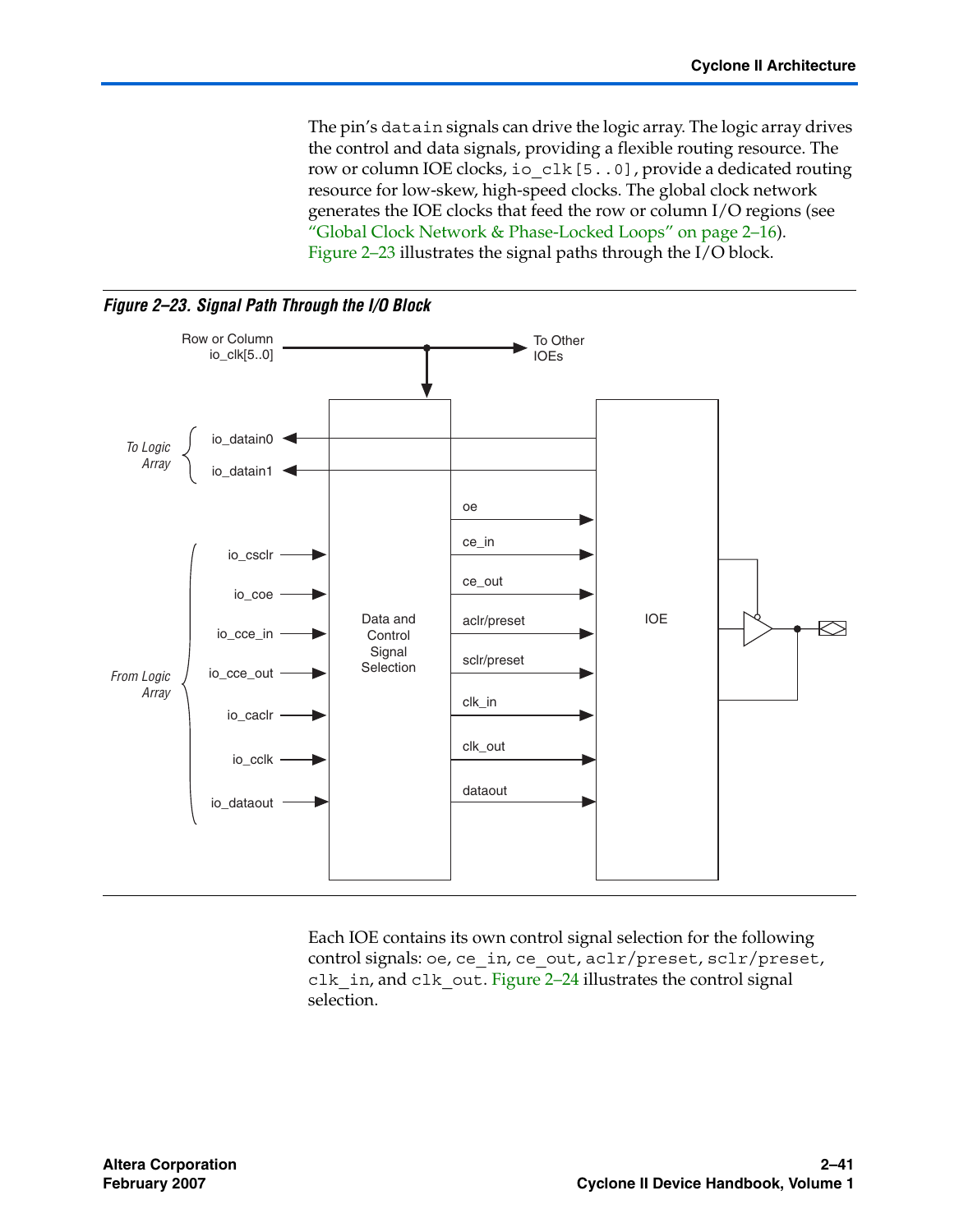The pin's `datain` signals can drive the logic array. The logic array drives the control and data signals, providing a flexible routing resource. The row or column IOE clocks, `io_clk[5..0]`, provide a dedicated routing resource for low-skew, high-speed clocks. The global clock network generates the IOE clocks that feed the row or column I/O regions (see "Global Clock Network & Phase-Locked Loops" on page 2–16). Figure 2–23 illustrates the signal paths through the I/O block.

*Figure 2–23. Signal Path Through the I/O Block*

Each IOE contains its own control signal selection for the following control signals: `oe`, `ce_in`, `ce_out`, `aclr/preset`, `sclr/preset`, `clk_in`, and `clk_out`. Figure 2–24 illustrates the control signal selection.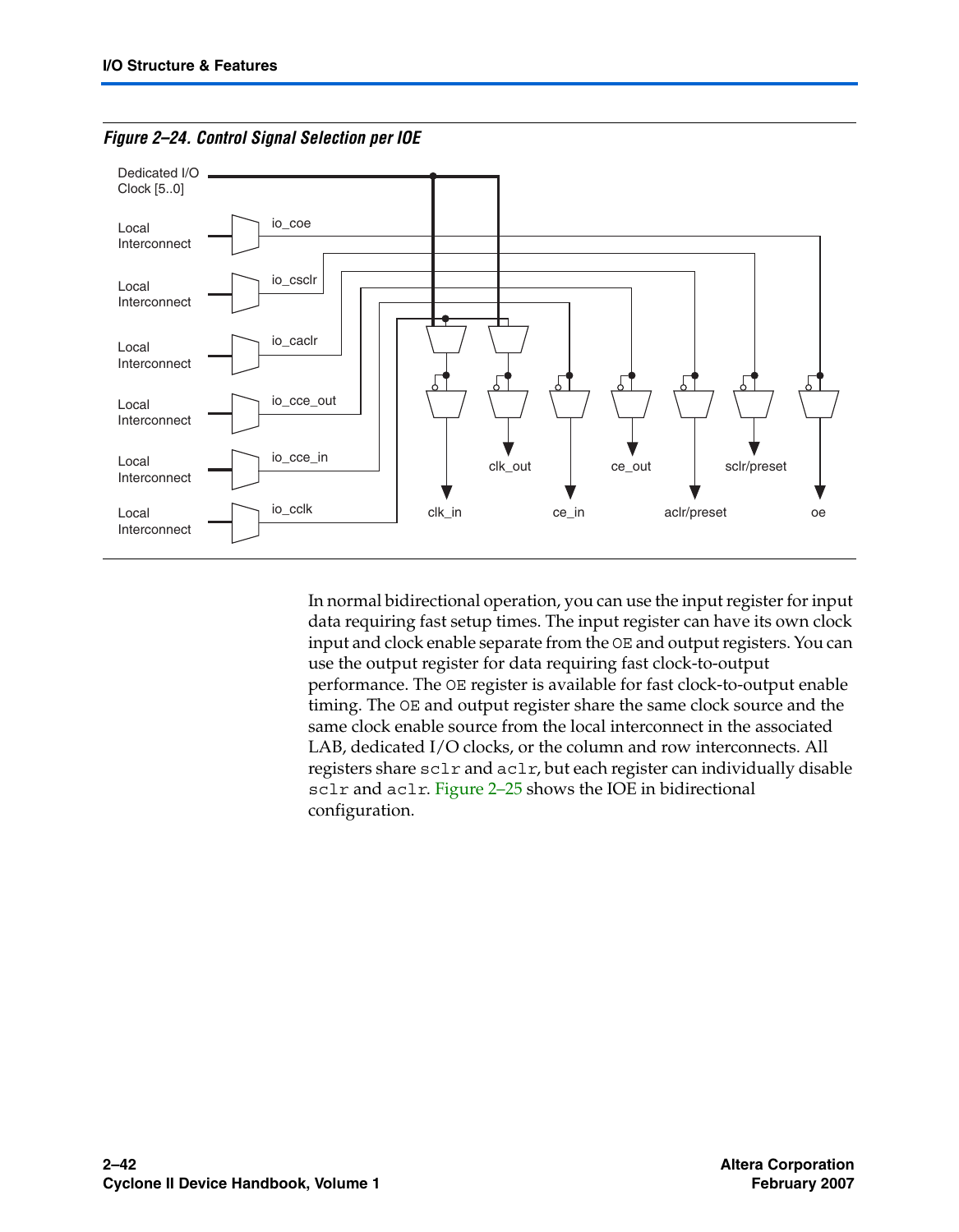*Figure 2–24. Control Signal Selection per IOE*

In normal bidirectional operation, you can use the input register for input data requiring fast setup times. The input register can have its own clock input and clock enable separate from the OE and output registers. You can use the output register for data requiring fast clock-to-output performance. The OE register is available for fast clock-to-output enable timing. The OE and output register share the same clock source and the same clock enable source from the local interconnect in the associated LAB, dedicated I/O clocks, or the column and row interconnects. All registers share sclr and aclr, but each register can individually disable sclr and aclr. Figure 2–25 shows the IOE in bidirectional configuration.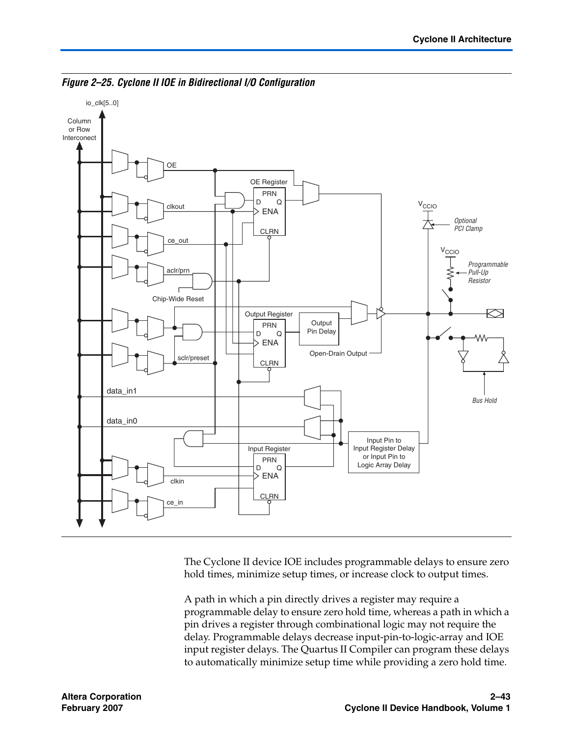*Figure 2–25. Cyclone II IOE in Bidirectional I/O Configuration*

The Cyclone II device IOE includes programmable delays to ensure zero hold times, minimize setup times, or increase clock to output times.

A path in which a pin directly drives a register may require a programmable delay to ensure zero hold time, whereas a path in which a pin drives a register through combinational logic may not require the delay. Programmable delays decrease input-pin-to-logic-array and IOE input register delays. The Quartus II Compiler can program these delays to automatically minimize setup time while providing a zero hold time.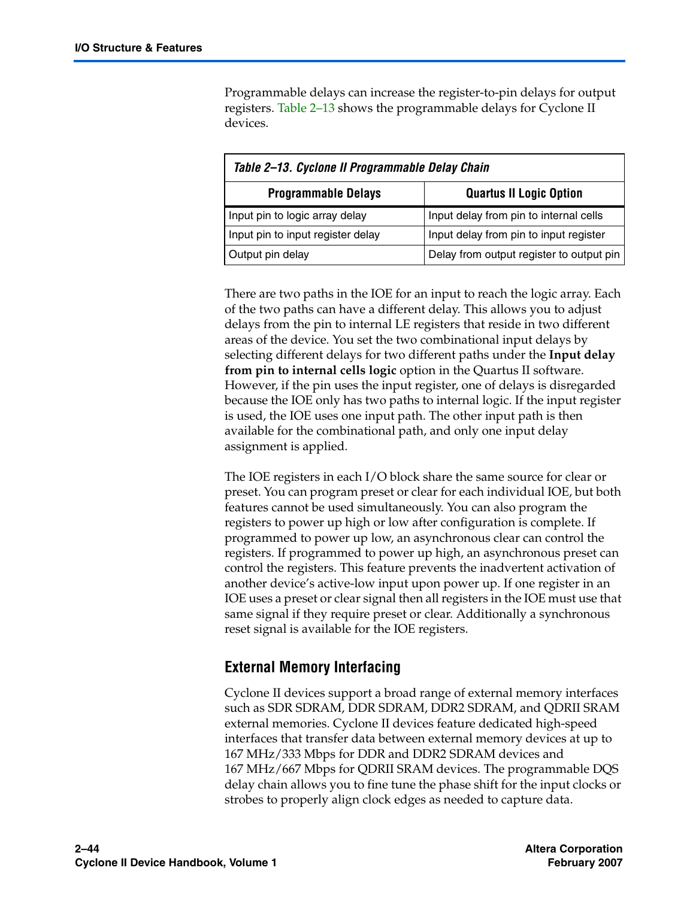Programmable delays can increase the register-to-pin delays for output registers. Table 2–13 shows the programmable delays for Cyclone II devices.

*Table 2–13. Cyclone II Programmable Delay Chain*

| Programmable Delays | Quartus II Logic Option |
|---|---|
| Input pin to logic array delay | Input delay from pin to internal cells |
| Input pin to input register delay | Input delay from pin to input register |
| Output pin delay | Delay from output register to output pin |

There are two paths in the IOE for an input to reach the logic array. Each of the two paths can have a different delay. This allows you to adjust delays from the pin to internal LE registers that reside in two different areas of the device. You set the two combinational input delays by selecting different delays for two different paths under the **Input delay from pin to internal cells logic** option in the Quartus II software. However, if the pin uses the input register, one of delays is disregarded because the IOE only has two paths to internal logic. If the input register is used, the IOE uses one input path. The other input path is then available for the combinational path, and only one input delay assignment is applied.

The IOE registers in each I/O block share the same source for clear or preset. You can program preset or clear for each individual IOE, but both features cannot be used simultaneously. You can also program the registers to power up high or low after configuration is complete. If programmed to power up low, an asynchronous clear can control the registers. If programmed to power up high, an asynchronous preset can control the registers. This feature prevents the inadvertent activation of another device's active-low input upon power up. If one register in an IOE uses a preset or clear signal then all registers in the IOE must use that same signal if they require preset or clear. Additionally a synchronous reset signal is available for the IOE registers.

## External Memory Interfacing

Cyclone II devices support a broad range of external memory interfaces such as SDR SDRAM, DDR SDRAM, DDR2 SDRAM, and QDRII SRAM external memories. Cyclone II devices feature dedicated high-speed interfaces that transfer data between external memory devices at up to 167 MHz/333 Mbps for DDR and DDR2 SDRAM devices and 167 MHz/667 Mbps for QDRII SRAM devices. The programmable DQS delay chain allows you to fine tune the phase shift for the input clocks or strobes to properly align clock edges as needed to capture data.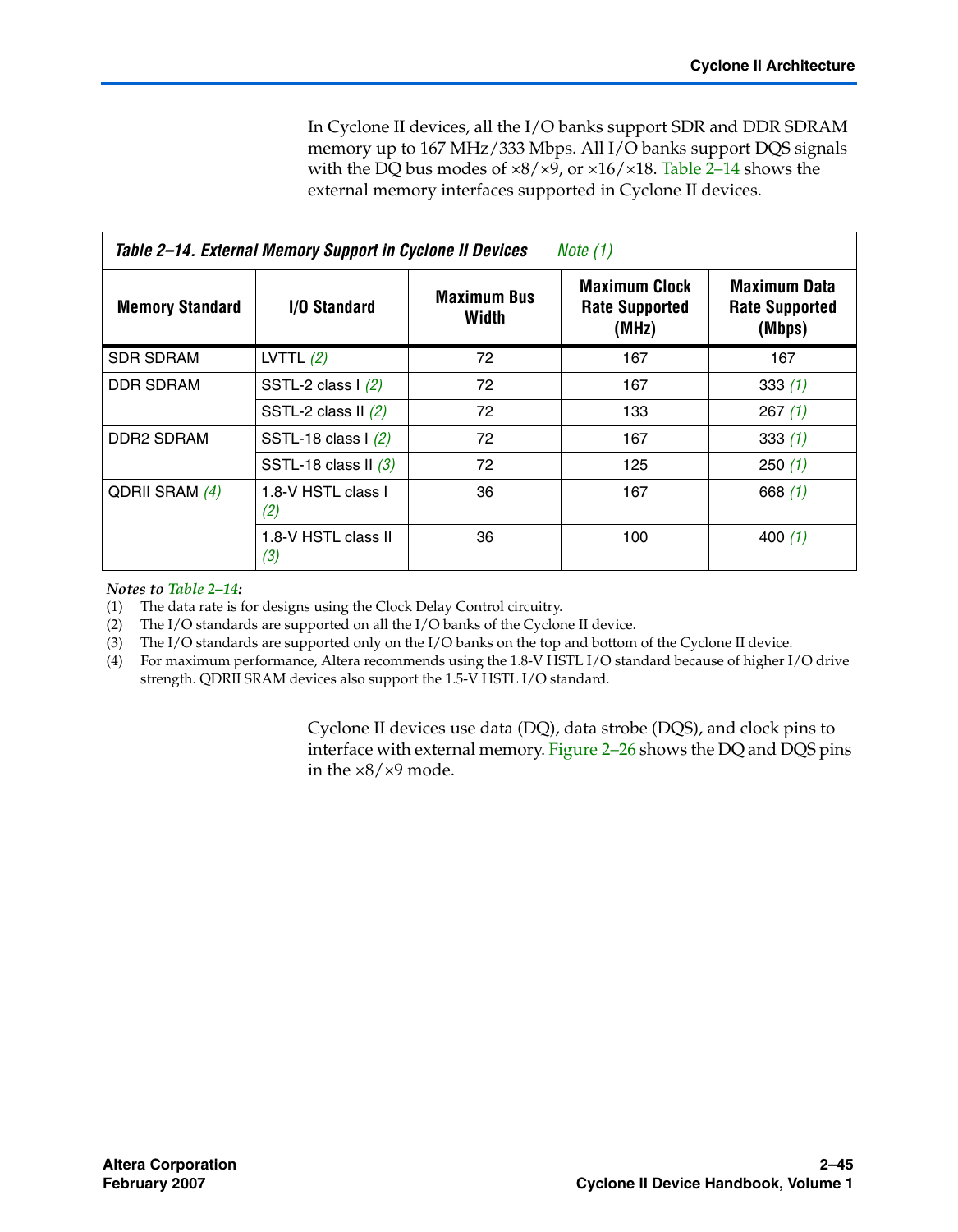In Cyclone II devices, all the I/O banks support SDR and DDR SDRAM memory up to 167 MHz/333 Mbps. All I/O banks support DQS signals with the DQ bus modes of ×8/×9, or ×16/×18. Table 2–14 shows the external memory interfaces supported in Cyclone II devices.

**Table 2–14. External Memory Support in Cyclone II Devices** *Note (1)*

| Memory Standard | I/O Standard | Maximum Bus Width | Maximum Clock Rate Supported (MHz) | Maximum Data Rate Supported (Mbps) |
|---|---|---|---|---|
| SDR SDRAM | LVTTL *(2)* | 72 | 167 | 167 |
| DDR SDRAM | SSTL-2 class I *(2)* | 72 | 167 | 333 *(1)* |
| | SSTL-2 class II *(2)* | 72 | 133 | 267 *(1)* |
| DDR2 SDRAM | SSTL-18 class I *(2)* | 72 | 167 | 333 *(1)* |
| | SSTL-18 class II *(3)* | 72 | 125 | 250 *(1)* |
| QDRII SRAM *(4)* | 1.8-V HSTL class I *(2)* | 36 | 167 | 668 *(1)* |
| | 1.8-V HSTL class II *(3)* | 36 | 100 | 400 *(1)* |

*Notes to Table 2–14:*

(1) The data rate is for designs using the Clock Delay Control circuitry.
(2) The I/O standards are supported on all the I/O banks of the Cyclone II device.
(3) The I/O standards are supported only on the I/O banks on the top and bottom of the Cyclone II device.
(4) For maximum performance, Altera recommends using the 1.8-V HSTL I/O standard because of higher I/O drive strength. QDRII SRAM devices also support the 1.5-V HSTL I/O standard.

Cyclone II devices use data (DQ), data strobe (DQS), and clock pins to interface with external memory. Figure 2–26 shows the DQ and DQS pins in the ×8/×9 mode.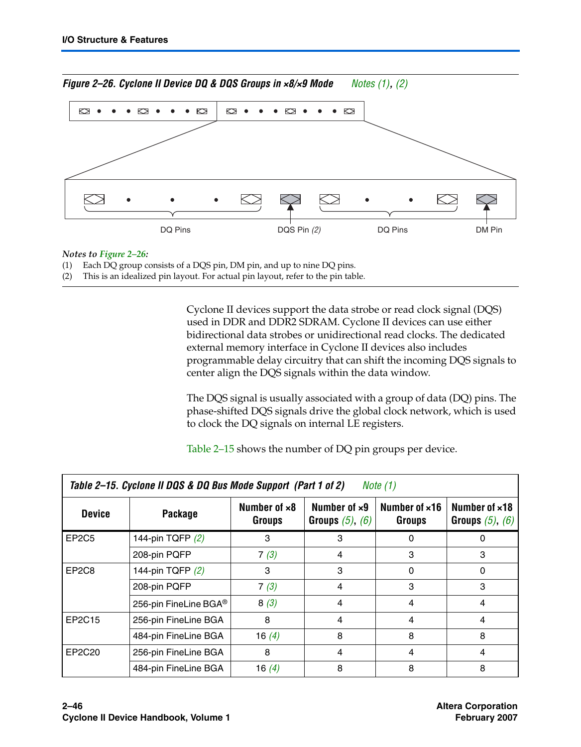*Figure 2–26. Cyclone II Device DQ & DQS Groups in ×8/×9 Mode* *Notes (1), (2)*

DQ Pins | DQS Pin *(2)* | DQ Pins | DM Pin

*Notes to Figure 2–26:*

(1) Each DQ group consists of a DQS pin, DM pin, and up to nine DQ pins.
(2) This is an idealized pin layout. For actual pin layout, refer to the pin table.

Cyclone II devices support the data strobe or read clock signal (DQS) used in DDR and DDR2 SDRAM. Cyclone II devices can use either bidirectional data strobes or unidirectional read clocks. The dedicated external memory interface in Cyclone II devices also includes programmable delay circuitry that can shift the incoming DQS signals to center align the DQS signals within the data window.

The DQS signal is usually associated with a group of data (DQ) pins. The phase-shifted DQS signals drive the global clock network, which is used to clock the DQ signals on internal LE registers.

Table 2–15 shows the number of DQ pin groups per device.

*Table 2–15. Cyclone II DQS & DQ Bus Mode Support (Part 1 of 2)* *Note (1)*

| Device | Package | Number of ×8 Groups | Number of ×9 Groups *(5)*, *(6)* | Number of ×16 Groups | Number of ×18 Groups *(5)*, *(6)* |
|---|---|---|---|---|---|
| EP2C5 | 144-pin TQFP *(2)* | 3 | 3 | 0 | 0 |
| | 208-pin PQFP | 7 *(3)* | 4 | 3 | 3 |
| EP2C8 | 144-pin TQFP *(2)* | 3 | 3 | 0 | 0 |
| | 208-pin PQFP | 7 *(3)* | 4 | 3 | 3 |
| | 256-pin FineLine BGA® | 8 *(3)* | 4 | 4 | 4 |
| EP2C15 | 256-pin FineLine BGA | 8 | 4 | 4 | 4 |
| | 484-pin FineLine BGA | 16 *(4)* | 8 | 8 | 8 |
| EP2C20 | 256-pin FineLine BGA | 8 | 4 | 4 | 4 |
| | 484-pin FineLine BGA | 16 *(4)* | 8 | 8 | 8 |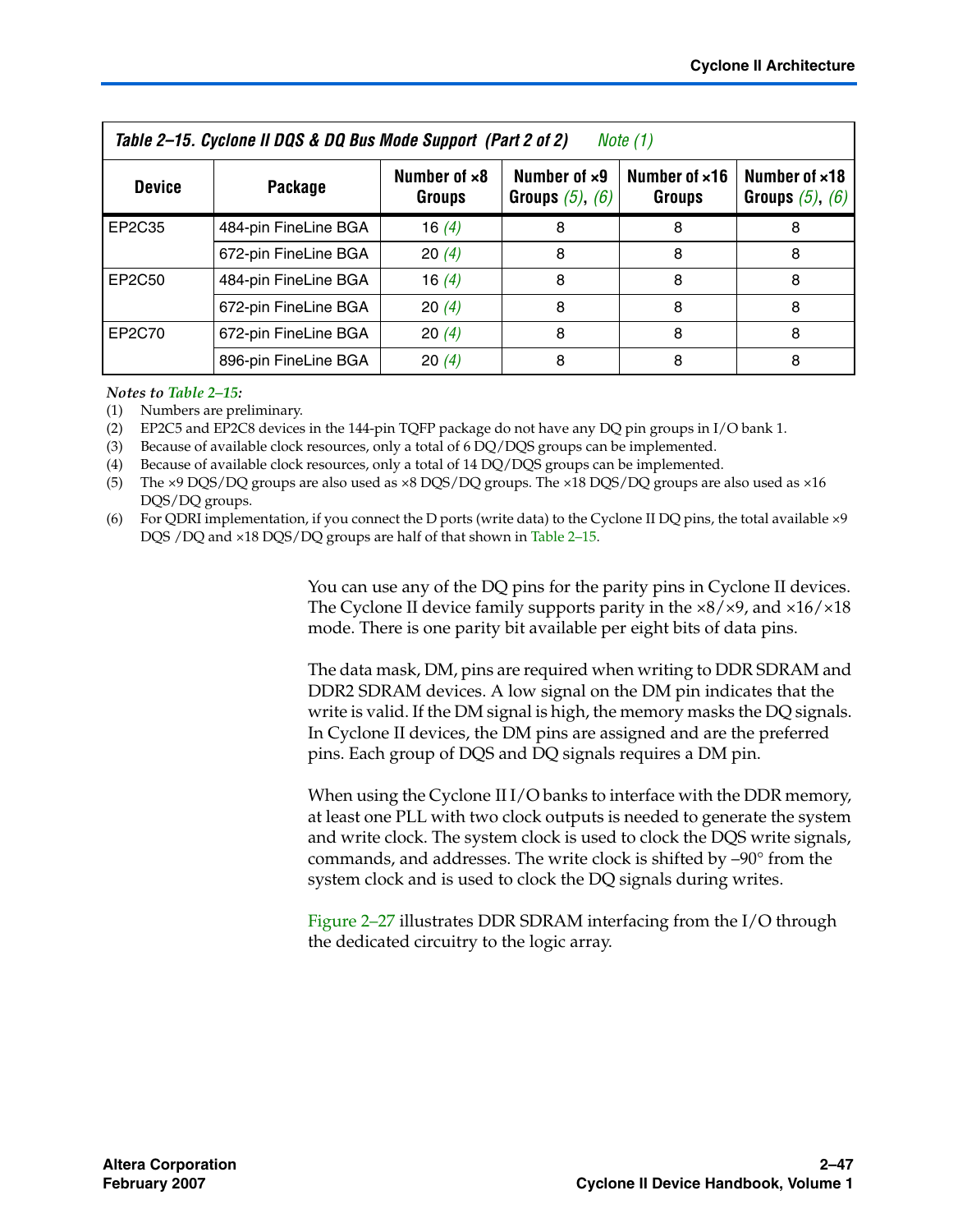**Table 2–15. Cyclone II DQS & DQ Bus Mode Support (Part 2 of 2)** *Note (1)*

| Device | Package | Number of ×8 Groups | Number of ×9 Groups *(5)*, *(6)* | Number of ×16 Groups | Number of ×18 Groups *(5)*, *(6)* |
|---|---|---|---|---|---|
| EP2C35 | 484-pin FineLine BGA | 16 *(4)* | 8 | 8 | 8 |
| | 672-pin FineLine BGA | 20 *(4)* | 8 | 8 | 8 |
| EP2C50 | 484-pin FineLine BGA | 16 *(4)* | 8 | 8 | 8 |
| | 672-pin FineLine BGA | 20 *(4)* | 8 | 8 | 8 |
| EP2C70 | 672-pin FineLine BGA | 20 *(4)* | 8 | 8 | 8 |
| | 896-pin FineLine BGA | 20 *(4)* | 8 | 8 | 8 |

*Notes to Table 2–15:*

(1) Numbers are preliminary.

(2) EP2C5 and EP2C8 devices in the 144-pin TQFP package do not have any DQ pin groups in I/O bank 1.

(3) Because of available clock resources, only a total of 6 DQ/DQS groups can be implemented.

(4) Because of available clock resources, only a total of 14 DQ/DQS groups can be implemented.

(5) The ×9 DQS/DQ groups are also used as ×8 DQS/DQ groups. The ×18 DQS/DQ groups are also used as ×16 DQS/DQ groups.

(6) For QDRI implementation, if you connect the D ports (write data) to the Cyclone II DQ pins, the total available ×9 DQS /DQ and ×18 DQS/DQ groups are half of that shown in Table 2–15.

You can use any of the DQ pins for the parity pins in Cyclone II devices. The Cyclone II device family supports parity in the ×8/×9, and ×16/×18 mode. There is one parity bit available per eight bits of data pins.

The data mask, DM, pins are required when writing to DDR SDRAM and DDR2 SDRAM devices. A low signal on the DM pin indicates that the write is valid. If the DM signal is high, the memory masks the DQ signals. In Cyclone II devices, the DM pins are assigned and are the preferred pins. Each group of DQS and DQ signals requires a DM pin.

When using the Cyclone II I/O banks to interface with the DDR memory, at least one PLL with two clock outputs is needed to generate the system and write clock. The system clock is used to clock the DQS write signals, commands, and addresses. The write clock is shifted by –90° from the system clock and is used to clock the DQ signals during writes.

Figure 2–27 illustrates DDR SDRAM interfacing from the I/O through the dedicated circuitry to the logic array.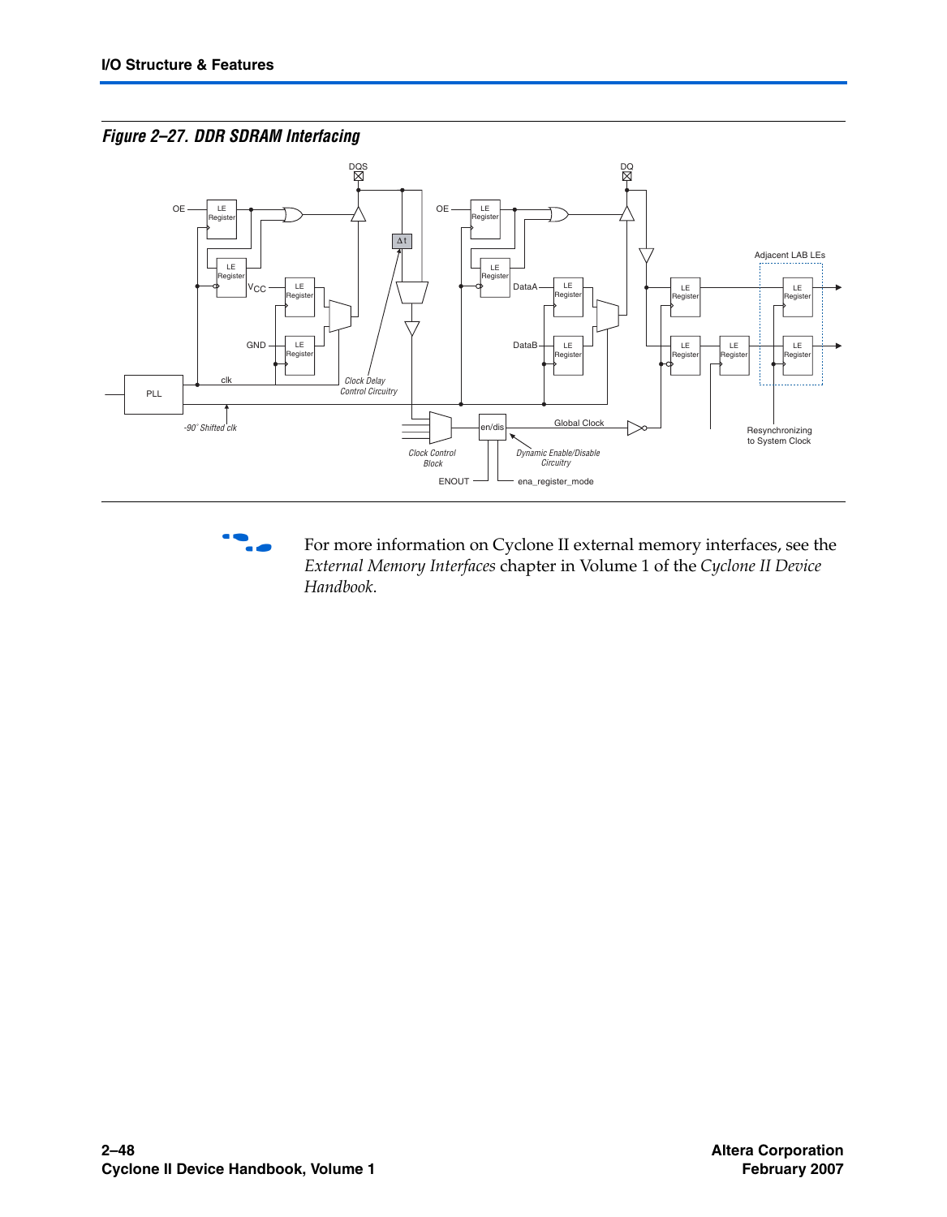*Figure 2–27. DDR SDRAM Interfacing*

For more information on Cyclone II external memory interfaces, see the *External Memory Interfaces* chapter in Volume 1 of the *Cyclone II Device Handbook*.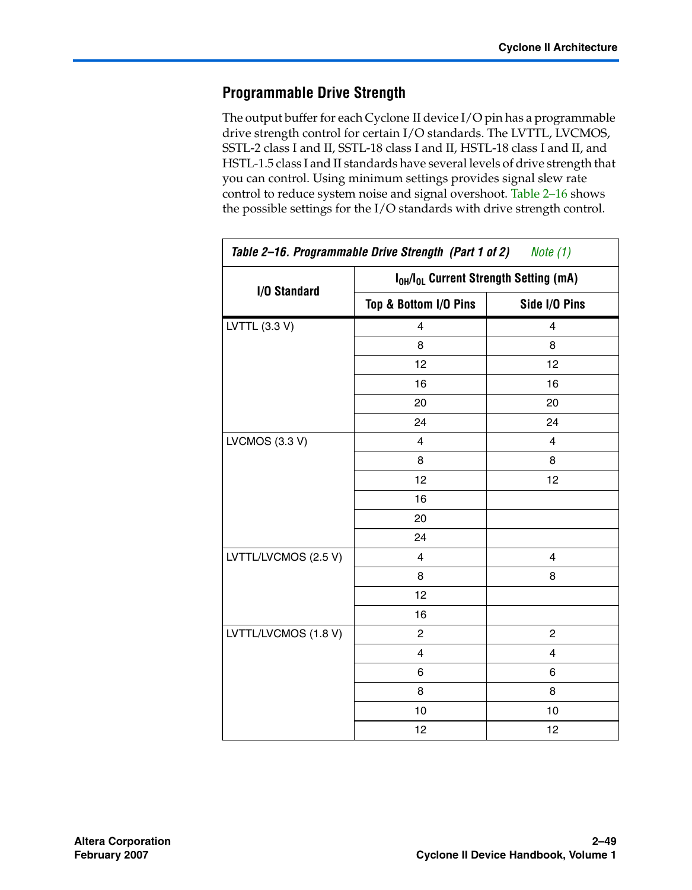## Programmable Drive Strength

The output buffer for each Cyclone II device I/O pin has a programmable drive strength control for certain I/O standards. The LVTTL, LVCMOS, SSTL-2 class I and II, SSTL-18 class I and II, HSTL-18 class I and II, and HSTL-1.5 class I and II standards have several levels of drive strength that you can control. Using minimum settings provides signal slew rate control to reduce system noise and signal overshoot. Table 2–16 shows the possible settings for the I/O standards with drive strength control.

*Table 2–16. Programmable Drive Strength (Part 1 of 2) Note (1)*

| I/O Standard | $I_{OH}/I_{OL}$ Current Strength Setting (mA) | |
|---|---|---|
| | Top & Bottom I/O Pins | Side I/O Pins |
| LVTTL (3.3 V) | 4 | 4 |
| | 8 | 8 |
| | 12 | 12 |
| | 16 | 16 |
| | 20 | 20 |
| | 24 | 24 |
| LVCMOS (3.3 V) | 4 | 4 |
| | 8 | 8 |
| | 12 | 12 |
| | 16 | |
| | 20 | |
| | 24 | |
| LVTTL/LVCMOS (2.5 V) | 4 | 4 |
| | 8 | 8 |
| | 12 | |
| | 16 | |
| LVTTL/LVCMOS (1.8 V) | 2 | 2 |
| | 4 | 4 |
| | 6 | 6 |
| | 8 | 8 |
| | 10 | 10 |
| | 12 | 12 |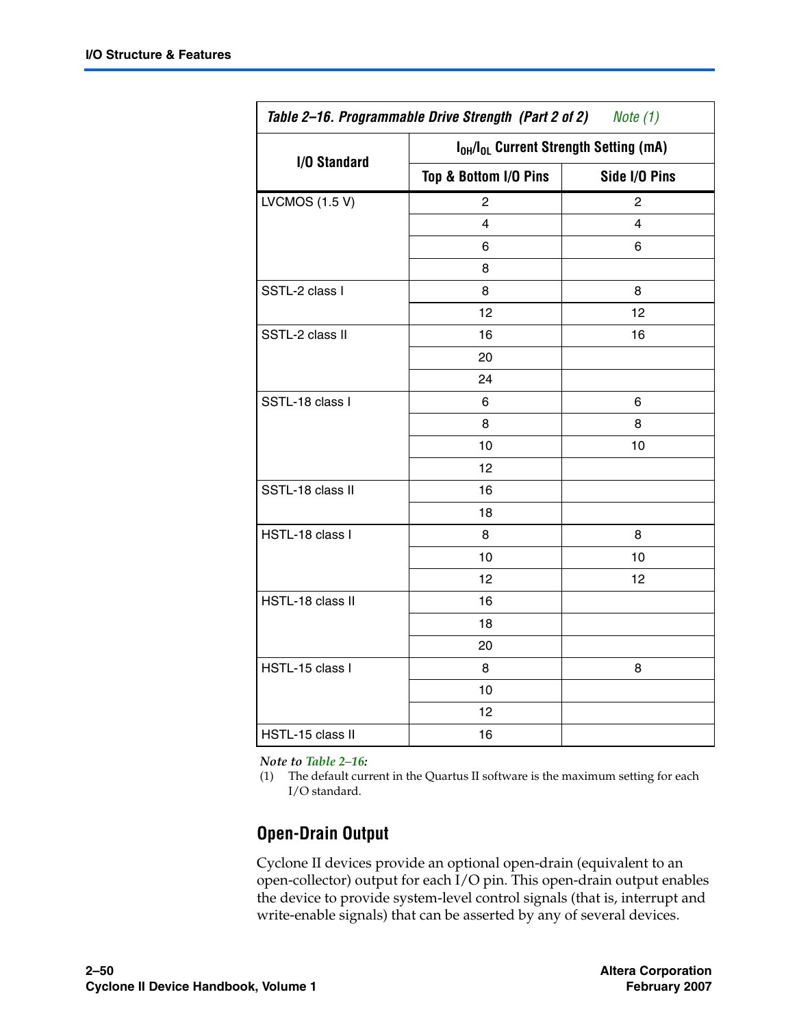**Table 2–16. Programmable Drive Strength (Part 2 of 2)** *Note (1)*

| I/O Standard | $I_{OH}/I_{OL}$ Current Strength Setting (mA) | |
|---|---|---|
| | Top & Bottom I/O Pins | Side I/O Pins |
| LVCMOS (1.5 V) | 2 | 2 |
| | 4 | 4 |
| | 6 | 6 |
| | 8 | |
| SSTL-2 class I | 8 | 8 |
| | 12 | 12 |
| SSTL-2 class II | 16 | 16 |
| | 20 | |
| | 24 | |
| SSTL-18 class I | 6 | 6 |
| | 8 | 8 |
| | 10 | 10 |
| | 12 | |
| SSTL-18 class II | 16 | |
| | 18 | |
| HSTL-18 class I | 8 | 8 |
| | 10 | 10 |
| | 12 | 12 |
| HSTL-18 class II | 16 | |
| | 18 | |
| | 20 | |
| HSTL-15 class I | 8 | 8 |
| | 10 | |
| | 12 | |
| HSTL-15 class II | 16 | |

*Note to Table 2–16:*

(1) The default current in the Quartus II software is the maximum setting for each I/O standard.

## Open-Drain Output

Cyclone II devices provide an optional open-drain (equivalent to an open-collector) output for each I/O pin. This open-drain output enables the device to provide system-level control signals (that is, interrupt and write-enable signals) that can be asserted by any of several devices.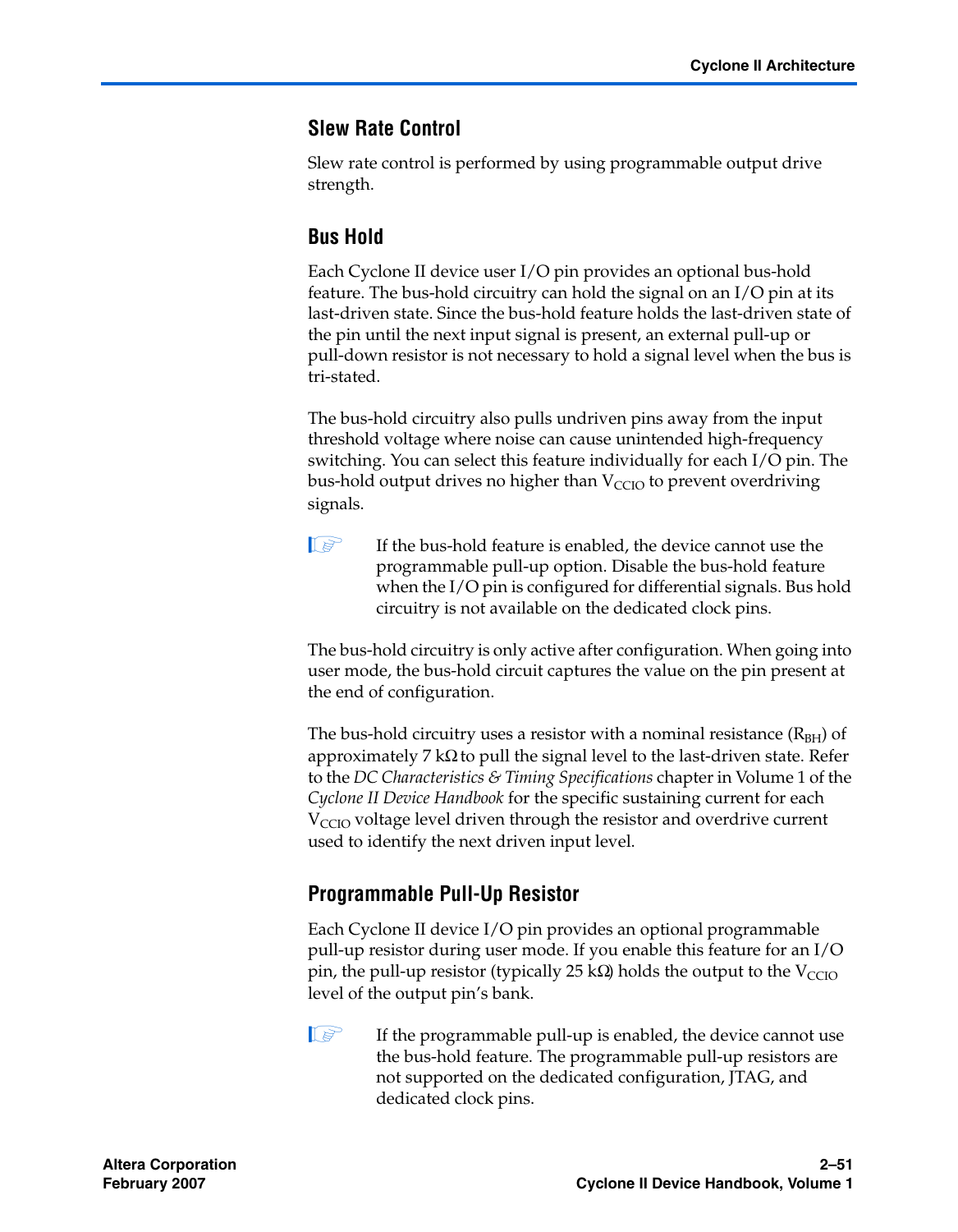## Slew Rate Control

Slew rate control is performed by using programmable output drive strength.

## Bus Hold

Each Cyclone II device user I/O pin provides an optional bus-hold feature. The bus-hold circuitry can hold the signal on an I/O pin at its last-driven state. Since the bus-hold feature holds the last-driven state of the pin until the next input signal is present, an external pull-up or pull-down resistor is not necessary to hold a signal level when the bus is tri-stated.

The bus-hold circuitry also pulls undriven pins away from the input threshold voltage where noise can cause unintended high-frequency switching. You can select this feature individually for each I/O pin. The bus-hold output drives no higher than $V_{CCIO}$ to prevent overdriving signals.

> If the bus-hold feature is enabled, the device cannot use the programmable pull-up option. Disable the bus-hold feature when the I/O pin is configured for differential signals. Bus hold circuitry is not available on the dedicated clock pins.

The bus-hold circuitry is only active after configuration. When going into user mode, the bus-hold circuit captures the value on the pin present at the end of configuration.

The bus-hold circuitry uses a resistor with a nominal resistance ($R_{BH}$) of approximately 7 kΩ to pull the signal level to the last-driven state. Refer to the *DC Characteristics & Timing Specifications* chapter in Volume 1 of the *Cyclone II Device Handbook* for the specific sustaining current for each $V_{CCIO}$ voltage level driven through the resistor and overdrive current used to identify the next driven input level.

## Programmable Pull-Up Resistor

Each Cyclone II device I/O pin provides an optional programmable pull-up resistor during user mode. If you enable this feature for an I/O pin, the pull-up resistor (typically 25 kΩ) holds the output to the $V_{CCIO}$ level of the output pin's bank.

> If the programmable pull-up is enabled, the device cannot use the bus-hold feature. The programmable pull-up resistors are not supported on the dedicated configuration, JTAG, and dedicated clock pins.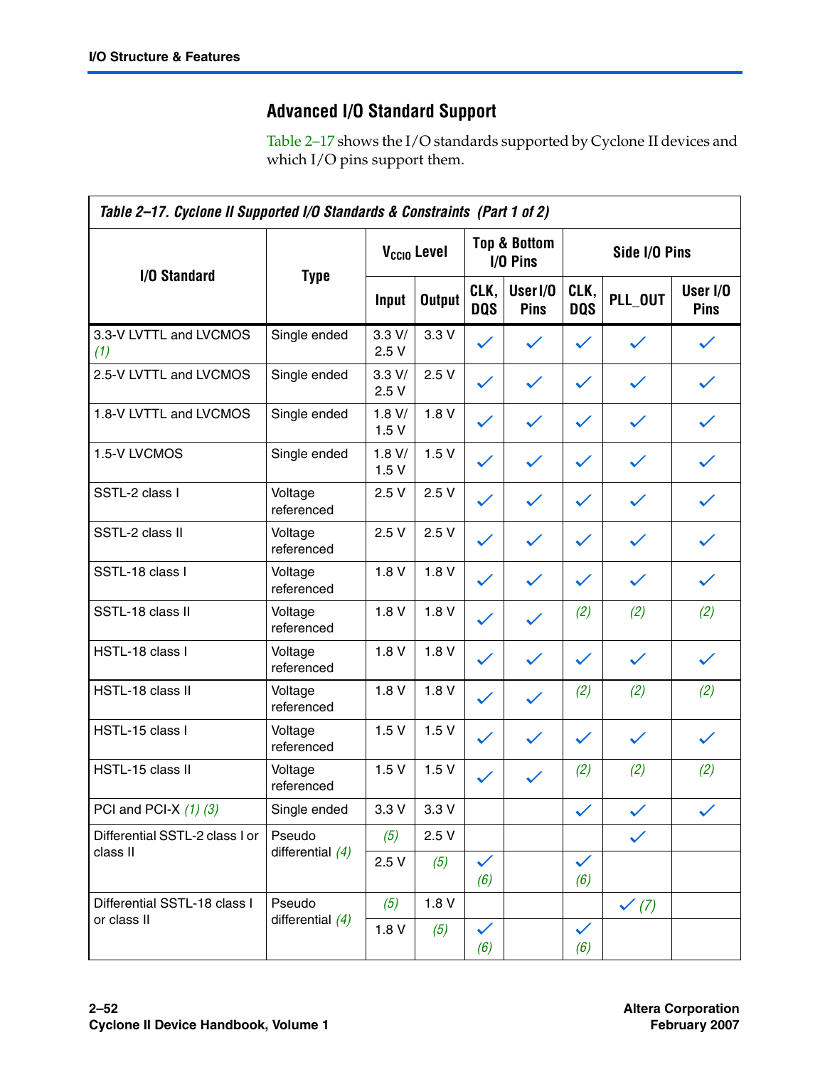## Advanced I/O Standard Support

Table 2–17 shows the I/O standards supported by Cyclone II devices and which I/O pins support them.

*Table 2–17. Cyclone II Supported I/O Standards & Constraints (Part 1 of 2)*

| I/O Standard | Type | $V_{CCIO}$ Level | | Top & Bottom I/O Pins | | Side I/O Pins | | |
|---|---|---|---|---|---|---|---|---|
| | | Input | Output | CLK, DQS | User I/O Pins | CLK, DQS | PLL_OUT | User I/O Pins |
| 3.3-V LVTTL and LVCMOS *(1)* | Single ended | 3.3 V/ 2.5 V | 3.3 V | ✓ | ✓ | ✓ | ✓ | ✓ |
| 2.5-V LVTTL and LVCMOS | Single ended | 3.3 V/ 2.5 V | 2.5 V | ✓ | ✓ | ✓ | ✓ | ✓ |
| 1.8-V LVTTL and LVCMOS | Single ended | 1.8 V/ 1.5 V | 1.8 V | ✓ | ✓ | ✓ | ✓ | ✓ |
| 1.5-V LVCMOS | Single ended | 1.8 V/ 1.5 V | 1.5 V | ✓ | ✓ | ✓ | ✓ | ✓ |
| SSTL-2 class I | Voltage referenced | 2.5 V | 2.5 V | ✓ | ✓ | ✓ | ✓ | ✓ |
| SSTL-2 class II | Voltage referenced | 2.5 V | 2.5 V | ✓ | ✓ | ✓ | ✓ | ✓ |
| SSTL-18 class I | Voltage referenced | 1.8 V | 1.8 V | ✓ | ✓ | ✓ | ✓ | ✓ |
| SSTL-18 class II | Voltage referenced | 1.8 V | 1.8 V | ✓ | ✓ | *(2)* | *(2)* | *(2)* |
| HSTL-18 class I | Voltage referenced | 1.8 V | 1.8 V | ✓ | ✓ | ✓ | ✓ | ✓ |
| HSTL-18 class II | Voltage referenced | 1.8 V | 1.8 V | ✓ | ✓ | *(2)* | *(2)* | *(2)* |
| HSTL-15 class I | Voltage referenced | 1.5 V | 1.5 V | ✓ | ✓ | ✓ | ✓ | ✓ |
| HSTL-15 class II | Voltage referenced | 1.5 V | 1.5 V | ✓ | ✓ | *(2)* | *(2)* | *(2)* |
| PCI and PCI-X *(1)* *(3)* | Single ended | 3.3 V | 3.3 V | | | ✓ | ✓ | ✓ |
| Differential SSTL-2 class I or class II | Pseudo differential *(4)* | *(5)* | 2.5 V | | | | ✓ | |
| | | 2.5 V | *(5)* | ✓ *(6)* | | ✓ *(6)* | | |
| Differential SSTL-18 class I or class II | Pseudo differential *(4)* | *(5)* | 1.8 V | | | | ✓ *(7)* | |
| | | 1.8 V | *(5)* | ✓ *(6)* | | ✓ *(6)* | | |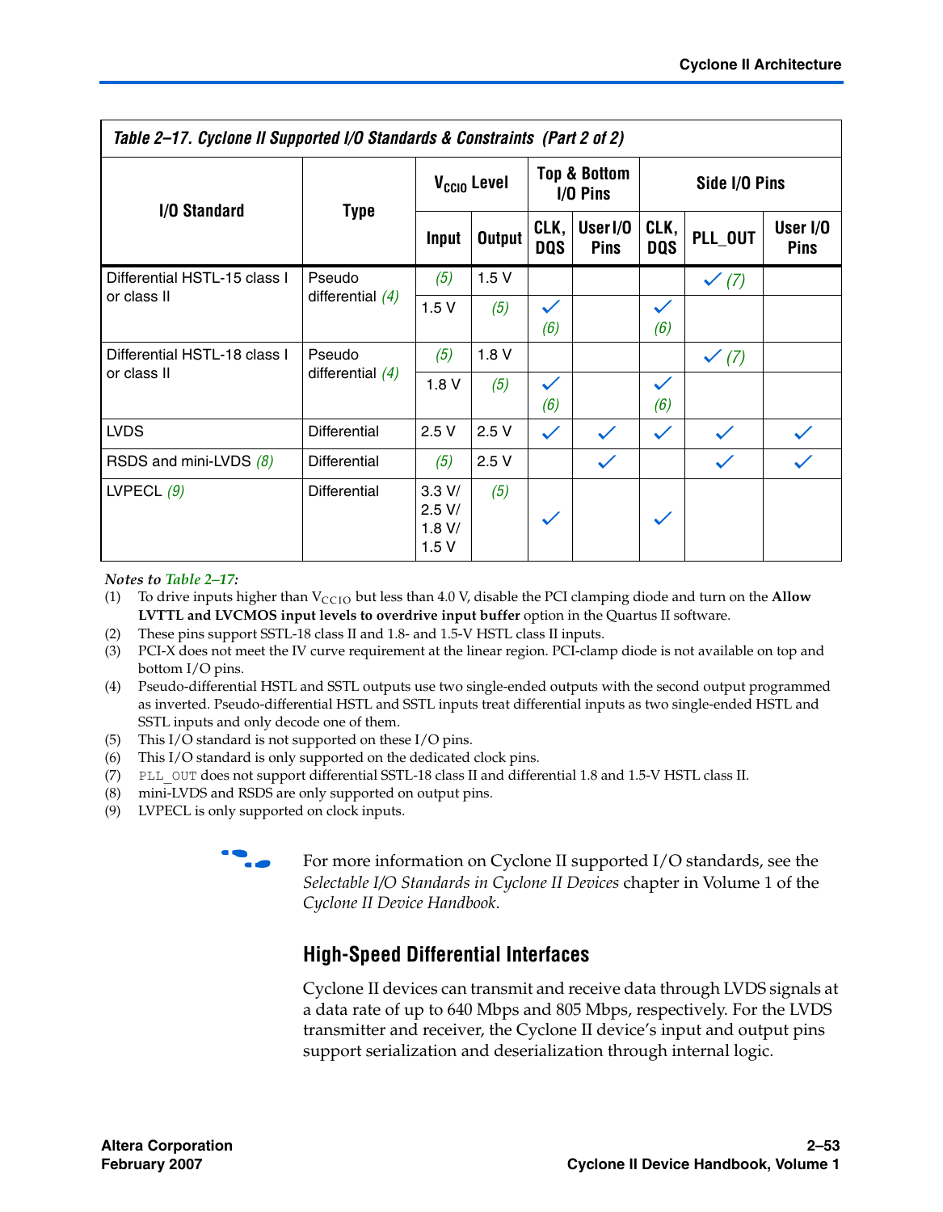| Table 2–17. Cyclone II Supported I/O Standards & Constraints (Part 2 of 2) | | | | | | | | |
|---|---|---|---|---|---|---|---|---|
| I/O Standard | Type | $V_{CCIO}$ Level | | Top & Bottom I/O Pins | | Side I/O Pins | | |
| | | Input | Output | CLK, DQS | User I/O Pins | CLK, DQS | PLL_OUT | User I/O Pins |
| Differential HSTL-15 class I or class II | Pseudo differential (4) | (5) | 1.5 V | | | | ✓ (7) | |
| | | 1.5 V | (5) | ✓ (6) | | ✓ (6) | | |
| Differential HSTL-18 class I or class II | Pseudo differential (4) | (5) | 1.8 V | | | | ✓ (7) | |
| | | 1.8 V | (5) | ✓ (6) | | ✓ (6) | | |
| LVDS | Differential | 2.5 V | 2.5 V | ✓ | ✓ | ✓ | ✓ | ✓ |
| RSDS and mini-LVDS (8) | Differential | (5) | 2.5 V | | ✓ | | ✓ | ✓ |
| LVPECL (9) | Differential | 3.3 V/ 2.5 V/ 1.8 V/ 1.5 V | (5) | ✓ | | ✓ | | |

*Notes to Table 2–17:*

(1) To drive inputs higher than $V_{CCIO}$ but less than 4.0 V, disable the PCI clamping diode and turn on the **Allow LVTTL and LVCMOS input levels to overdrive input buffer** option in the Quartus II software.
(2) These pins support SSTL-18 class II and 1.8- and 1.5-V HSTL class II inputs.
(3) PCI-X does not meet the IV curve requirement at the linear region. PCI-clamp diode is not available on top and bottom I/O pins.
(4) Pseudo-differential HSTL and SSTL outputs use two single-ended outputs with the second output programmed as inverted. Pseudo-differential HSTL and SSTL inputs treat differential inputs as two single-ended HSTL and SSTL inputs and only decode one of them.
(5) This I/O standard is not supported on these I/O pins.
(6) This I/O standard is only supported on the dedicated clock pins.
(7) `PLL_OUT` does not support differential SSTL-18 class II and differential 1.8 and 1.5-V HSTL class II.
(8) mini-LVDS and RSDS are only supported on output pins.
(9) LVPECL is only supported on clock inputs.

For more information on Cyclone II supported I/O standards, see the *Selectable I/O Standards in Cyclone II Devices* chapter in Volume 1 of the *Cyclone II Device Handbook*.

## High-Speed Differential Interfaces

Cyclone II devices can transmit and receive data through LVDS signals at a data rate of up to 640 Mbps and 805 Mbps, respectively. For the LVDS transmitter and receiver, the Cyclone II device's input and output pins support serialization and deserialization through internal logic.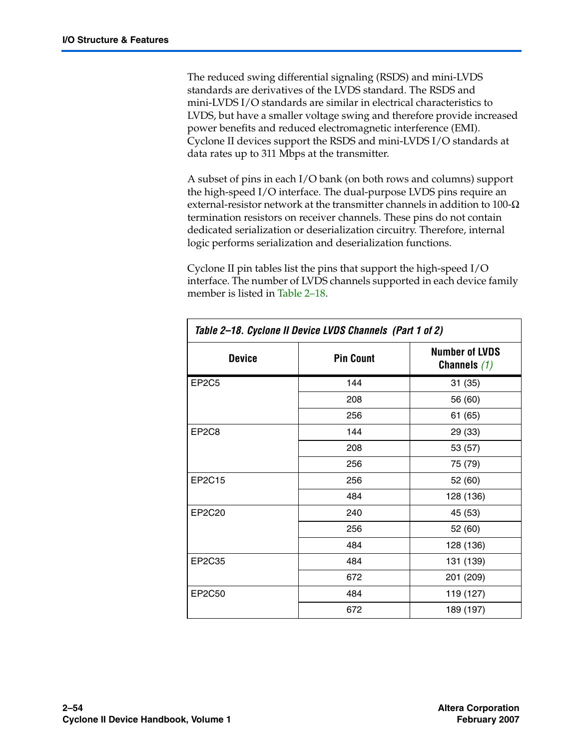The reduced swing differential signaling (RSDS) and mini-LVDS standards are derivatives of the LVDS standard. The RSDS and mini-LVDS I/O standards are similar in electrical characteristics to LVDS, but have a smaller voltage swing and therefore provide increased power benefits and reduced electromagnetic interference (EMI). Cyclone II devices support the RSDS and mini-LVDS I/O standards at data rates up to 311 Mbps at the transmitter.

A subset of pins in each I/O bank (on both rows and columns) support the high-speed I/O interface. The dual-purpose LVDS pins require an external-resistor network at the transmitter channels in addition to 100-Ω termination resistors on receiver channels. These pins do not contain dedicated serialization or deserialization circuitry. Therefore, internal logic performs serialization and deserialization functions.

Cyclone II pin tables list the pins that support the high-speed I/O interface. The number of LVDS channels supported in each device family member is listed in Table 2–18.

*Table 2–18. Cyclone II Device LVDS Channels (Part 1 of 2)*

| Device | Pin Count | Number of LVDS Channels *(1)* |
|---|---|---|
| EP2C5 | 144 | 31 (35) |
| | 208 | 56 (60) |
| | 256 | 61 (65) |
| EP2C8 | 144 | 29 (33) |
| | 208 | 53 (57) |
| | 256 | 75 (79) |
| EP2C15 | 256 | 52 (60) |
| | 484 | 128 (136) |
| EP2C20 | 240 | 45 (53) |
| | 256 | 52 (60) |
| | 484 | 128 (136) |
| EP2C35 | 484 | 131 (139) |
| | 672 | 201 (209) |
| EP2C50 | 484 | 119 (127) |
| | 672 | 189 (197) |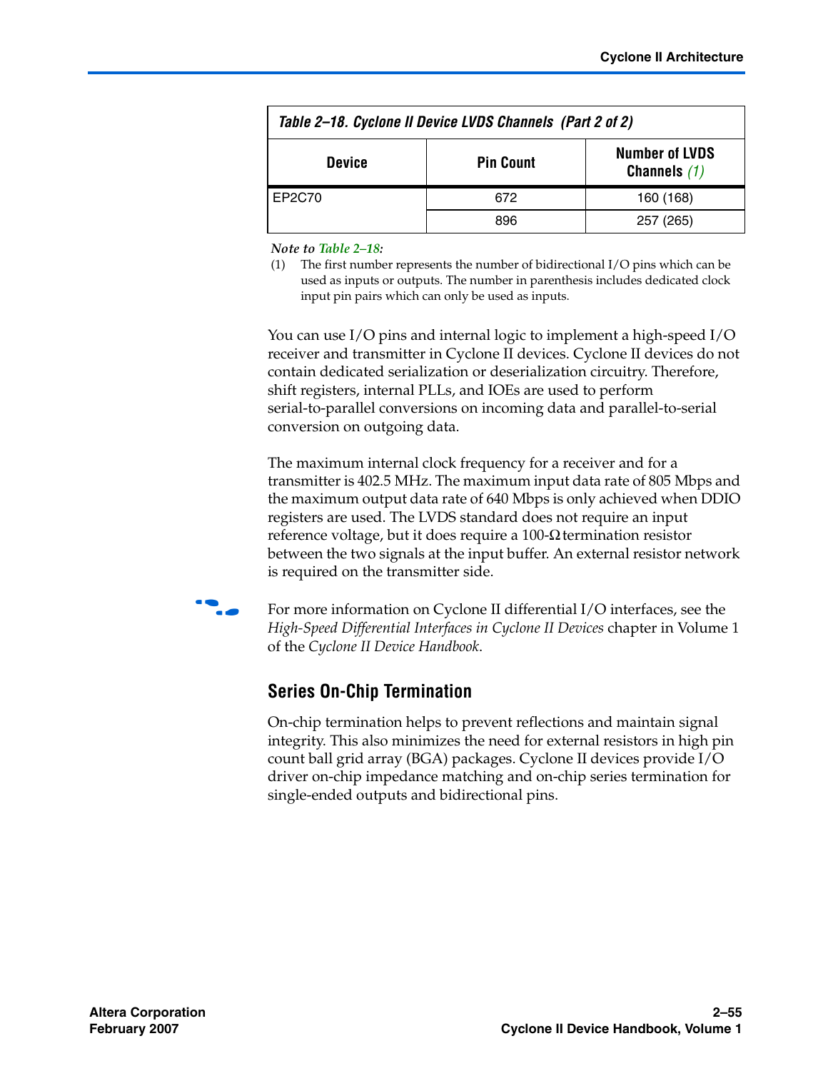**Table 2–18. Cyclone II Device LVDS Channels (Part 2 of 2)**

| Device | Pin Count | Number of LVDS Channels (1) |
|---|---|---|
| EP2C70 | 672 | 160 (168) |
| | 896 | 257 (265) |

*Note to Table 2–18:*

(1) The first number represents the number of bidirectional I/O pins which can be used as inputs or outputs. The number in parenthesis includes dedicated clock input pin pairs which can only be used as inputs.

You can use I/O pins and internal logic to implement a high-speed I/O receiver and transmitter in Cyclone II devices. Cyclone II devices do not contain dedicated serialization or deserialization circuitry. Therefore, shift registers, internal PLLs, and IOEs are used to perform serial-to-parallel conversions on incoming data and parallel-to-serial conversion on outgoing data.

The maximum internal clock frequency for a receiver and for a transmitter is 402.5 MHz. The maximum input data rate of 805 Mbps and the maximum output data rate of 640 Mbps is only achieved when DDIO registers are used. The LVDS standard does not require an input reference voltage, but it does require a 100-Ω termination resistor between the two signals at the input buffer. An external resistor network is required on the transmitter side.

For more information on Cyclone II differential I/O interfaces, see the *High-Speed Differential Interfaces in Cyclone II Devices* chapter in Volume 1 of the *Cyclone II Device Handbook*.

## Series On-Chip Termination

On-chip termination helps to prevent reflections and maintain signal integrity. This also minimizes the need for external resistors in high pin count ball grid array (BGA) packages. Cyclone II devices provide I/O driver on-chip impedance matching and on-chip series termination for single-ended outputs and bidirectional pins.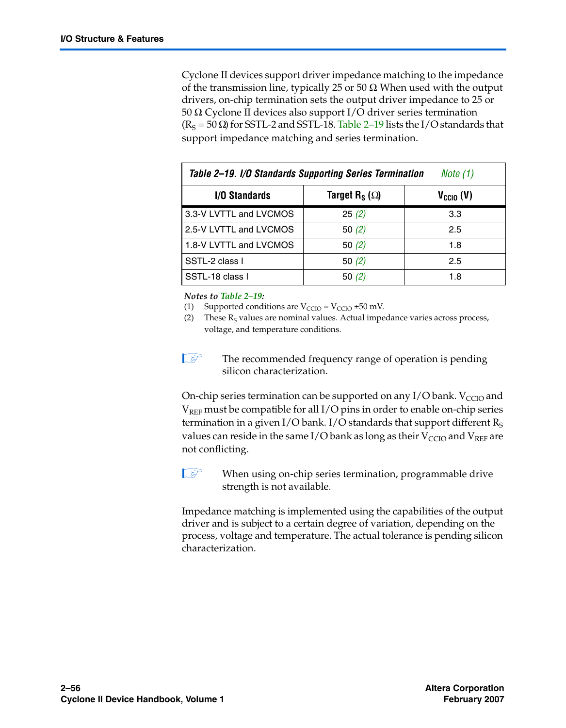Cyclone II devices support driver impedance matching to the impedance of the transmission line, typically 25 or 50 Ω When used with the output drivers, on-chip termination sets the output driver impedance to 25 or 50 Ω Cyclone II devices also support I/O driver series termination ($R_S$ = 50 Ω) for SSTL-2 and SSTL-18. Table 2–19 lists the I/O standards that support impedance matching and series termination.

*Table 2–19. I/O Standards Supporting Series Termination* *Note (1)*

| I/O Standards | Target $R_S$ (Ω) | $V_{CCIO}$ (V) |
|---|---|---|
| 3.3-V LVTTL and LVCMOS | 25 *(2)* | 3.3 |
| 2.5-V LVTTL and LVCMOS | 50 *(2)* | 2.5 |
| 1.8-V LVTTL and LVCMOS | 50 *(2)* | 1.8 |
| SSTL-2 class I | 50 *(2)* | 2.5 |
| SSTL-18 class I | 50 *(2)* | 1.8 |

*Notes to Table 2–19:*

(1) Supported conditions are $V_{CCIO}$ = $V_{CCIO}$ ±50 mV.

(2) These $R_S$ values are nominal values. Actual impedance varies across process, voltage, and temperature conditions.

The recommended frequency range of operation is pending silicon characterization.

On-chip series termination can be supported on any I/O bank. $V_{CCIO}$ and $V_{REF}$ must be compatible for all I/O pins in order to enable on-chip series termination in a given I/O bank. I/O standards that support different $R_S$ values can reside in the same I/O bank as long as their $V_{CCIO}$ and $V_{REF}$ are not conflicting.

When using on-chip series termination, programmable drive strength is not available.

Impedance matching is implemented using the capabilities of the output driver and is subject to a certain degree of variation, depending on the process, voltage and temperature. The actual tolerance is pending silicon characterization.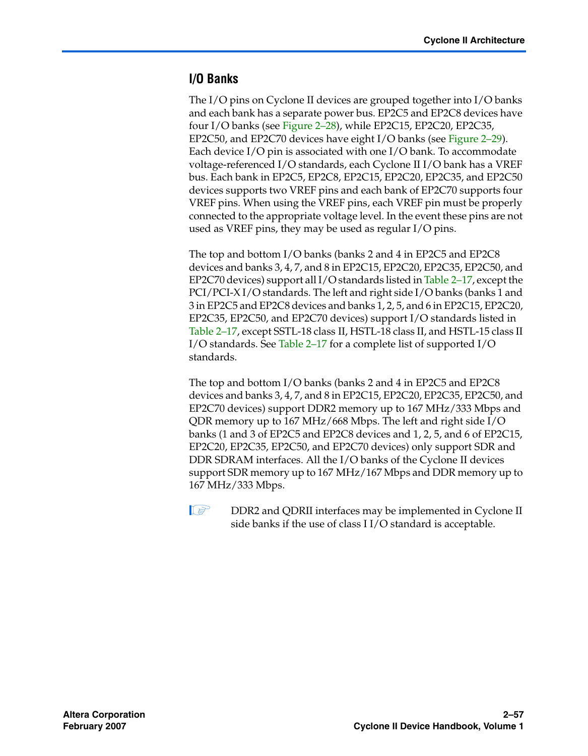## I/O Banks

The I/O pins on Cyclone II devices are grouped together into I/O banks and each bank has a separate power bus. EP2C5 and EP2C8 devices have four I/O banks (see Figure 2–28), while EP2C15, EP2C20, EP2C35, EP2C50, and EP2C70 devices have eight I/O banks (see Figure 2–29). Each device I/O pin is associated with one I/O bank. To accommodate voltage-referenced I/O standards, each Cyclone II I/O bank has a VREF bus. Each bank in EP2C5, EP2C8, EP2C15, EP2C20, EP2C35, and EP2C50 devices supports two VREF pins and each bank of EP2C70 supports four VREF pins. When using the VREF pins, each VREF pin must be properly connected to the appropriate voltage level. In the event these pins are not used as VREF pins, they may be used as regular I/O pins.

The top and bottom I/O banks (banks 2 and 4 in EP2C5 and EP2C8 devices and banks 3, 4, 7, and 8 in EP2C15, EP2C20, EP2C35, EP2C50, and EP2C70 devices) support all I/O standards listed in Table 2–17, except the PCI/PCI-X I/O standards. The left and right side I/O banks (banks 1 and 3 in EP2C5 and EP2C8 devices and banks 1, 2, 5, and 6 in EP2C15, EP2C20, EP2C35, EP2C50, and EP2C70 devices) support I/O standards listed in Table 2–17, except SSTL-18 class II, HSTL-18 class II, and HSTL-15 class II I/O standards. See Table 2–17 for a complete list of supported I/O standards.

The top and bottom I/O banks (banks 2 and 4 in EP2C5 and EP2C8 devices and banks 3, 4, 7, and 8 in EP2C15, EP2C20, EP2C35, EP2C50, and EP2C70 devices) support DDR2 memory up to 167 MHz/333 Mbps and QDR memory up to 167 MHz/668 Mbps. The left and right side I/O banks (1 and 3 of EP2C5 and EP2C8 devices and 1, 2, 5, and 6 of EP2C15, EP2C20, EP2C35, EP2C50, and EP2C70 devices) only support SDR and DDR SDRAM interfaces. All the I/O banks of the Cyclone II devices support SDR memory up to 167 MHz/167 Mbps and DDR memory up to 167 MHz/333 Mbps.

DDR2 and QDRII interfaces may be implemented in Cyclone II side banks if the use of class I I/O standard is acceptable.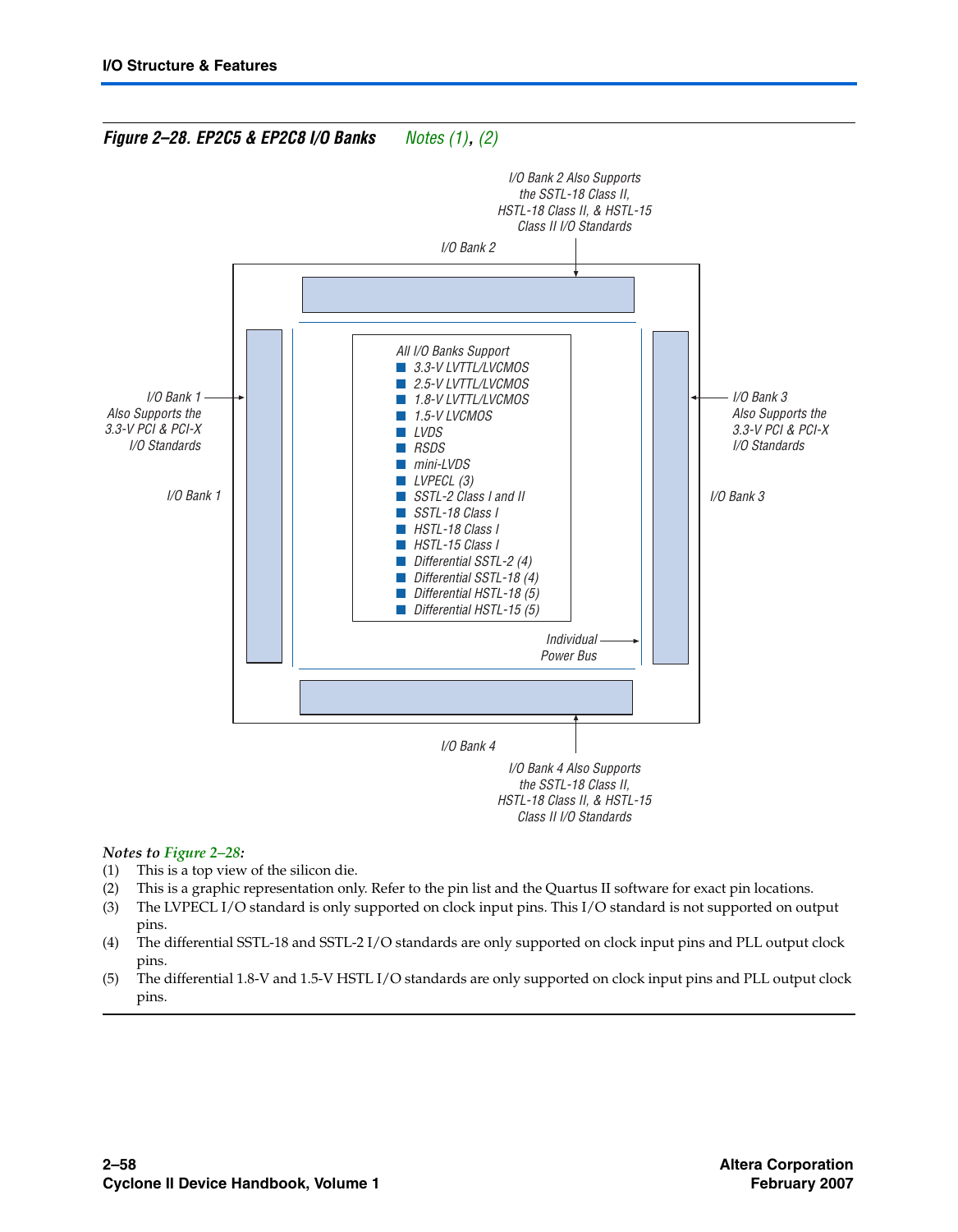*Figure 2–28. EP2C5 & EP2C8 I/O Banks* Notes (1), (2)

I/O Bank 2 Also Supports the SSTL-18 Class II, HSTL-18 Class II, & HSTL-15 Class II I/O Standards

I/O Bank 2

I/O Bank 1 Also Supports the 3.3-V PCI & PCI-X I/O Standards

I/O Bank 1

All I/O Banks Support

- 3.3-V LVTTL/LVCMOS
- 2.5-V LVTTL/LVCMOS
- 1.8-V LVTTL/LVCMOS
- 1.5-V LVCMOS
- LVDS
- RSDS
- mini-LVDS
- LVPECL (3)
- SSTL-2 Class I and II
- SSTL-18 Class I
- HSTL-18 Class I
- HSTL-15 Class I
- Differential SSTL-2 (4)
- Differential SSTL-18 (4)
- Differential HSTL-18 (5)
- Differential HSTL-15 (5)

I/O Bank 3 Also Supports the 3.3-V PCI & PCI-X I/O Standards

I/O Bank 3

Individual Power Bus

I/O Bank 4

I/O Bank 4 Also Supports the SSTL-18 Class II, HSTL-18 Class II, & HSTL-15 Class II I/O Standards

*Notes to Figure 2–28:*

(1) This is a top view of the silicon die.

(2) This is a graphic representation only. Refer to the pin list and the Quartus II software for exact pin locations.

(3) The LVPECL I/O standard is only supported on clock input pins. This I/O standard is not supported on output pins.

(4) The differential SSTL-18 and SSTL-2 I/O standards are only supported on clock input pins and PLL output clock pins.

(5) The differential 1.8-V and 1.5-V HSTL I/O standards are only supported on clock input pins and PLL output clock pins.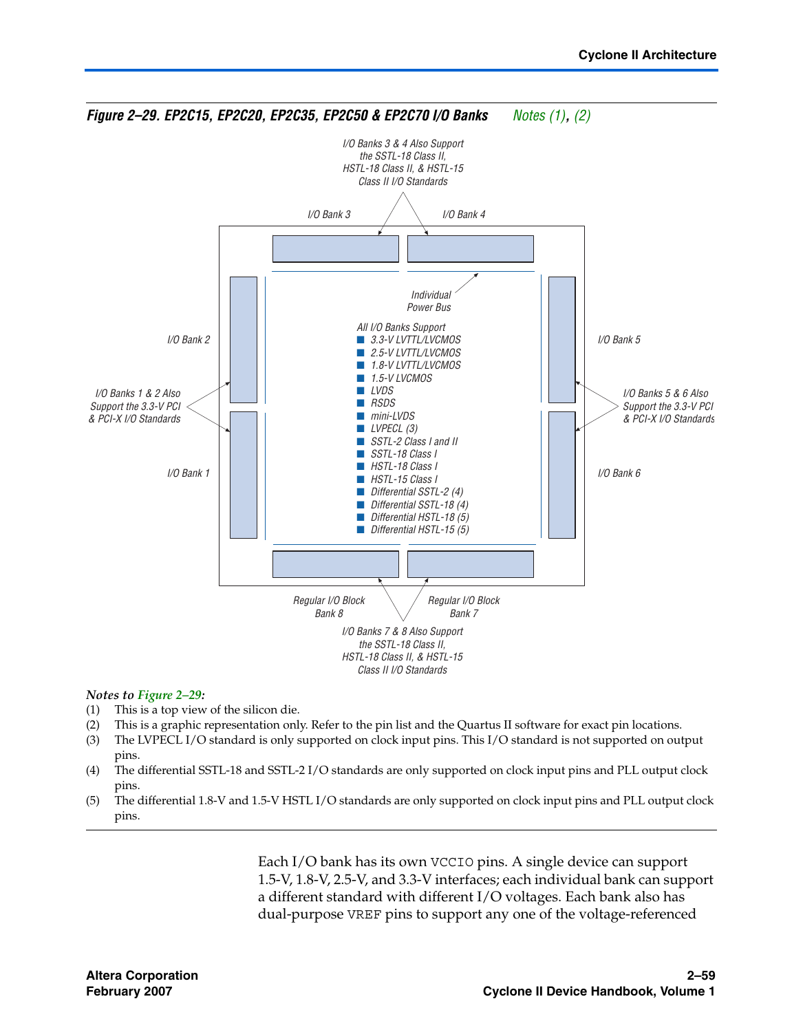*Figure 2–29. EP2C15, EP2C20, EP2C35, EP2C50 & EP2C70 I/O Banks* *Notes (1), (2)*

I/O Banks 3 & 4 Also Support the SSTL-18 Class II, HSTL-18 Class II, & HSTL-15 Class II I/O Standards

I/O Bank 3

I/O Bank 4

Individual Power Bus

I/O Bank 2

I/O Bank 5

All I/O Banks Support

- 3.3-V LVTTL/LVCMOS
- 2.5-V LVTTL/LVCMOS
- 1.8-V LVTTL/LVCMOS
- 1.5-V LVCMOS
- LVDS
- RSDS
- mini-LVDS
- LVPECL (3)
- SSTL-2 Class I and II
- SSTL-18 Class I
- HSTL-18 Class I
- HSTL-15 Class I
- Differential SSTL-2 (4)
- Differential SSTL-18 (4)
- Differential HSTL-18 (5)
- Differential HSTL-15 (5)

I/O Banks 1 & 2 Also Support the 3.3-V PCI & PCI-X I/O Standards

I/O Banks 5 & 6 Also Support the 3.3-V PCI & PCI-X I/O Standards

I/O Bank 1

I/O Bank 6

Regular I/O Block Bank 8

Regular I/O Block Bank 7

I/O Banks 7 & 8 Also Support the SSTL-18 Class II, HSTL-18 Class II, & HSTL-15 Class II I/O Standards

*Notes to Figure 2–29:*

(1) This is a top view of the silicon die.

(2) This is a graphic representation only. Refer to the pin list and the Quartus II software for exact pin locations.

(3) The LVPECL I/O standard is only supported on clock input pins. This I/O standard is not supported on output pins.

(4) The differential SSTL-18 and SSTL-2 I/O standards are only supported on clock input pins and PLL output clock pins.

(5) The differential 1.8-V and 1.5-V HSTL I/O standards are only supported on clock input pins and PLL output clock pins.

Each I/O bank has its own VCCIO pins. A single device can support 1.5-V, 1.8-V, 2.5-V, and 3.3-V interfaces; each individual bank can support a different standard with different I/O voltages. Each bank also has dual-purpose VREF pins to support any one of the voltage-referenced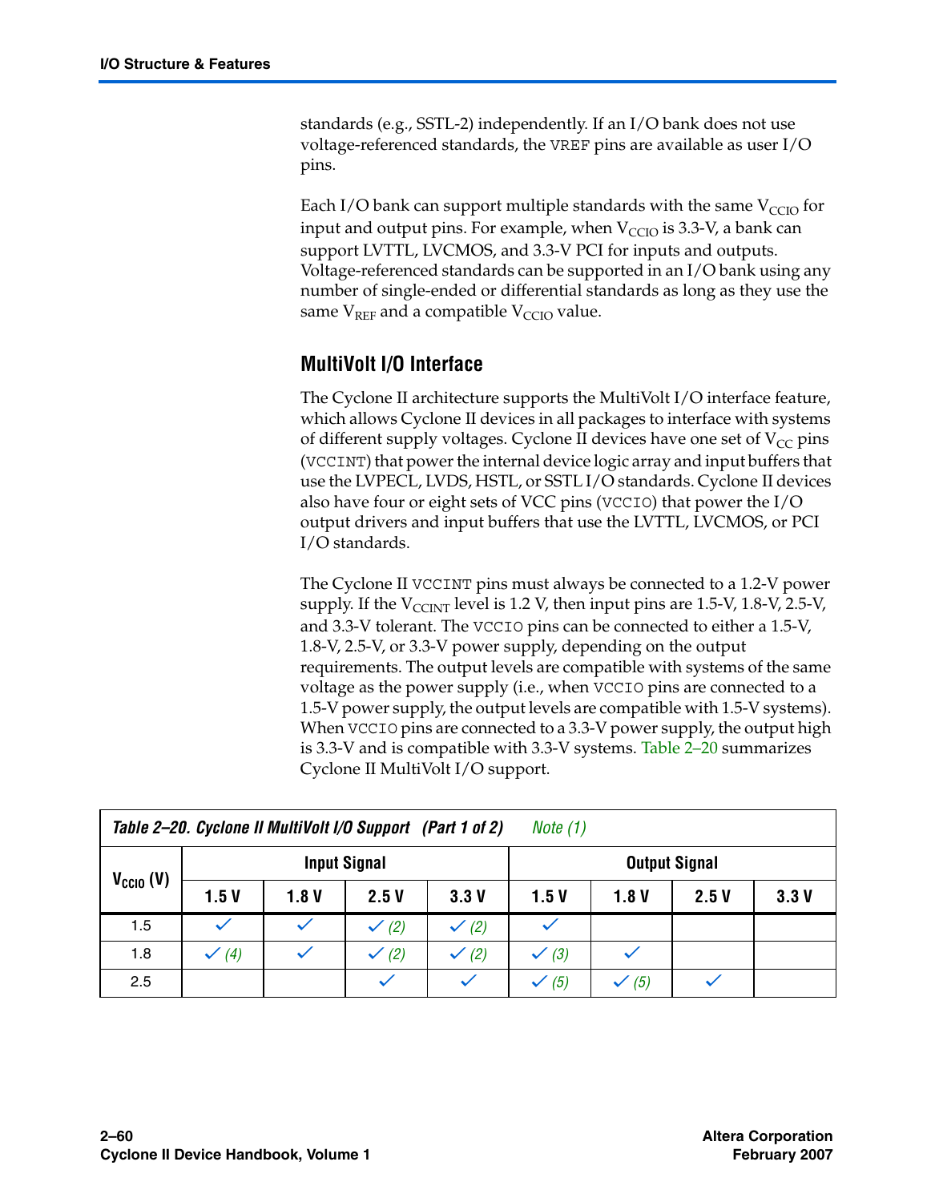standards (e.g., SSTL-2) independently. If an I/O bank does not use voltage-referenced standards, the VREF pins are available as user I/O pins.

Each I/O bank can support multiple standards with the same $V_{CCIO}$ for input and output pins. For example, when $V_{CCIO}$ is 3.3-V, a bank can support LVTTL, LVCMOS, and 3.3-V PCI for inputs and outputs. Voltage-referenced standards can be supported in an I/O bank using any number of single-ended or differential standards as long as they use the same $V_{REF}$ and a compatible $V_{CCIO}$ value.

### MultiVolt I/O Interface

The Cyclone II architecture supports the MultiVolt I/O interface feature, which allows Cyclone II devices in all packages to interface with systems of different supply voltages. Cyclone II devices have one set of $V_{CC}$ pins (VCCINT) that power the internal device logic array and input buffers that use the LVPECL, LVDS, HSTL, or SSTL I/O standards. Cyclone II devices also have four or eight sets of VCC pins (VCCIO) that power the I/O output drivers and input buffers that use the LVTTL, LVCMOS, or PCI I/O standards.

The Cyclone II VCCINT pins must always be connected to a 1.2-V power supply. If the $V_{CCINT}$ level is 1.2 V, then input pins are 1.5-V, 1.8-V, 2.5-V, and 3.3-V tolerant. The VCCIO pins can be connected to either a 1.5-V, 1.8-V, 2.5-V, or 3.3-V power supply, depending on the output requirements. The output levels are compatible with systems of the same voltage as the power supply (i.e., when VCCIO pins are connected to a 1.5-V power supply, the output levels are compatible with 1.5-V systems). When VCCIO pins are connected to a 3.3-V power supply, the output high is 3.3-V and is compatible with 3.3-V systems. Table 2–20 summarizes Cyclone II MultiVolt I/O support.

**Table 2–20. Cyclone II MultiVolt I/O Support (Part 1 of 2)** *Note (1)*

| $V_{CCIO}$ (V) | Input Signal | | | | Output Signal | | | |
|---|---|---|---|---|---|---|---|---|
| | 1.5 V | 1.8 V | 2.5 V | 3.3 V | 1.5 V | 1.8 V | 2.5 V | 3.3 V |
| 1.5 | ✓ | ✓ | ✓ (2) | ✓ (2) | ✓ | | | |
| 1.8 | ✓ (4) | ✓ | ✓ (2) | ✓ (2) | ✓ (3) | ✓ | | |
| 2.5 | | | ✓ | ✓ | ✓ (5) | ✓ (5) | ✓ | |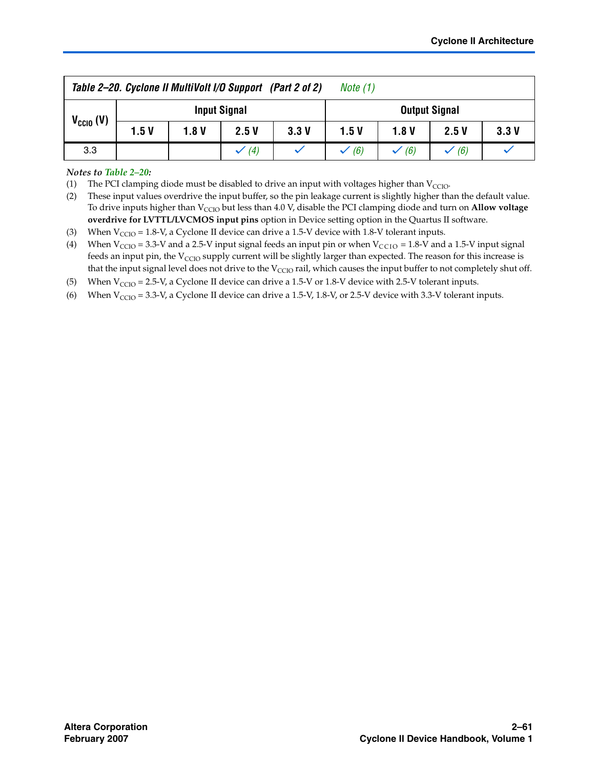**Table 2–20. Cyclone II MultiVolt I/O Support (Part 2 of 2)** *Note (1)*

| $V_{CCIO}$ (V) | Input Signal | | | | Output Signal | | | |
|---|---|---|---|---|---|---|---|---|
| | 1.5 V | 1.8 V | 2.5 V | 3.3 V | 1.5 V | 1.8 V | 2.5 V | 3.3 V |
| 3.3 | | | ✓ *(4)* | ✓ | ✓ *(6)* | ✓ *(6)* | ✓ *(6)* | ✓ |

*Notes to Table 2–20:*

(1) The PCI clamping diode must be disabled to drive an input with voltages higher than $V_{CCIO}$.

(2) These input values overdrive the input buffer, so the pin leakage current is slightly higher than the default value. To drive inputs higher than $V_{CCIO}$ but less than 4.0 V, disable the PCI clamping diode and turn on **Allow voltage overdrive for LVTTL/LVCMOS input pins** option in Device setting option in the Quartus II software.

(3) When $V_{CCIO}$ = 1.8-V, a Cyclone II device can drive a 1.5-V device with 1.8-V tolerant inputs.

(4) When $V_{CCIO}$ = 3.3-V and a 2.5-V input signal feeds an input pin or when $V_{CCIO}$ = 1.8-V and a 1.5-V input signal feeds an input pin, the $V_{CCIO}$ supply current will be slightly larger than expected. The reason for this increase is that the input signal level does not drive to the $V_{CCIO}$ rail, which causes the input buffer to not completely shut off.

(5) When $V_{CCIO}$ = 2.5-V, a Cyclone II device can drive a 1.5-V or 1.8-V device with 2.5-V tolerant inputs.

(6) When $V_{CCIO}$ = 3.3-V, a Cyclone II device can drive a 1.5-V, 1.8-V, or 2.5-V device with 3.3-V tolerant inputs.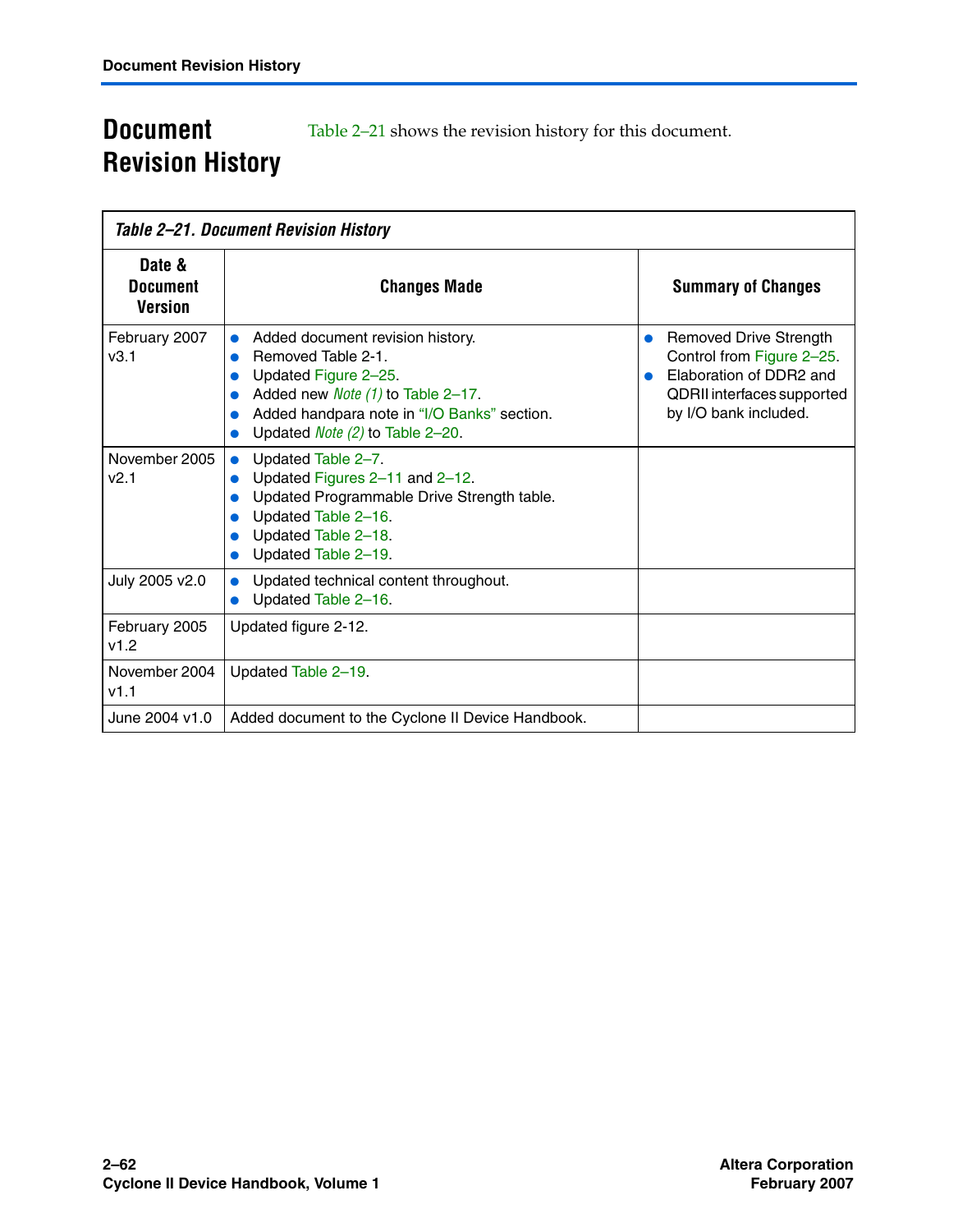# Document Revision History

Table 2–21 shows the revision history for this document.

*Table 2–21. Document Revision History*

| Date & Document Version | Changes Made | Summary of Changes |
|---|---|---|
| February 2007 v3.1 | • Added document revision history.<br>• Removed Table 2-1.<br>• Updated Figure 2–25.<br>• Added new *Note (1)* to Table 2–17.<br>• Added handpara note in "I/O Banks" section.<br>• Updated *Note (2)* to Table 2–20. | • Removed Drive Strength Control from Figure 2–25.<br>• Elaboration of DDR2 and QDRII interfaces supported by I/O bank included. |
| November 2005 v2.1 | • Updated Table 2–7.<br>• Updated Figures 2–11 and 2–12.<br>• Updated Programmable Drive Strength table.<br>• Updated Table 2–16.<br>• Updated Table 2–18.<br>• Updated Table 2–19. | |
| July 2005 v2.0 | • Updated technical content throughout.<br>• Updated Table 2–16. | |
| February 2005 v1.2 | Updated figure 2-12. | |
| November 2004 v1.1 | Updated Table 2–19. | |
| June 2004 v1.0 | Added document to the Cyclone II Device Handbook. | |